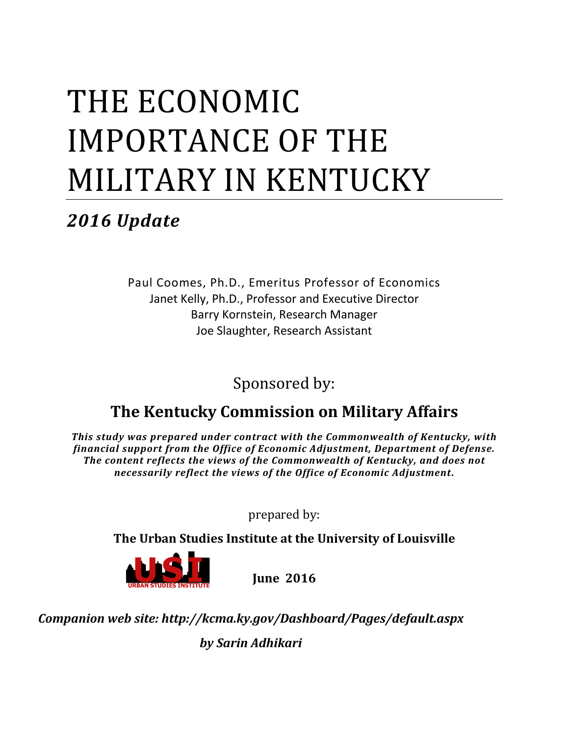# THE ECONOMIC IMPORTANCE OF THE MILITARY IN KENTUCKY

## *2016 Update*

Paul Coomes, Ph.D., Emeritus Professor of Economics
Janet Kelly, Ph.D., Professor and Executive Director
Barry Kornstein, Research Manager
Joe Slaughter, Research Assistant

Sponsored by:

**The Kentucky Commission on Military Affairs**

***This study was prepared under contract with the Commonwealth of Kentucky, with financial support from the Office of Economic Adjustment, Department of Defense. The content reflects the views of the Commonwealth of Kentucky, and does not necessarily reflect the views of the Office of Economic Adjustment.***

prepared by:

**The Urban Studies Institute at the University of Louisville**

URBAN STUDIES INSTITUTE

**June 2016**

***Companion web site: http://kcma.ky.gov/Dashboard/Pages/default.aspx***

***by Sarin Adhikari***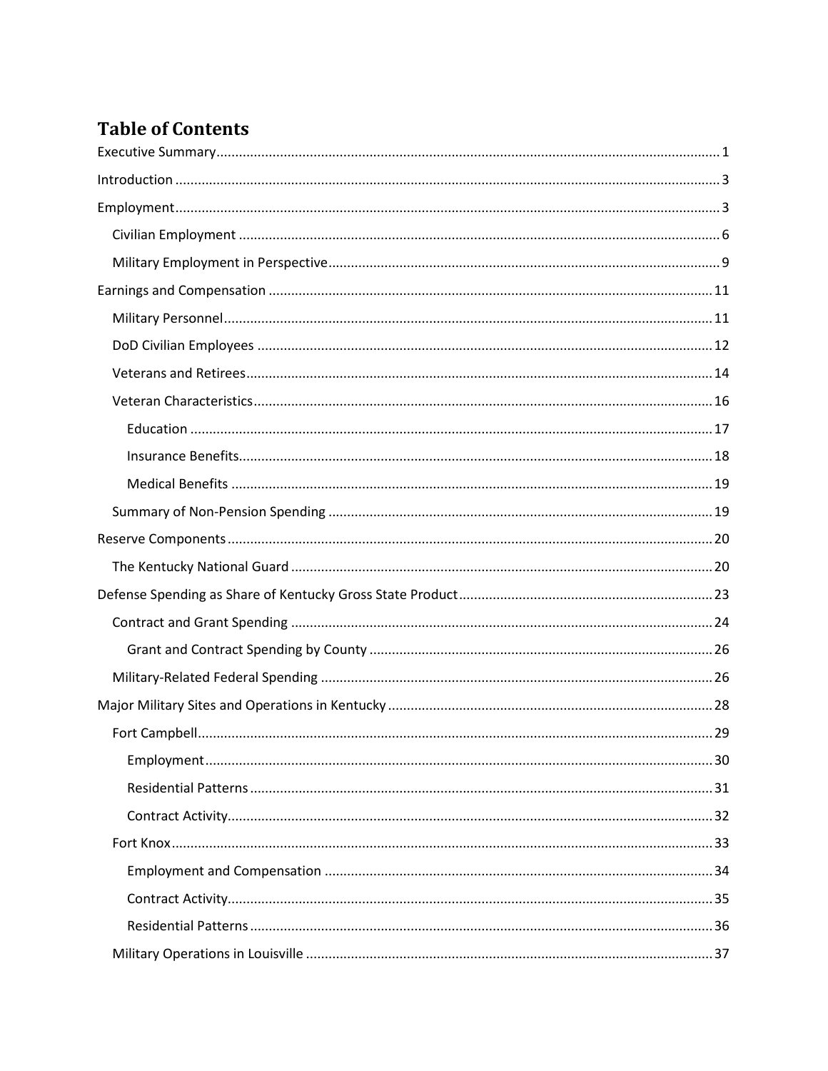# Table of Contents

- Executive Summary ..... 1
- Introduction ..... 3
- Employment ..... 3
  - Civilian Employment ..... 6
  - Military Employment in Perspective ..... 9
- Earnings and Compensation ..... 11
  - Military Personnel ..... 11
  - DoD Civilian Employees ..... 12
  - Veterans and Retirees ..... 14
  - Veteran Characteristics ..... 16
    - Education ..... 17
    - Insurance Benefits ..... 18
    - Medical Benefits ..... 19
  - Summary of Non-Pension Spending ..... 19
- Reserve Components ..... 20
  - The Kentucky National Guard ..... 20
- Defense Spending as Share of Kentucky Gross State Product ..... 23
  - Contract and Grant Spending ..... 24
    - Grant and Contract Spending by County ..... 26
  - Military-Related Federal Spending ..... 26
- Major Military Sites and Operations in Kentucky ..... 28
  - Fort Campbell ..... 29
    - Employment ..... 30
    - Residential Patterns ..... 31
    - Contract Activity ..... 32
  - Fort Knox ..... 33
    - Employment and Compensation ..... 34
    - Contract Activity ..... 35
    - Residential Patterns ..... 36
  - Military Operations in Louisville ..... 37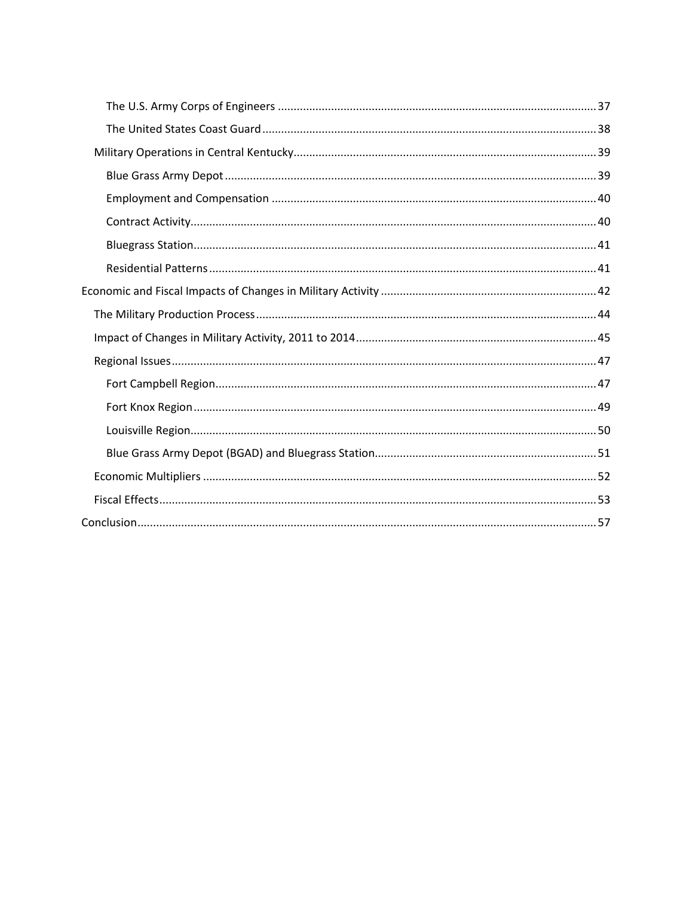- The U.S. Army Corps of Engineers ..... 37
- The United States Coast Guard ..... 38
- Military Operations in Central Kentucky ..... 39
  - Blue Grass Army Depot ..... 39
  - Employment and Compensation ..... 40
  - Contract Activity ..... 40
  - Bluegrass Station ..... 41
  - Residential Patterns ..... 41

Economic and Fiscal Impacts of Changes in Military Activity ..... 42

- The Military Production Process ..... 44
- Impact of Changes in Military Activity, 2011 to 2014 ..... 45
- Regional Issues ..... 47
  - Fort Campbell Region ..... 47
  - Fort Knox Region ..... 49
  - Louisville Region ..... 50
  - Blue Grass Army Depot (BGAD) and Bluegrass Station ..... 51
- Economic Multipliers ..... 52
- Fiscal Effects ..... 53

Conclusion ..... 57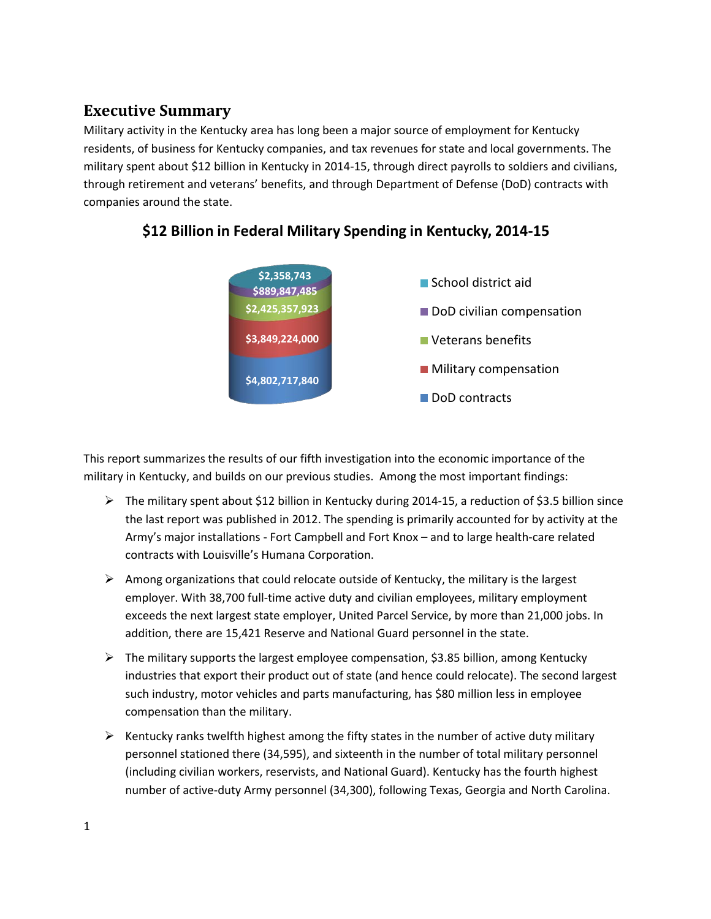## Executive Summary

Military activity in the Kentucky area has long been a major source of employment for Kentucky residents, of business for Kentucky companies, and tax revenues for state and local governments. The military spent about $12 billion in Kentucky in 2014-15, through direct payrolls to soldiers and civilians, through retirement and veterans' benefits, and through Department of Defense (DoD) contracts with companies around the state.

**$12 Billion in Federal Military Spending in Kentucky, 2014-15**

| Category | Amount |
|---|---|
| School district aid | $2,358,743 |
| DoD civilian compensation | $889,847,485 |
| Veterans benefits | $2,425,357,923 |
| Military compensation | $3,849,224,000 |
| DoD contracts | $4,802,717,840 |

This report summarizes the results of our fifth investigation into the economic importance of the military in Kentucky, and builds on our previous studies. Among the most important findings:

- The military spent about $12 billion in Kentucky during 2014-15, a reduction of $3.5 billion since the last report was published in 2012. The spending is primarily accounted for by activity at the Army's major installations - Fort Campbell and Fort Knox – and to large health-care related contracts with Louisville's Humana Corporation.
- Among organizations that could relocate outside of Kentucky, the military is the largest employer. With 38,700 full-time active duty and civilian employees, military employment exceeds the next largest state employer, United Parcel Service, by more than 21,000 jobs. In addition, there are 15,421 Reserve and National Guard personnel in the state.
- The military supports the largest employee compensation, $3.85 billion, among Kentucky industries that export their product out of state (and hence could relocate). The second largest such industry, motor vehicles and parts manufacturing, has $80 million less in employee compensation than the military.
- Kentucky ranks twelfth highest among the fifty states in the number of active duty military personnel stationed there (34,595), and sixteenth in the number of total military personnel (including civilian workers, reservists, and National Guard). Kentucky has the fourth highest number of active-duty Army personnel (34,300), following Texas, Georgia and North Carolina.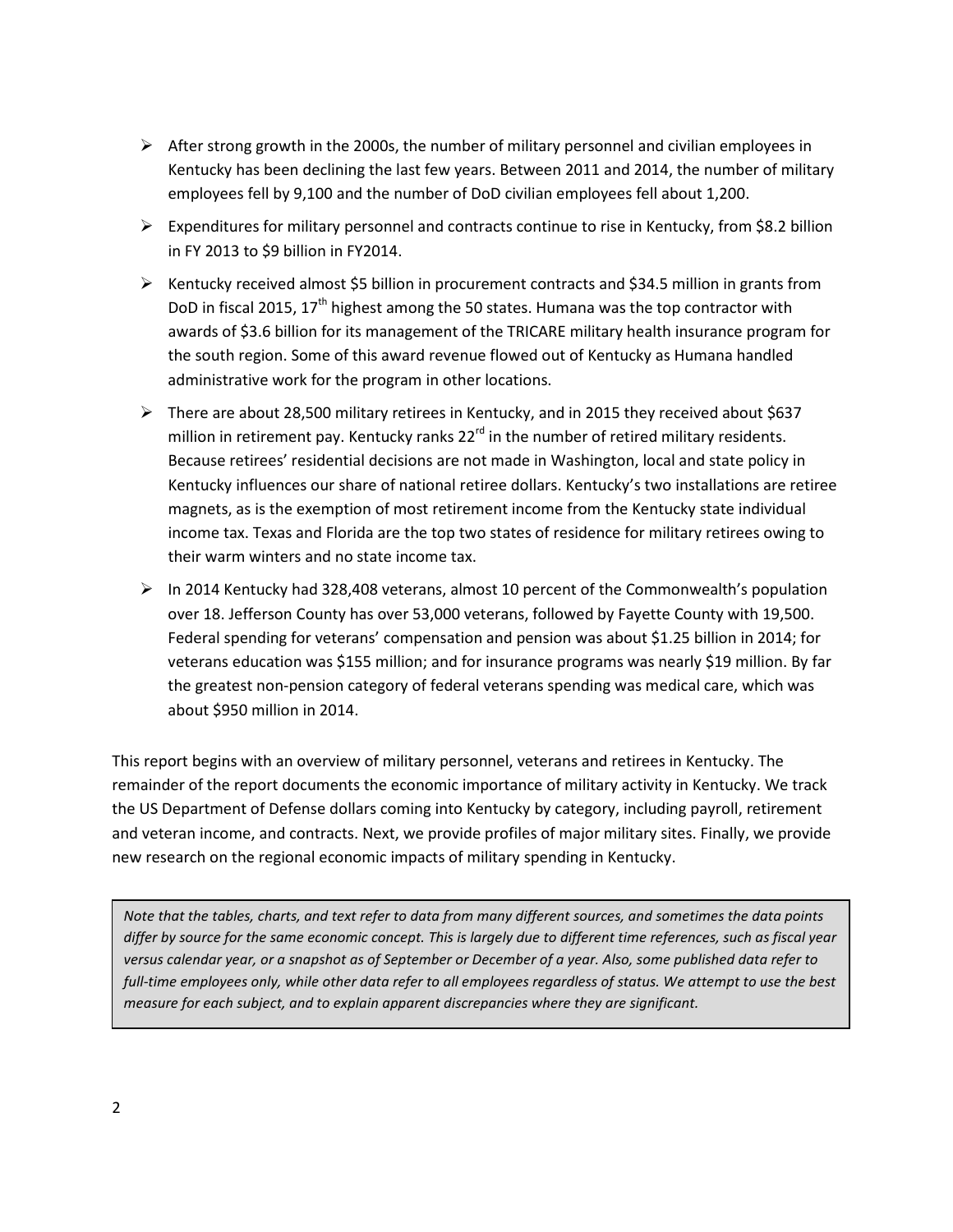- After strong growth in the 2000s, the number of military personnel and civilian employees in Kentucky has been declining the last few years. Between 2011 and 2014, the number of military employees fell by 9,100 and the number of DoD civilian employees fell about 1,200.
- Expenditures for military personnel and contracts continue to rise in Kentucky, from $8.2 billion in FY 2013 to $9 billion in FY2014.
- Kentucky received almost $5 billion in procurement contracts and $34.5 million in grants from DoD in fiscal 2015, 17th highest among the 50 states. Humana was the top contractor with awards of $3.6 billion for its management of the TRICARE military health insurance program for the south region. Some of this award revenue flowed out of Kentucky as Humana handled administrative work for the program in other locations.
- There are about 28,500 military retirees in Kentucky, and in 2015 they received about $637 million in retirement pay. Kentucky ranks 22rd in the number of retired military residents. Because retirees' residential decisions are not made in Washington, local and state policy in Kentucky influences our share of national retiree dollars. Kentucky's two installations are retiree magnets, as is the exemption of most retirement income from the Kentucky state individual income tax. Texas and Florida are the top two states of residence for military retirees owing to their warm winters and no state income tax.
- In 2014 Kentucky had 328,408 veterans, almost 10 percent of the Commonwealth's population over 18. Jefferson County has over 53,000 veterans, followed by Fayette County with 19,500. Federal spending for veterans' compensation and pension was about $1.25 billion in 2014; for veterans education was $155 million; and for insurance programs was nearly $19 million. By far the greatest non-pension category of federal veterans spending was medical care, which was about $950 million in 2014.

This report begins with an overview of military personnel, veterans and retirees in Kentucky. The remainder of the report documents the economic importance of military activity in Kentucky. We track the US Department of Defense dollars coming into Kentucky by category, including payroll, retirement and veteran income, and contracts. Next, we provide profiles of major military sites. Finally, we provide new research on the regional economic impacts of military spending in Kentucky.

*Note that the tables, charts, and text refer to data from many different sources, and sometimes the data points differ by source for the same economic concept. This is largely due to different time references, such as fiscal year versus calendar year, or a snapshot as of September or December of a year. Also, some published data refer to full-time employees only, while other data refer to all employees regardless of status. We attempt to use the best measure for each subject, and to explain apparent discrepancies where they are significant.*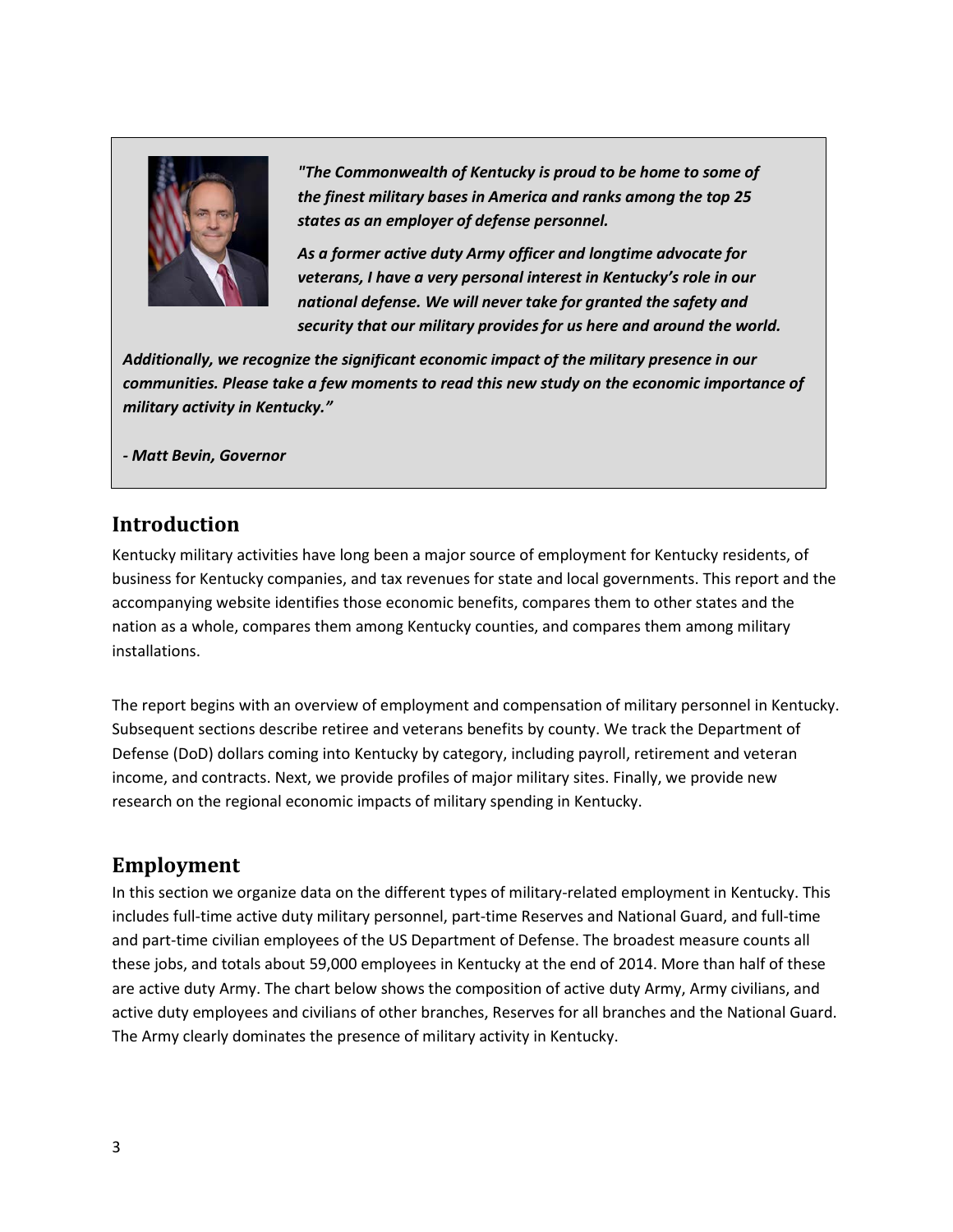***"The Commonwealth of Kentucky is proud to be home to some of the finest military bases in America and ranks among the top 25 states as an employer of defense personnel.***

***As a former active duty Army officer and longtime advocate for veterans, I have a very personal interest in Kentucky's role in our national defense. We will never take for granted the safety and security that our military provides for us here and around the world.***

***Additionally, we recognize the significant economic impact of the military presence in our communities. Please take a few moments to read this new study on the economic importance of military activity in Kentucky."***

***- Matt Bevin, Governor***

## Introduction

Kentucky military activities have long been a major source of employment for Kentucky residents, of business for Kentucky companies, and tax revenues for state and local governments. This report and the accompanying website identifies those economic benefits, compares them to other states and the nation as a whole, compares them among Kentucky counties, and compares them among military installations.

The report begins with an overview of employment and compensation of military personnel in Kentucky. Subsequent sections describe retiree and veterans benefits by county. We track the Department of Defense (DoD) dollars coming into Kentucky by category, including payroll, retirement and veteran income, and contracts. Next, we provide profiles of major military sites. Finally, we provide new research on the regional economic impacts of military spending in Kentucky.

## Employment

In this section we organize data on the different types of military-related employment in Kentucky. This includes full-time active duty military personnel, part-time Reserves and National Guard, and full-time and part-time civilian employees of the US Department of Defense. The broadest measure counts all these jobs, and totals about 59,000 employees in Kentucky at the end of 2014. More than half of these are active duty Army. The chart below shows the composition of active duty Army, Army civilians, and active duty employees and civilians of other branches, Reserves for all branches and the National Guard. The Army clearly dominates the presence of military activity in Kentucky.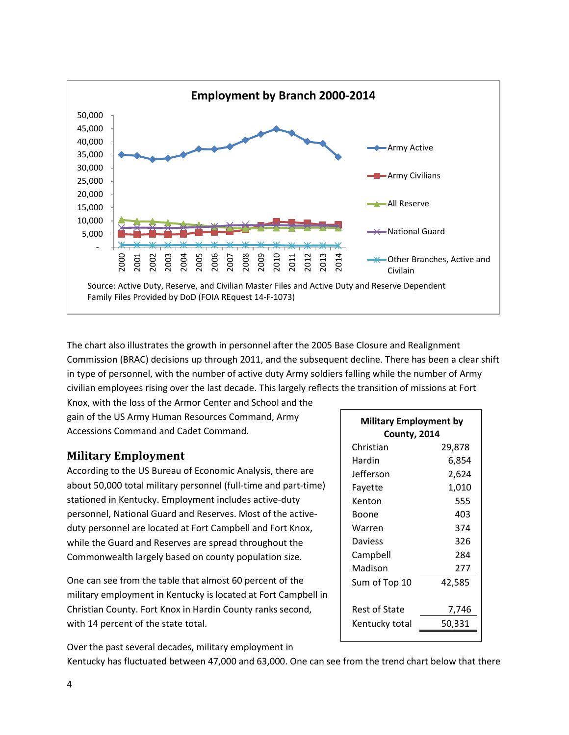**Employment by Branch 2000-2014**

Source: Active Duty, Reserve, and Civilian Master Files and Active Duty and Reserve Dependent Family Files Provided by DoD (FOIA REquest 14-F-1073)

The chart also illustrates the growth in personnel after the 2005 Base Closure and Realignment Commission (BRAC) decisions up through 2011, and the subsequent decline. There has been a clear shift in type of personnel, with the number of active duty Army soldiers falling while the number of Army civilian employees rising over the last decade. This largely reflects the transition of missions at Fort Knox, with the loss of the Armor Center and School and the gain of the US Army Human Resources Command, Army Accessions Command and Cadet Command.

## Military Employment

According to the US Bureau of Economic Analysis, there are about 50,000 total military personnel (full-time and part-time) stationed in Kentucky. Employment includes active-duty personnel, National Guard and Reserves. Most of the active-duty personnel are located at Fort Campbell and Fort Knox, while the Guard and Reserves are spread throughout the Commonwealth largely based on county population size.

One can see from the table that almost 60 percent of the military employment in Kentucky is located at Fort Campbell in Christian County. Fort Knox in Hardin County ranks second, with 14 percent of the state total.

| Military Employment by County, 2014 | |
|---|---|
| Christian | 29,878 |
| Hardin | 6,854 |
| Jefferson | 2,624 |
| Fayette | 1,010 |
| Kenton | 555 |
| Boone | 403 |
| Warren | 374 |
| Daviess | 326 |
| Campbell | 284 |
| Madison | 277 |
| Sum of Top 10 | 42,585 |
| Rest of State | 7,746 |
| Kentucky total | 50,331 |

Over the past several decades, military employment in Kentucky has fluctuated between 47,000 and 63,000. One can see from the trend chart below that there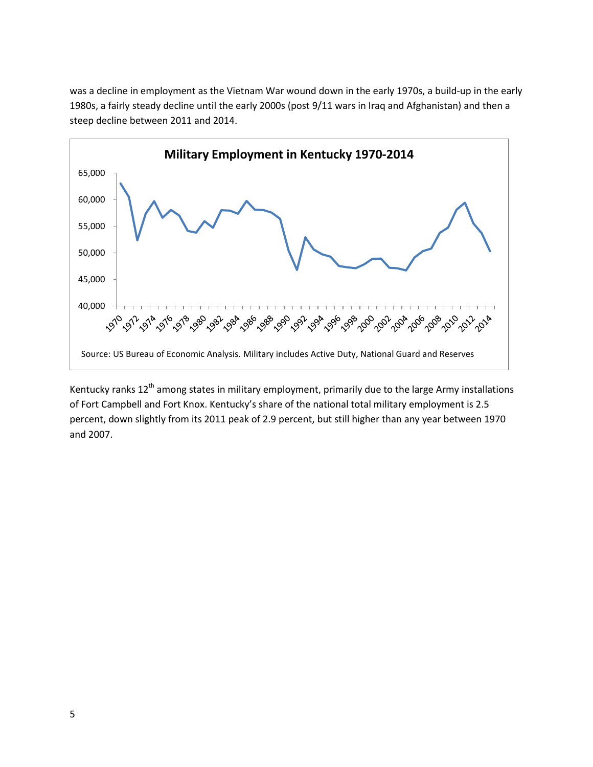was a decline in employment as the Vietnam War wound down in the early 1970s, a build-up in the early 1980s, a fairly steady decline until the early 2000s (post 9/11 wars in Iraq and Afghanistan) and then a steep decline between 2011 and 2014.

**Military Employment in Kentucky 1970-2014**

Source: US Bureau of Economic Analysis. Military includes Active Duty, National Guard and Reserves

Kentucky ranks 12th among states in military employment, primarily due to the large Army installations of Fort Campbell and Fort Knox. Kentucky's share of the national total military employment is 2.5 percent, down slightly from its 2011 peak of 2.9 percent, but still higher than any year between 1970 and 2007.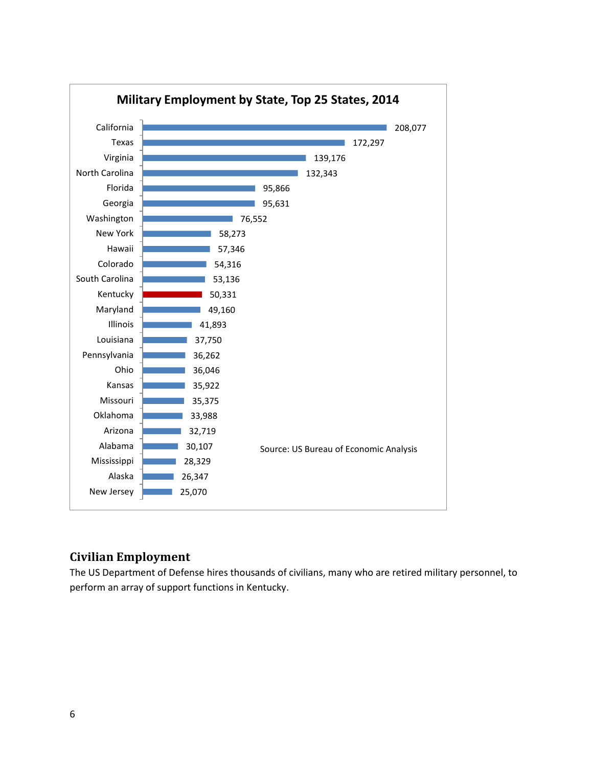**Military Employment by State, Top 25 States, 2014**

| State | Military Employment |
|---|---|
| California | 208,077 |
| Texas | 172,297 |
| Virginia | 139,176 |
| North Carolina | 132,343 |
| Florida | 95,866 |
| Georgia | 95,631 |
| Washington | 76,552 |
| New York | 58,273 |
| Hawaii | 57,346 |
| Colorado | 54,316 |
| South Carolina | 53,136 |
| Kentucky | 50,331 |
| Maryland | 49,160 |
| Illinois | 41,893 |
| Louisiana | 37,750 |
| Pennsylvania | 36,262 |
| Ohio | 36,046 |
| Kansas | 35,922 |
| Missouri | 35,375 |
| Oklahoma | 33,988 |
| Arizona | 32,719 |
| Alabama | 30,107 |
| Mississippi | 28,329 |
| Alaska | 26,347 |
| New Jersey | 25,070 |

Source: US Bureau of Economic Analysis

## Civilian Employment

The US Department of Defense hires thousands of civilians, many who are retired military personnel, to perform an array of support functions in Kentucky.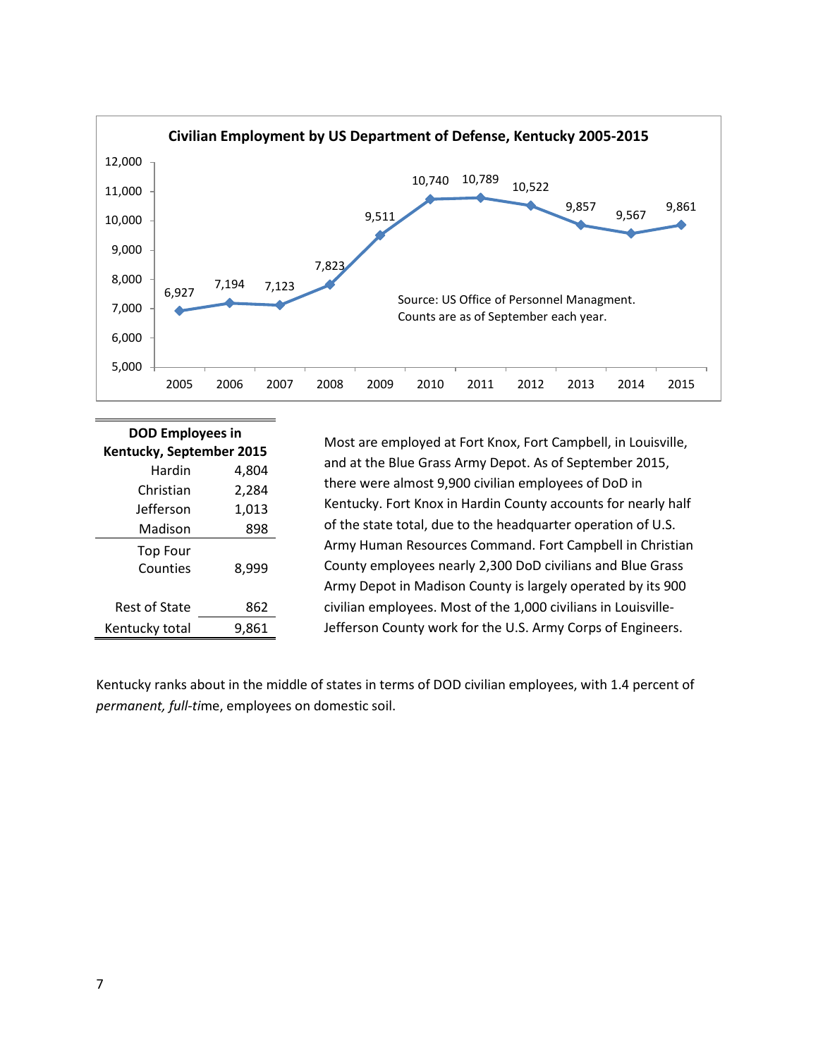**Civilian Employment by US Department of Defense, Kentucky 2005-2015**

| Year | 2005 | 2006 | 2007 | 2008 | 2009 | 2010 | 2011 | 2012 | 2013 | 2014 | 2015 |
|---|---|---|---|---|---|---|---|---|---|---|---|
| Employees | 6,927 | 7,194 | 7,123 | 7,823 | 9,511 | 10,740 | 10,789 | 10,522 | 9,857 | 9,567 | 9,861 |

Source: US Office of Personnel Managment. Counts are as of September each year.

| DOD Employees in Kentucky, September 2015 | |
|---|---|
| Hardin | 4,804 |
| Christian | 2,284 |
| Jefferson | 1,013 |
| Madison | 898 |
| Top Four Counties | 8,999 |
| Rest of State | 862 |
| Kentucky total | 9,861 |

Most are employed at Fort Knox, Fort Campbell, in Louisville, and at the Blue Grass Army Depot. As of September 2015, there were almost 9,900 civilian employees of DoD in Kentucky. Fort Knox in Hardin County accounts for nearly half of the state total, due to the headquarter operation of U.S. Army Human Resources Command. Fort Campbell in Christian County employees nearly 2,300 DoD civilians and Blue Grass Army Depot in Madison County is largely operated by its 900 civilian employees. Most of the 1,000 civilians in Louisville-Jefferson County work for the U.S. Army Corps of Engineers.

Kentucky ranks about in the middle of states in terms of DOD civilian employees, with 1.4 percent of *permanent, full-ti*me, employees on domestic soil.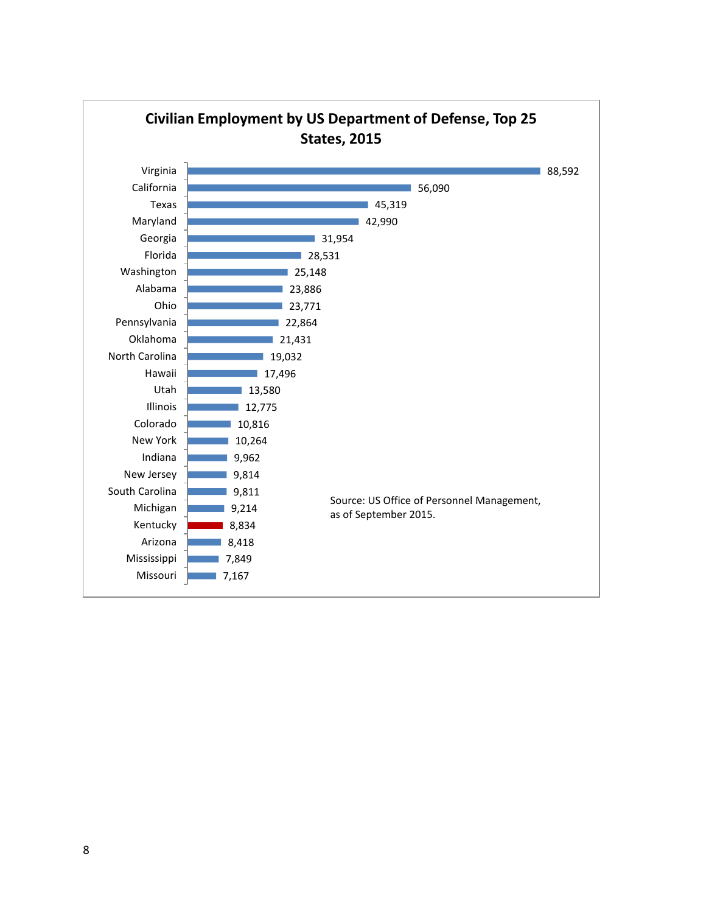**Civilian Employment by US Department of Defense, Top 25 States, 2015**

| State | Employment |
|---|---|
| Virginia | 88,592 |
| California | 56,090 |
| Texas | 45,319 |
| Maryland | 42,990 |
| Georgia | 31,954 |
| Florida | 28,531 |
| Washington | 25,148 |
| Alabama | 23,886 |
| Ohio | 23,771 |
| Pennsylvania | 22,864 |
| Oklahoma | 21,431 |
| North Carolina | 19,032 |
| Hawaii | 17,496 |
| Utah | 13,580 |
| Illinois | 12,775 |
| Colorado | 10,816 |
| New York | 10,264 |
| Indiana | 9,962 |
| New Jersey | 9,814 |
| South Carolina | 9,811 |
| Michigan | 9,214 |
| Kentucky | 8,834 |
| Arizona | 8,418 |
| Mississippi | 7,849 |
| Missouri | 7,167 |

Source: US Office of Personnel Management, as of September 2015.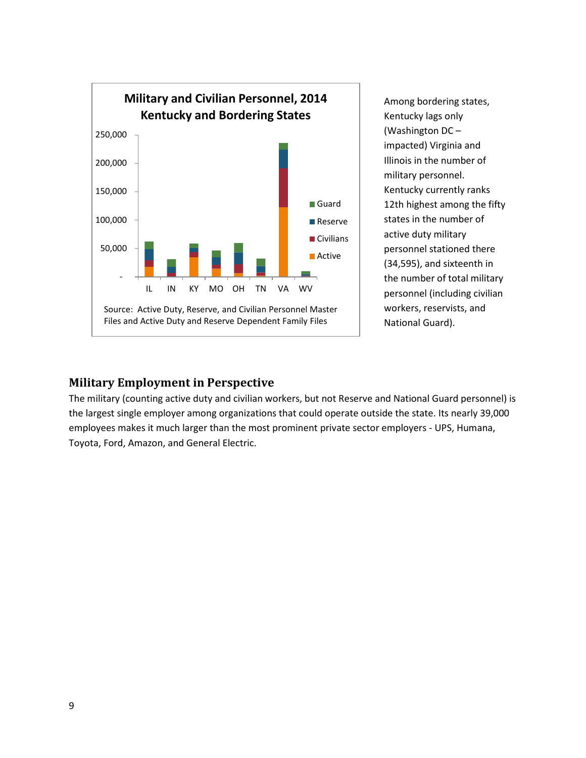**Military and Civilian Personnel, 2014**
**Kentucky and Bordering States**

Source: Active Duty, Reserve, and Civilian Personnel Master Files and Active Duty and Reserve Dependent Family Files

Among bordering states, Kentucky lags only (Washington DC – impacted) Virginia and Illinois in the number of military personnel. Kentucky currently ranks 12th highest among the fifty states in the number of active duty military personnel stationed there (34,595), and sixteenth in the number of total military personnel (including civilian workers, reservists, and National Guard).

## Military Employment in Perspective

The military (counting active duty and civilian workers, but not Reserve and National Guard personnel) is the largest single employer among organizations that could operate outside the state. Its nearly 39,000 employees makes it much larger than the most prominent private sector employers - UPS, Humana, Toyota, Ford, Amazon, and General Electric.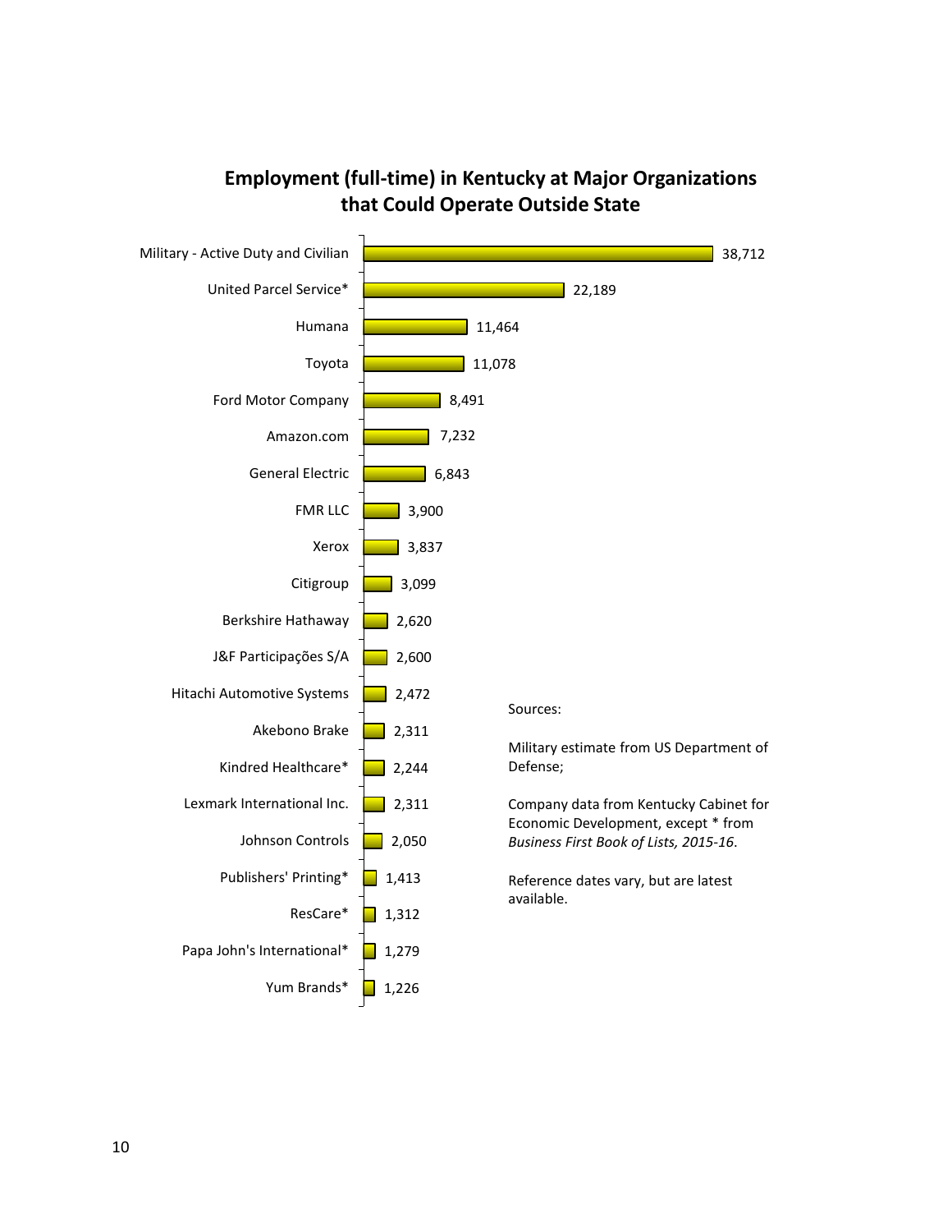## Employment (full-time) in Kentucky at Major Organizations that Could Operate Outside State

| Organization | Employment |
| --- | --- |
| Military - Active Duty and Civilian | 38,712 |
| United Parcel Service* | 22,189 |
| Humana | 11,464 |
| Toyota | 11,078 |
| Ford Motor Company | 8,491 |
| Amazon.com | 7,232 |
| General Electric | 6,843 |
| FMR LLC | 3,900 |
| Xerox | 3,837 |
| Citigroup | 3,099 |
| Berkshire Hathaway | 2,620 |
| J&F Participações S/A | 2,600 |
| Hitachi Automotive Systems | 2,472 |
| Akebono Brake | 2,311 |
| Kindred Healthcare* | 2,244 |
| Lexmark International Inc. | 2,311 |
| Johnson Controls | 2,050 |
| Publishers' Printing* | 1,413 |
| ResCare* | 1,312 |
| Papa John's International* | 1,279 |
| Yum Brands* | 1,226 |

Sources:

Military estimate from US Department of Defense;

Company data from Kentucky Cabinet for Economic Development, except * from *Business First Book of Lists, 2015-16*.

Reference dates vary, but are latest available.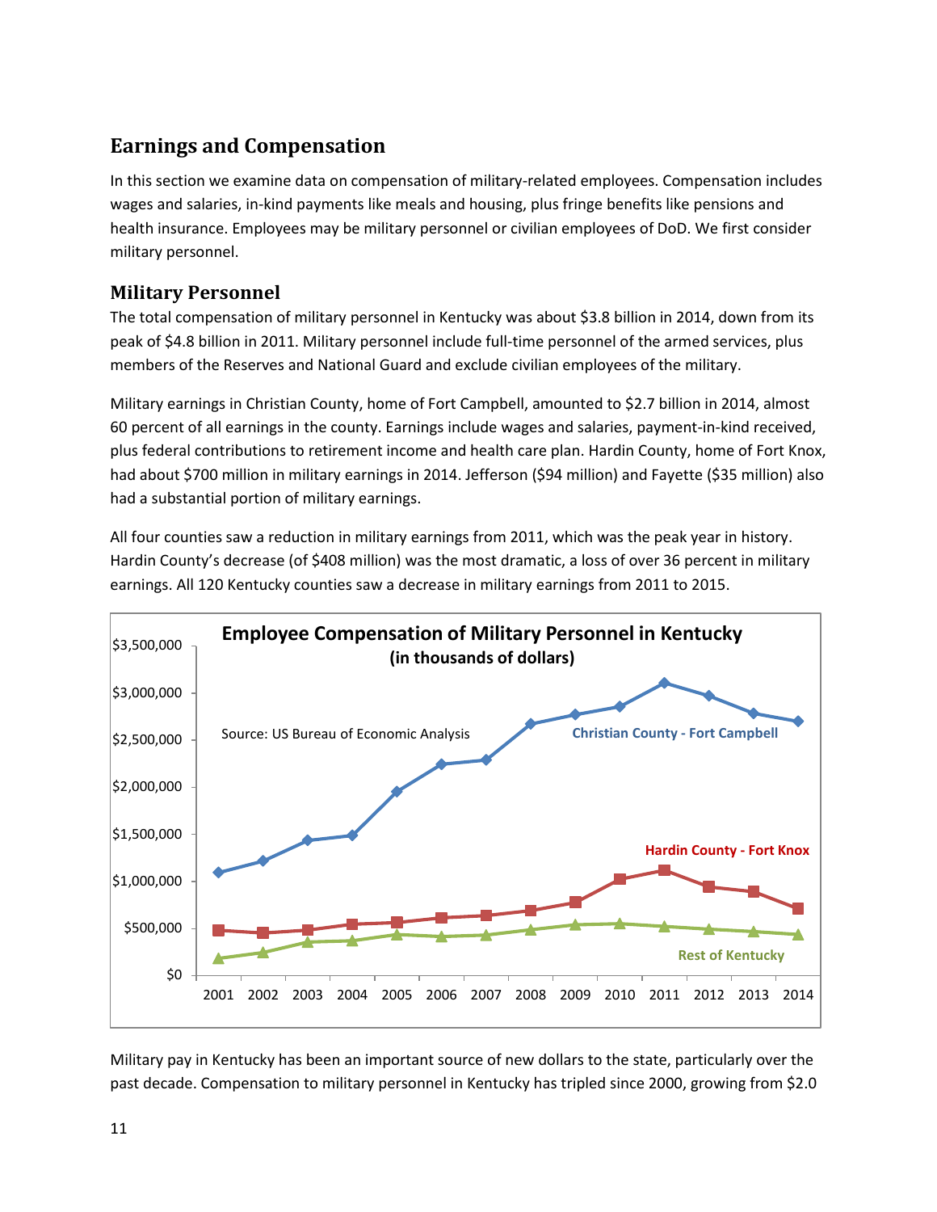## Earnings and Compensation

In this section we examine data on compensation of military-related employees. Compensation includes wages and salaries, in-kind payments like meals and housing, plus fringe benefits like pensions and health insurance. Employees may be military personnel or civilian employees of DoD. We first consider military personnel.

### Military Personnel

The total compensation of military personnel in Kentucky was about $3.8 billion in 2014, down from its peak of $4.8 billion in 2011. Military personnel include full-time personnel of the armed services, plus members of the Reserves and National Guard and exclude civilian employees of the military.

Military earnings in Christian County, home of Fort Campbell, amounted to $2.7 billion in 2014, almost 60 percent of all earnings in the county. Earnings include wages and salaries, payment-in-kind received, plus federal contributions to retirement income and health care plan. Hardin County, home of Fort Knox, had about $700 million in military earnings in 2014. Jefferson ($94 million) and Fayette ($35 million) also had a substantial portion of military earnings.

All four counties saw a reduction in military earnings from 2011, which was the peak year in history. Hardin County's decrease (of $408 million) was the most dramatic, a loss of over 36 percent in military earnings. All 120 Kentucky counties saw a decrease in military earnings from 2011 to 2015.

**Employee Compensation of Military Personnel in Kentucky**
**(in thousands of dollars)**

Source: US Bureau of Economic Analysis

Military pay in Kentucky has been an important source of new dollars to the state, particularly over the past decade. Compensation to military personnel in Kentucky has tripled since 2000, growing from $2.0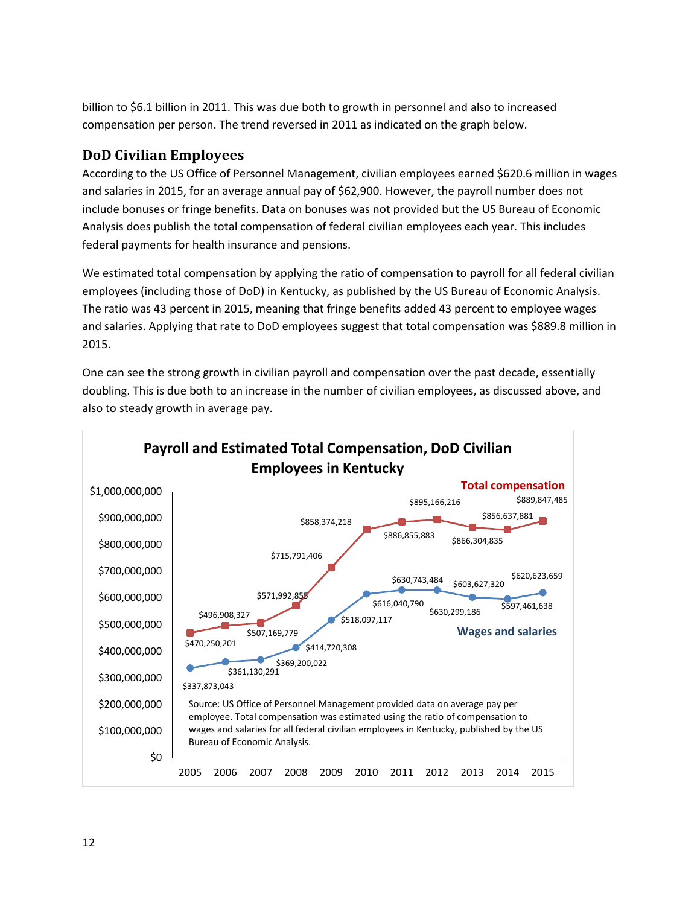billion to $6.1 billion in 2011. This was due both to growth in personnel and also to increased compensation per person. The trend reversed in 2011 as indicated on the graph below.

## DoD Civilian Employees

According to the US Office of Personnel Management, civilian employees earned $620.6 million in wages and salaries in 2015, for an average annual pay of $62,900. However, the payroll number does not include bonuses or fringe benefits. Data on bonuses was not provided but the US Bureau of Economic Analysis does publish the total compensation of federal civilian employees each year. This includes federal payments for health insurance and pensions.

We estimated total compensation by applying the ratio of compensation to payroll for all federal civilian employees (including those of DoD) in Kentucky, as published by the US Bureau of Economic Analysis. The ratio was 43 percent in 2015, meaning that fringe benefits added 43 percent to employee wages and salaries. Applying that rate to DoD employees suggest that total compensation was $889.8 million in 2015.

One can see the strong growth in civilian payroll and compensation over the past decade, essentially doubling. This is due both to an increase in the number of civilian employees, as discussed above, and also to steady growth in average pay.

**Payroll and Estimated Total Compensation, DoD Civilian Employees in Kentucky**

| Year | Wages and salaries | Total compensation |
|---|---|---|
| 2005 | $337,873,043 | $470,250,201 |
| 2006 | $361,130,291 | $496,908,327 |
| 2007 | $369,200,022 | $507,169,779 |
| 2008 | $414,720,308 | $571,992,855 |
| 2009 | $518,097,117 | $715,791,406 |
| 2010 | $616,040,790 | $858,374,218 |
| 2011 | $630,743,484 | $886,855,883 |
| 2012 | $630,299,186 | $895,166,216 |
| 2013 | $603,627,320 | $866,304,835 |
| 2014 | $597,461,638 | $856,637,881 |
| 2015 | $620,623,659 | $889,847,485 |

Source: US Office of Personnel Management provided data on average pay per employee. Total compensation was estimated using the ratio of compensation to wages and salaries for all federal civilian employees in Kentucky, published by the US Bureau of Economic Analysis.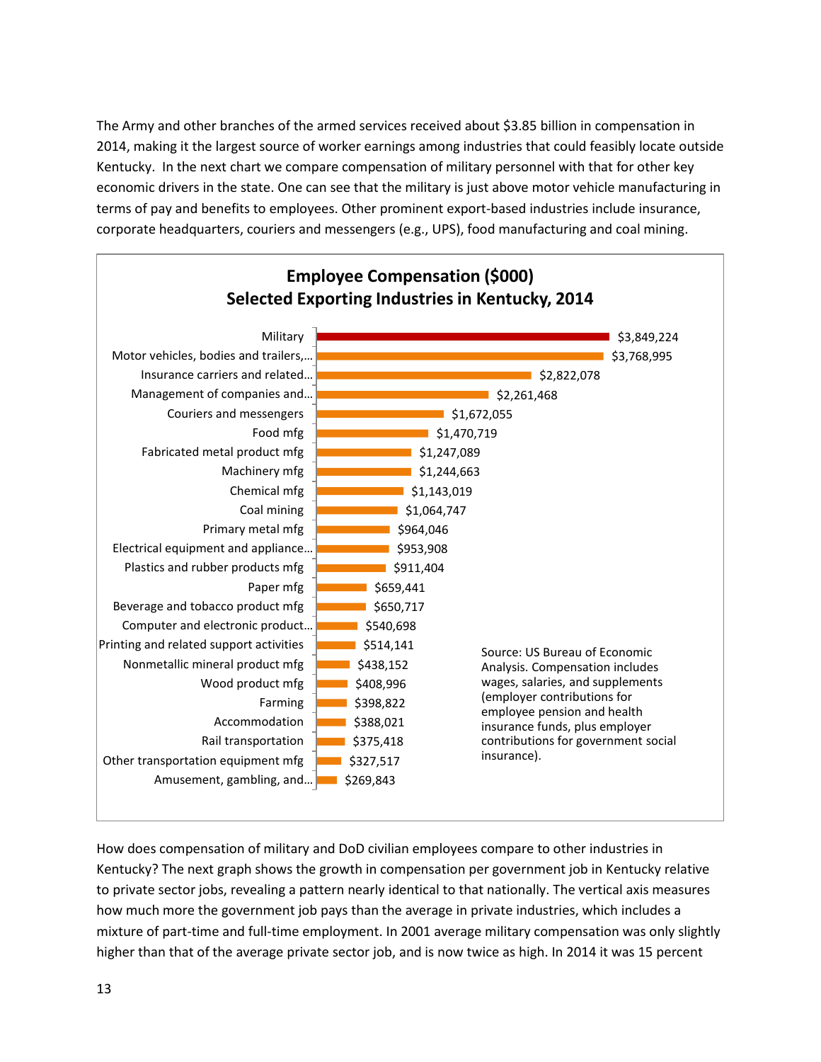The Army and other branches of the armed services received about $3.85 billion in compensation in 2014, making it the largest source of worker earnings among industries that could feasibly locate outside Kentucky. In the next chart we compare compensation of military personnel with that for other key economic drivers in the state. One can see that the military is just above motor vehicle manufacturing in terms of pay and benefits to employees. Other prominent export-based industries include insurance, corporate headquarters, couriers and messengers (e.g., UPS), food manufacturing and coal mining.

**Employee Compensation ($000)**
**Selected Exporting Industries in Kentucky, 2014**

| Industry | Compensation ($000) |
| --- | --- |
| Military | $3,849,224 |
| Motor vehicles, bodies and trailers,… | $3,768,995 |
| Insurance carriers and related… | $2,822,078 |
| Management of companies and… | $2,261,468 |
| Couriers and messengers | $1,672,055 |
| Food mfg | $1,470,719 |
| Fabricated metal product mfg | $1,247,089 |
| Machinery mfg | $1,244,663 |
| Chemical mfg | $1,143,019 |
| Coal mining | $1,064,747 |
| Primary metal mfg | $964,046 |
| Electrical equipment and appliance… | $953,908 |
| Plastics and rubber products mfg | $911,404 |
| Paper mfg | $659,441 |
| Beverage and tobacco product mfg | $650,717 |
| Computer and electronic product… | $540,698 |
| Printing and related support activities | $514,141 |
| Nonmetallic mineral product mfg | $438,152 |
| Wood product mfg | $408,996 |
| Farming | $398,822 |
| Accommodation | $388,021 |
| Rail transportation | $375,418 |
| Other transportation equipment mfg | $327,517 |
| Amusement, gambling, and… | $269,843 |

Source: US Bureau of Economic Analysis. Compensation includes wages, salaries, and supplements (employer contributions for employee pension and health insurance funds, plus employer contributions for government social insurance).

How does compensation of military and DoD civilian employees compare to other industries in Kentucky? The next graph shows the growth in compensation per government job in Kentucky relative to private sector jobs, revealing a pattern nearly identical to that nationally. The vertical axis measures how much more the government job pays than the average in private industries, which includes a mixture of part-time and full-time employment. In 2001 average military compensation was only slightly higher than that of the average private sector job, and is now twice as high. In 2014 it was 15 percent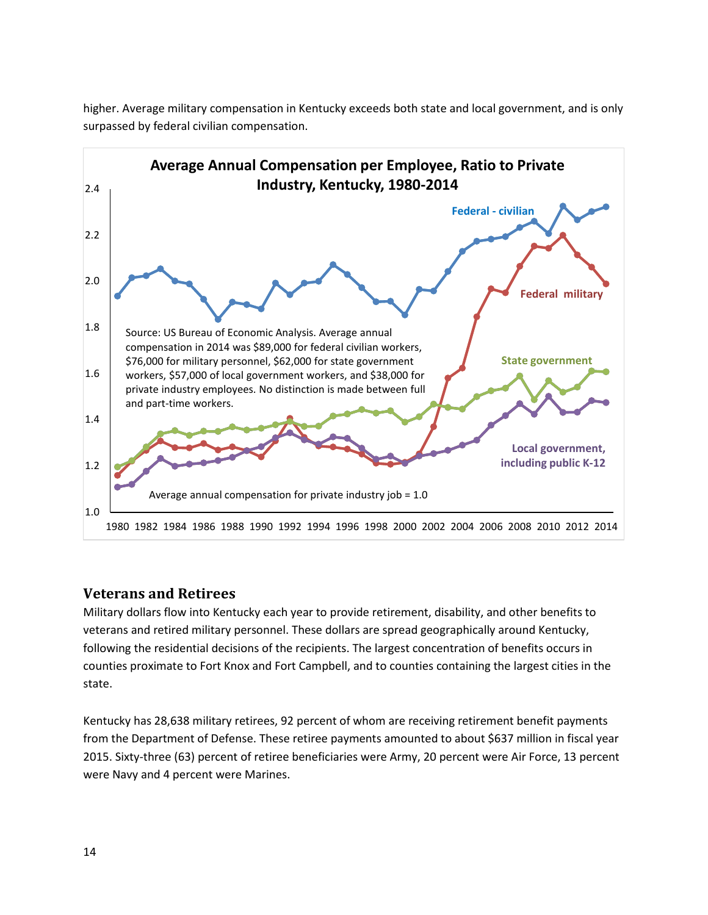higher. Average military compensation in Kentucky exceeds both state and local government, and is only surpassed by federal civilian compensation.

**Average Annual Compensation per Employee, Ratio to Private Industry, Kentucky, 1980-2014**

Source: US Bureau of Economic Analysis. Average annual compensation in 2014 was $89,000 for federal civilian workers, $76,000 for military personnel, $62,000 for state government workers, $57,000 of local government workers, and $38,000 for private industry employees. No distinction is made between full and part-time workers.

Average annual compensation for private industry job = 1.0

## Veterans and Retirees

Military dollars flow into Kentucky each year to provide retirement, disability, and other benefits to veterans and retired military personnel. These dollars are spread geographically around Kentucky, following the residential decisions of the recipients. The largest concentration of benefits occurs in counties proximate to Fort Knox and Fort Campbell, and to counties containing the largest cities in the state.

Kentucky has 28,638 military retirees, 92 percent of whom are receiving retirement benefit payments from the Department of Defense. These retiree payments amounted to about $637 million in fiscal year 2015. Sixty-three (63) percent of retiree beneficiaries were Army, 20 percent were Air Force, 13 percent were Navy and 4 percent were Marines.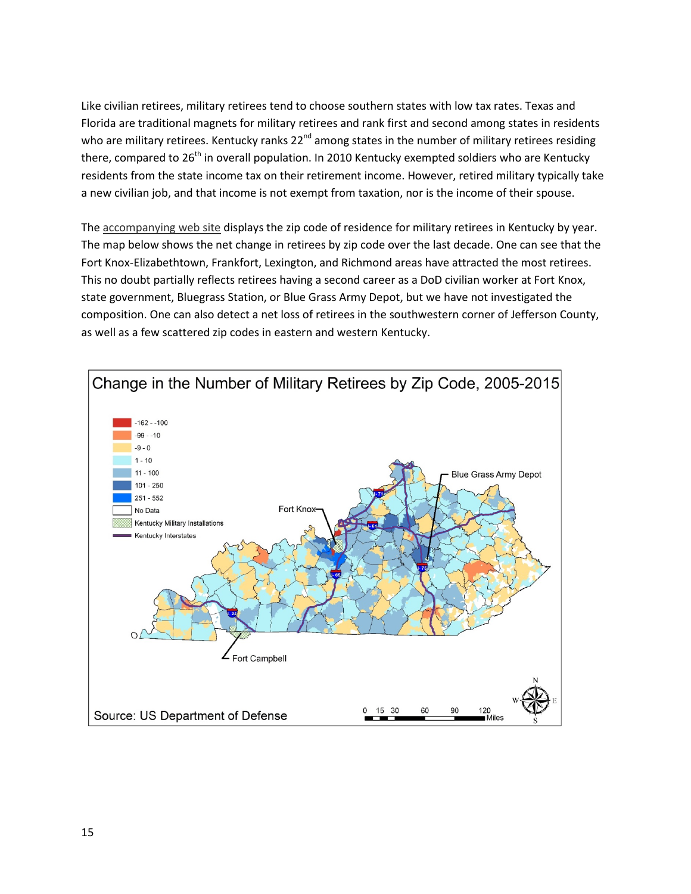Like civilian retirees, military retirees tend to choose southern states with low tax rates. Texas and Florida are traditional magnets for military retirees and rank first and second among states in residents who are military retirees. Kentucky ranks 22nd among states in the number of military retirees residing there, compared to 26th in overall population. In 2010 Kentucky exempted soldiers who are Kentucky residents from the state income tax on their retirement income. However, retired military typically take a new civilian job, and that income is not exempt from taxation, nor is the income of their spouse.

The accompanying web site displays the zip code of residence for military retirees in Kentucky by year. The map below shows the net change in retirees by zip code over the last decade. One can see that the Fort Knox-Elizabethtown, Frankfort, Lexington, and Richmond areas have attracted the most retirees. This no doubt partially reflects retirees having a second career as a DoD civilian worker at Fort Knox, state government, Bluegrass Station, or Blue Grass Army Depot, but we have not investigated the composition. One can also detect a net loss of retirees in the southwestern corner of Jefferson County, as well as a few scattered zip codes in eastern and western Kentucky.

Change in the Number of Military Retirees by Zip Code, 2005-2015

Source: US Department of Defense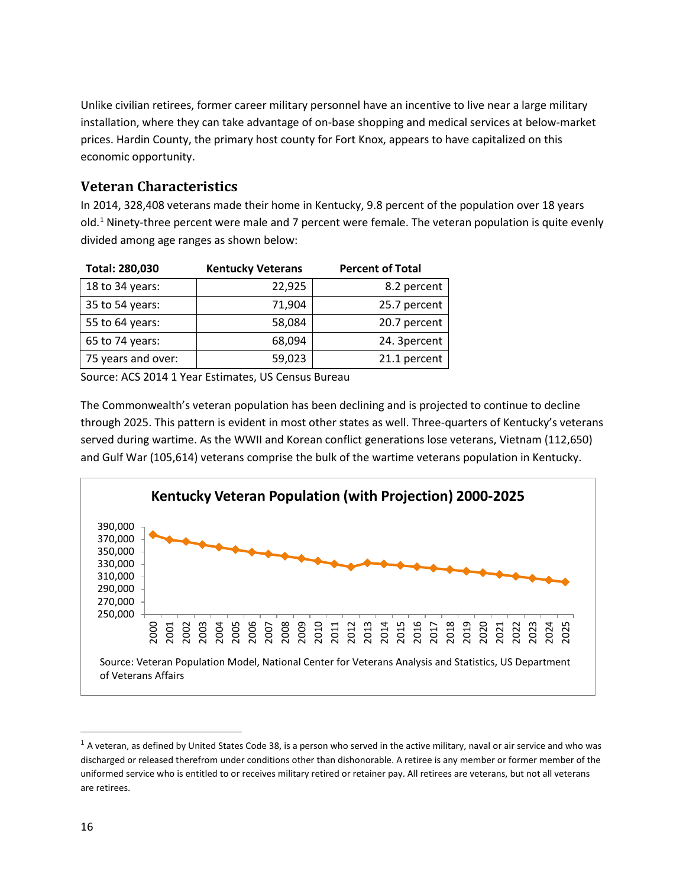Unlike civilian retirees, former career military personnel have an incentive to live near a large military installation, where they can take advantage of on-base shopping and medical services at below-market prices. Hardin County, the primary host county for Fort Knox, appears to have capitalized on this economic opportunity.

## Veteran Characteristics

In 2014, 328,408 veterans made their home in Kentucky, 9.8 percent of the population over 18 years old.[1] Ninety-three percent were male and 7 percent were female. The veteran population is quite evenly divided among age ranges as shown below:

| Total: 280,030 | Kentucky Veterans | Percent of Total |
|---|---|---|
| 18 to 34 years: | 22,925 | 8.2 percent |
| 35 to 54 years: | 71,904 | 25.7 percent |
| 55 to 64 years: | 58,084 | 20.7 percent |
| 65 to 74 years: | 68,094 | 24. 3percent |
| 75 years and over: | 59,023 | 21.1 percent |

Source: ACS 2014 1 Year Estimates, US Census Bureau

The Commonwealth's veteran population has been declining and is projected to continue to decline through 2025. This pattern is evident in most other states as well. Three-quarters of Kentucky's veterans served during wartime. As the WWII and Korean conflict generations lose veterans, Vietnam (112,650) and Gulf War (105,614) veterans comprise the bulk of the wartime veterans population in Kentucky.

**Kentucky Veteran Population (with Projection) 2000-2025**

Source: Veteran Population Model, National Center for Veterans Analysis and Statistics, US Department of Veterans Affairs

[1] A veteran, as defined by United States Code 38, is a person who served in the active military, naval or air service and who was discharged or released therefrom under conditions other than dishonorable. A retiree is any member or former member of the uniformed service who is entitled to or receives military retired or retainer pay. All retirees are veterans, but not all veterans are retirees.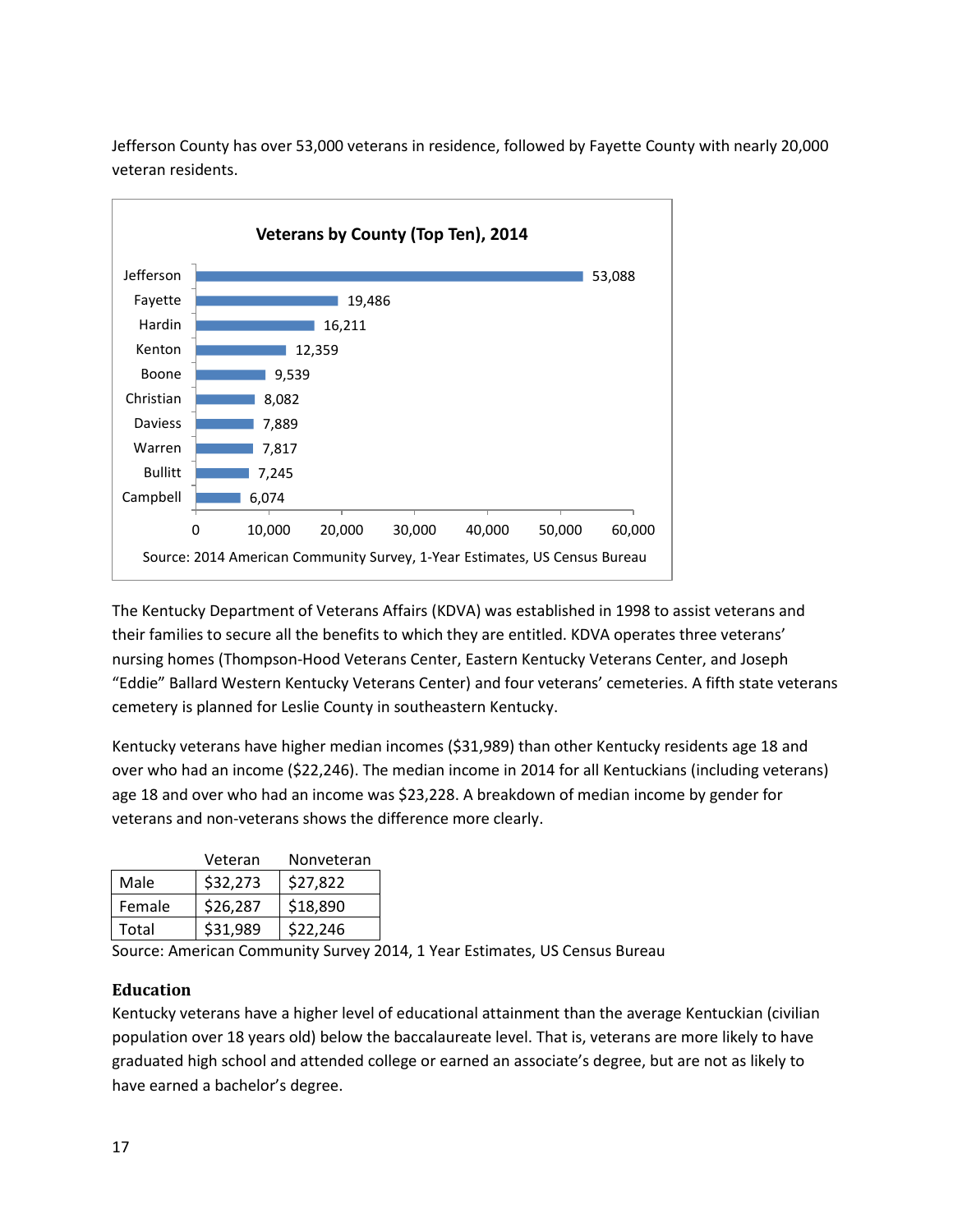Jefferson County has over 53,000 veterans in residence, followed by Fayette County with nearly 20,000 veteran residents.

**Veterans by County (Top Ten), 2014**

| County | Veterans |
|---|---|
| Jefferson | 53,088 |
| Fayette | 19,486 |
| Hardin | 16,211 |
| Kenton | 12,359 |
| Boone | 9,539 |
| Christian | 8,082 |
| Daviess | 7,889 |
| Warren | 7,817 |
| Bullitt | 7,245 |
| Campbell | 6,074 |

Source: 2014 American Community Survey, 1-Year Estimates, US Census Bureau

The Kentucky Department of Veterans Affairs (KDVA) was established in 1998 to assist veterans and their families to secure all the benefits to which they are entitled. KDVA operates three veterans' nursing homes (Thompson-Hood Veterans Center, Eastern Kentucky Veterans Center, and Joseph "Eddie" Ballard Western Kentucky Veterans Center) and four veterans' cemeteries. A fifth state veterans cemetery is planned for Leslie County in southeastern Kentucky.

Kentucky veterans have higher median incomes ($31,989) than other Kentucky residents age 18 and over who had an income ($22,246). The median income in 2014 for all Kentuckians (including veterans) age 18 and over who had an income was $23,228. A breakdown of median income by gender for veterans and non-veterans shows the difference more clearly.

| | Veteran | Nonveteran |
|---|---|---|
| Male | $32,273 | $27,822 |
| Female | $26,287 | $18,890 |
| Total | $31,989 | $22,246 |

Source: American Community Survey 2014, 1 Year Estimates, US Census Bureau

### Education

Kentucky veterans have a higher level of educational attainment than the average Kentuckian (civilian population over 18 years old) below the baccalaureate level. That is, veterans are more likely to have graduated high school and attended college or earned an associate's degree, but are not as likely to have earned a bachelor's degree.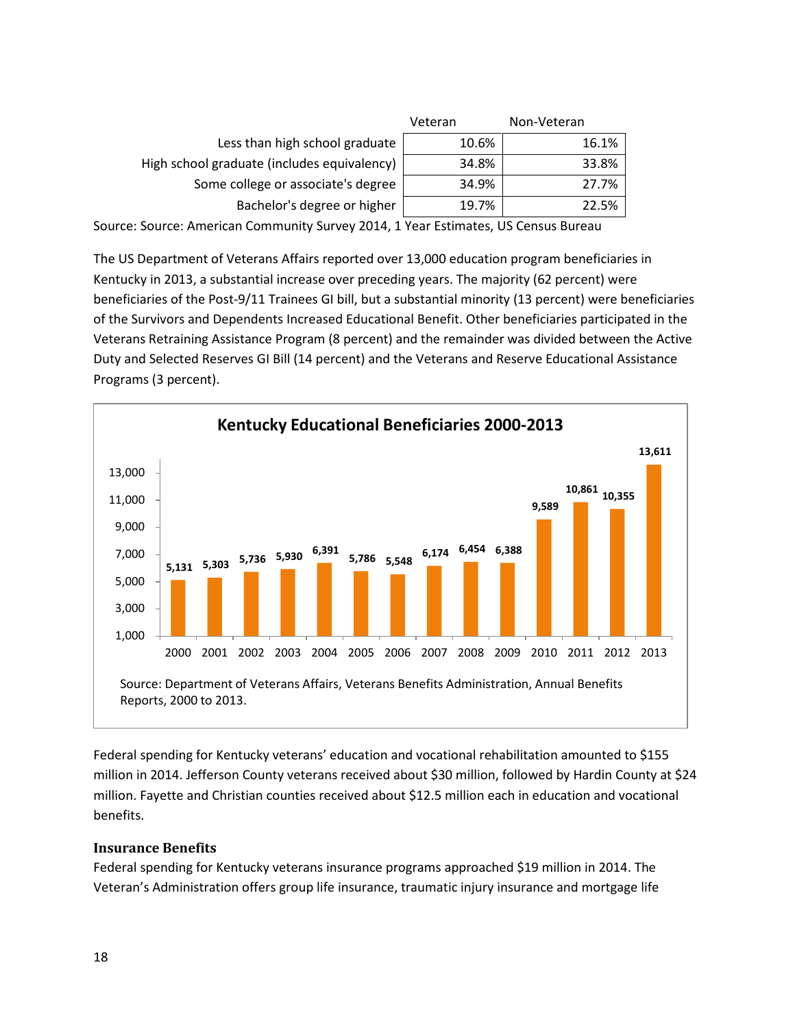| | Veteran | Non-Veteran |
|---|---|---|
| Less than high school graduate | 10.6% | 16.1% |
| High school graduate (includes equivalency) | 34.8% | 33.8% |
| Some college or associate's degree | 34.9% | 27.7% |
| Bachelor's degree or higher | 19.7% | 22.5% |

Source: Source: American Community Survey 2014, 1 Year Estimates, US Census Bureau

The US Department of Veterans Affairs reported over 13,000 education program beneficiaries in Kentucky in 2013, a substantial increase over preceding years. The majority (62 percent) were beneficiaries of the Post-9/11 Trainees GI bill, but a substantial minority (13 percent) were beneficiaries of the Survivors and Dependents Increased Educational Benefit. Other beneficiaries participated in the Veterans Retraining Assistance Program (8 percent) and the remainder was divided between the Active Duty and Selected Reserves GI Bill (14 percent) and the Veterans and Reserve Educational Assistance Programs (3 percent).

**Kentucky Educational Beneficiaries 2000-2013**

| Year | Beneficiaries |
|---|---|
| 2000 | 5,131 |
| 2001 | 5,303 |
| 2002 | 5,736 |
| 2003 | 5,930 |
| 2004 | 6,391 |
| 2005 | 5,786 |
| 2006 | 5,548 |
| 2007 | 6,174 |
| 2008 | 6,454 |
| 2009 | 6,388 |
| 2010 | 9,589 |
| 2011 | 10,861 |
| 2012 | 10,355 |
| 2013 | 13,611 |

Source: Department of Veterans Affairs, Veterans Benefits Administration, Annual Benefits Reports, 2000 to 2013.

Federal spending for Kentucky veterans' education and vocational rehabilitation amounted to $155 million in 2014. Jefferson County veterans received about $30 million, followed by Hardin County at $24 million. Fayette and Christian counties received about $12.5 million each in education and vocational benefits.

### Insurance Benefits

Federal spending for Kentucky veterans insurance programs approached $19 million in 2014. The Veteran's Administration offers group life insurance, traumatic injury insurance and mortgage life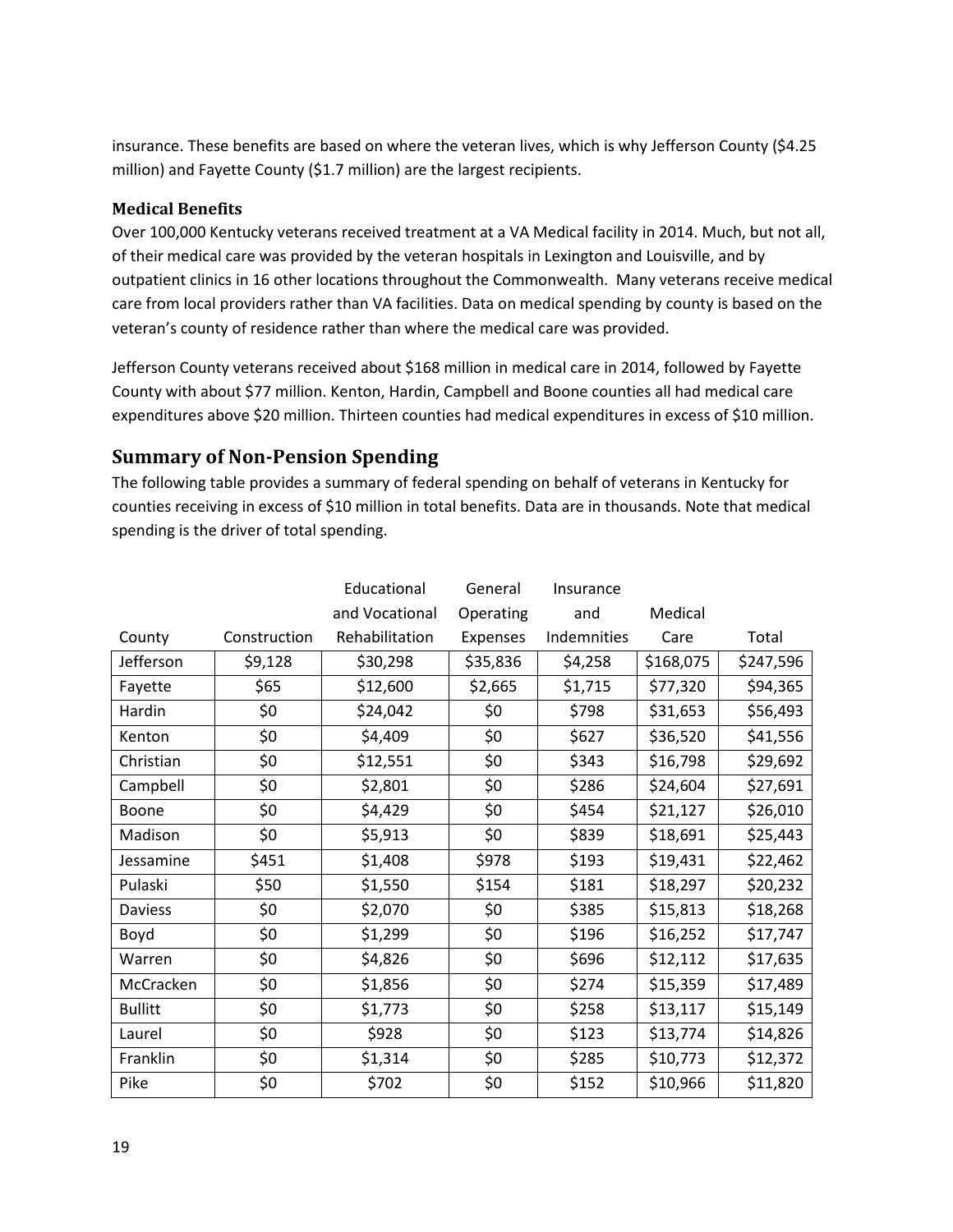insurance. These benefits are based on where the veteran lives, which is why Jefferson County ($4.25 million) and Fayette County ($1.7 million) are the largest recipients.

### Medical Benefits

Over 100,000 Kentucky veterans received treatment at a VA Medical facility in 2014. Much, but not all, of their medical care was provided by the veteran hospitals in Lexington and Louisville, and by outpatient clinics in 16 other locations throughout the Commonwealth. Many veterans receive medical care from local providers rather than VA facilities. Data on medical spending by county is based on the veteran's county of residence rather than where the medical care was provided.

Jefferson County veterans received about $168 million in medical care in 2014, followed by Fayette County with about $77 million. Kenton, Hardin, Campbell and Boone counties all had medical care expenditures above $20 million. Thirteen counties had medical expenditures in excess of $10 million.

## Summary of Non-Pension Spending

The following table provides a summary of federal spending on behalf of veterans in Kentucky for counties receiving in excess of $10 million in total benefits. Data are in thousands. Note that medical spending is the driver of total spending.

| County | Construction | Educational and Vocational Rehabilitation | General Operating Expenses | Insurance and Indemnities | Medical Care | Total |
|---|---|---|---|---|---|---|
| Jefferson | $9,128 | $30,298 | $35,836 | $4,258 | $168,075 | $247,596 |
| Fayette | $65 | $12,600 | $2,665 | $1,715 | $77,320 | $94,365 |
| Hardin | $0 | $24,042 | $0 | $798 | $31,653 | $56,493 |
| Kenton | $0 | $4,409 | $0 | $627 | $36,520 | $41,556 |
| Christian | $0 | $12,551 | $0 | $343 | $16,798 | $29,692 |
| Campbell | $0 | $2,801 | $0 | $286 | $24,604 | $27,691 |
| Boone | $0 | $4,429 | $0 | $454 | $21,127 | $26,010 |
| Madison | $0 | $5,913 | $0 | $839 | $18,691 | $25,443 |
| Jessamine | $451 | $1,408 | $978 | $193 | $19,431 | $22,462 |
| Pulaski | $50 | $1,550 | $154 | $181 | $18,297 | $20,232 |
| Daviess | $0 | $2,070 | $0 | $385 | $15,813 | $18,268 |
| Boyd | $0 | $1,299 | $0 | $196 | $16,252 | $17,747 |
| Warren | $0 | $4,826 | $0 | $696 | $12,112 | $17,635 |
| McCracken | $0 | $1,856 | $0 | $274 | $15,359 | $17,489 |
| Bullitt | $0 | $1,773 | $0 | $258 | $13,117 | $15,149 |
| Laurel | $0 | $928 | $0 | $123 | $13,774 | $14,826 |
| Franklin | $0 | $1,314 | $0 | $285 | $10,773 | $12,372 |
| Pike | $0 | $702 | $0 | $152 | $10,966 | $11,820 |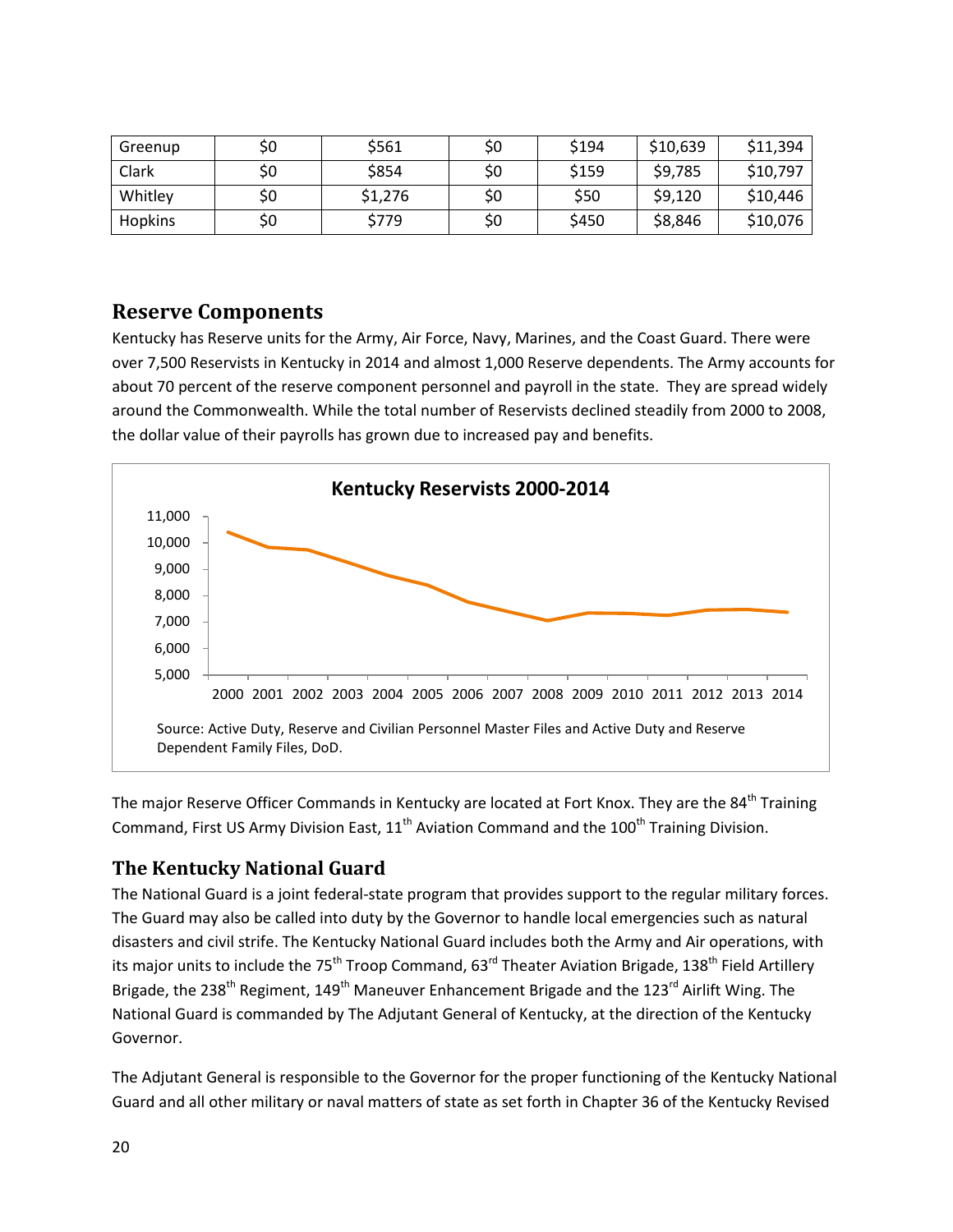| Greenup | $0 | $561 | $0 | $194 | $10,639 | $11,394 |
|---|---|---|---|---|---|---|
| Clark | $0 | $854 | $0 | $159 | $9,785 | $10,797 |
| Whitley | $0 | $1,276 | $0 | $50 | $9,120 | $10,446 |
| Hopkins | $0 | $779 | $0 | $450 | $8,846 | $10,076 |

## Reserve Components

Kentucky has Reserve units for the Army, Air Force, Navy, Marines, and the Coast Guard. There were over 7,500 Reservists in Kentucky in 2014 and almost 1,000 Reserve dependents. The Army accounts for about 70 percent of the reserve component personnel and payroll in the state. They are spread widely around the Commonwealth. While the total number of Reservists declined steadily from 2000 to 2008, the dollar value of their payrolls has grown due to increased pay and benefits.

**Kentucky Reservists 2000-2014**

Source: Active Duty, Reserve and Civilian Personnel Master Files and Active Duty and Reserve Dependent Family Files, DoD.

The major Reserve Officer Commands in Kentucky are located at Fort Knox. They are the 84th Training Command, First US Army Division East, 11th Aviation Command and the 100th Training Division.

## The Kentucky National Guard

The National Guard is a joint federal-state program that provides support to the regular military forces. The Guard may also be called into duty by the Governor to handle local emergencies such as natural disasters and civil strife. The Kentucky National Guard includes both the Army and Air operations, with its major units to include the 75th Troop Command, 63rd Theater Aviation Brigade, 138th Field Artillery Brigade, the 238th Regiment, 149th Maneuver Enhancement Brigade and the 123rd Airlift Wing. The National Guard is commanded by The Adjutant General of Kentucky, at the direction of the Kentucky Governor.

The Adjutant General is responsible to the Governor for the proper functioning of the Kentucky National Guard and all other military or naval matters of state as set forth in Chapter 36 of the Kentucky Revised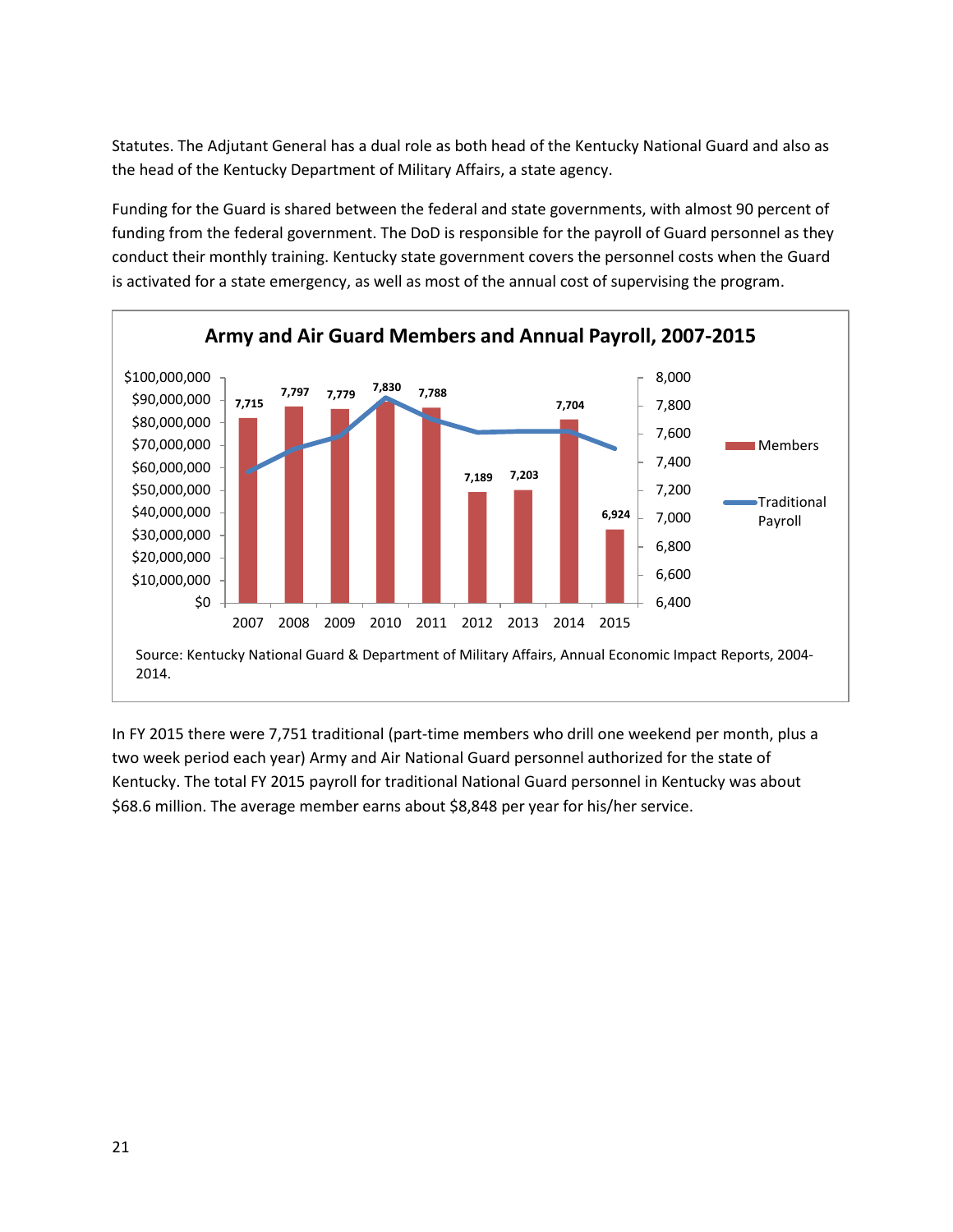Statutes. The Adjutant General has a dual role as both head of the Kentucky National Guard and also as the head of the Kentucky Department of Military Affairs, a state agency.

Funding for the Guard is shared between the federal and state governments, with almost 90 percent of funding from the federal government. The DoD is responsible for the payroll of Guard personnel as they conduct their monthly training. Kentucky state government covers the personnel costs when the Guard is activated for a state emergency, as well as most of the annual cost of supervising the program.

**Army and Air Guard Members and Annual Payroll, 2007-2015**

| Year | Members |
|---|---|
| 2007 | 7,715 |
| 2008 | 7,797 |
| 2009 | 7,779 |
| 2010 | 7,830 |
| 2011 | 7,788 |
| 2012 | 7,189 |
| 2013 | 7,203 |
| 2014 | 7,704 |
| 2015 | 6,924 |

Source: Kentucky National Guard & Department of Military Affairs, Annual Economic Impact Reports, 2004-2014.

In FY 2015 there were 7,751 traditional (part-time members who drill one weekend per month, plus a two week period each year) Army and Air National Guard personnel authorized for the state of Kentucky. The total FY 2015 payroll for traditional National Guard personnel in Kentucky was about $68.6 million. The average member earns about $8,848 per year for his/her service.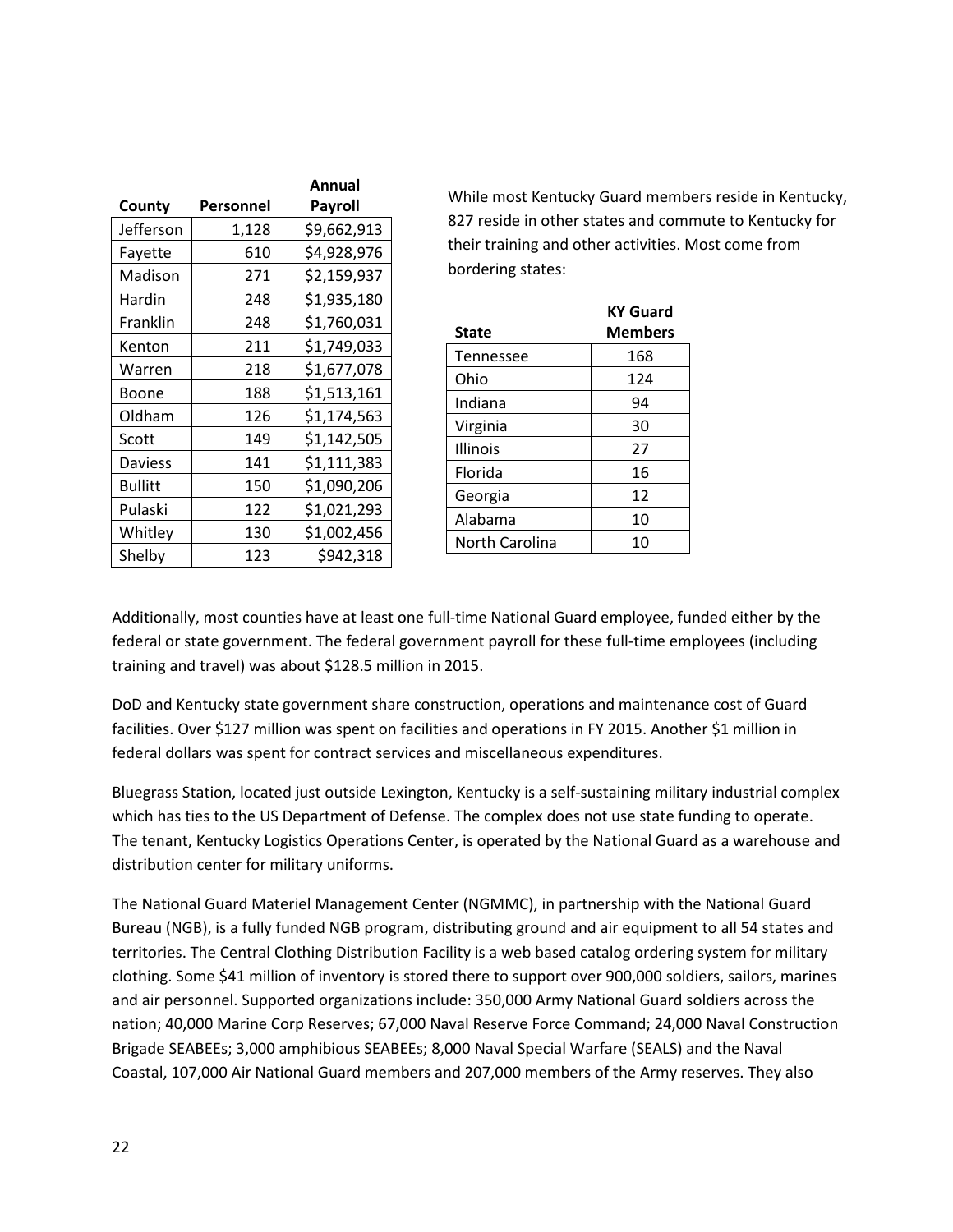| County | Personnel | Annual Payroll |
|---|---|---|
| Jefferson | 1,128 | $9,662,913 |
| Fayette | 610 | $4,928,976 |
| Madison | 271 | $2,159,937 |
| Hardin | 248 | $1,935,180 |
| Franklin | 248 | $1,760,031 |
| Kenton | 211 | $1,749,033 |
| Warren | 218 | $1,677,078 |
| Boone | 188 | $1,513,161 |
| Oldham | 126 | $1,174,563 |
| Scott | 149 | $1,142,505 |
| Daviess | 141 | $1,111,383 |
| Bullitt | 150 | $1,090,206 |
| Pulaski | 122 | $1,021,293 |
| Whitley | 130 | $1,002,456 |
| Shelby | 123 | $942,318 |

While most Kentucky Guard members reside in Kentucky, 827 reside in other states and commute to Kentucky for their training and other activities. Most come from bordering states:

| State | KY Guard Members |
|---|---|
| Tennessee | 168 |
| Ohio | 124 |
| Indiana | 94 |
| Virginia | 30 |
| Illinois | 27 |
| Florida | 16 |
| Georgia | 12 |
| Alabama | 10 |
| North Carolina | 10 |

Additionally, most counties have at least one full-time National Guard employee, funded either by the federal or state government. The federal government payroll for these full-time employees (including training and travel) was about $128.5 million in 2015.

DoD and Kentucky state government share construction, operations and maintenance cost of Guard facilities. Over $127 million was spent on facilities and operations in FY 2015. Another $1 million in federal dollars was spent for contract services and miscellaneous expenditures.

Bluegrass Station, located just outside Lexington, Kentucky is a self-sustaining military industrial complex which has ties to the US Department of Defense. The complex does not use state funding to operate. The tenant, Kentucky Logistics Operations Center, is operated by the National Guard as a warehouse and distribution center for military uniforms.

The National Guard Materiel Management Center (NGMMC), in partnership with the National Guard Bureau (NGB), is a fully funded NGB program, distributing ground and air equipment to all 54 states and territories. The Central Clothing Distribution Facility is a web based catalog ordering system for military clothing. Some $41 million of inventory is stored there to support over 900,000 soldiers, sailors, marines and air personnel. Supported organizations include: 350,000 Army National Guard soldiers across the nation; 40,000 Marine Corp Reserves; 67,000 Naval Reserve Force Command; 24,000 Naval Construction Brigade SEABEEs; 3,000 amphibious SEABEEs; 8,000 Naval Special Warfare (SEALS) and the Naval Coastal, 107,000 Air National Guard members and 207,000 members of the Army reserves. They also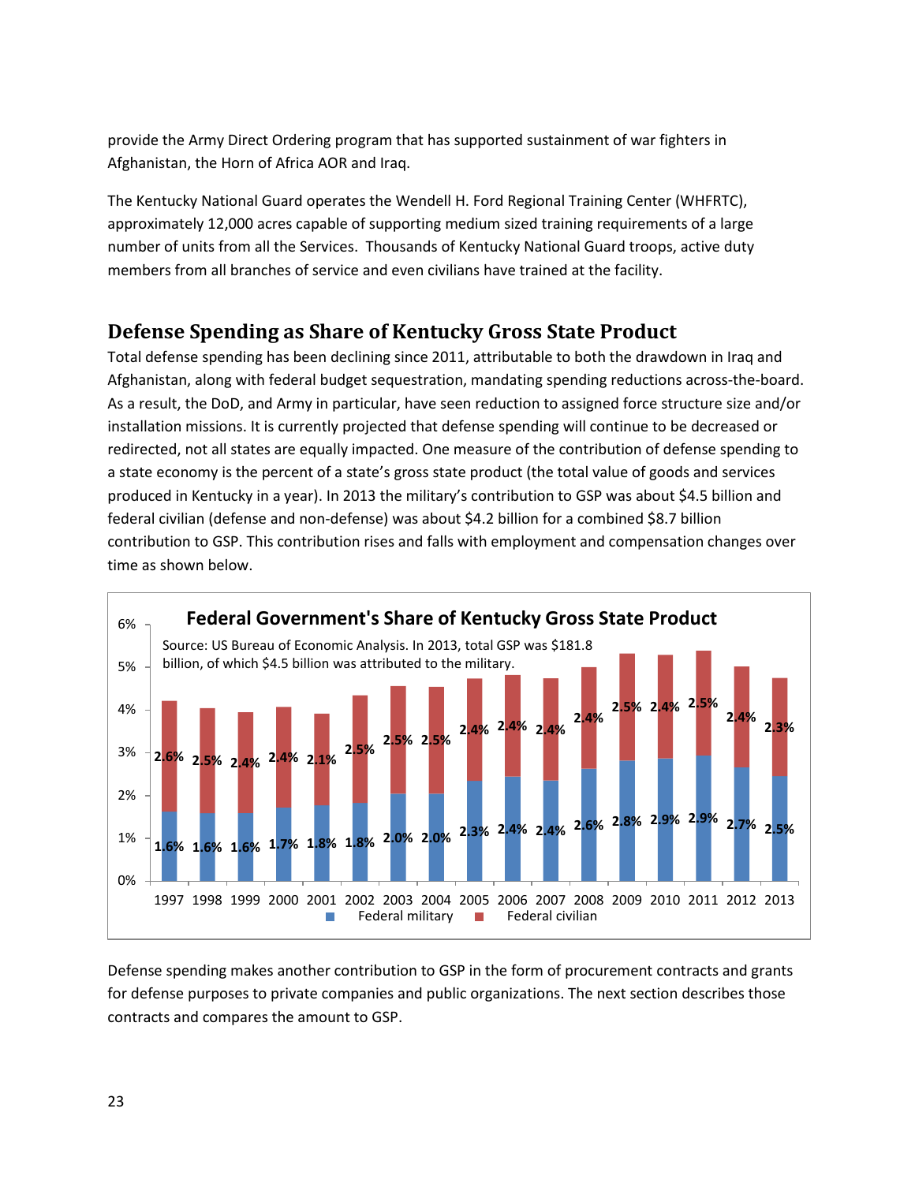provide the Army Direct Ordering program that has supported sustainment of war fighters in Afghanistan, the Horn of Africa AOR and Iraq.

The Kentucky National Guard operates the Wendell H. Ford Regional Training Center (WHFRTC), approximately 12,000 acres capable of supporting medium sized training requirements of a large number of units from all the Services. Thousands of Kentucky National Guard troops, active duty members from all branches of service and even civilians have trained at the facility.

## Defense Spending as Share of Kentucky Gross State Product

Total defense spending has been declining since 2011, attributable to both the drawdown in Iraq and Afghanistan, along with federal budget sequestration, mandating spending reductions across-the-board. As a result, the DoD, and Army in particular, have seen reduction to assigned force structure size and/or installation missions. It is currently projected that defense spending will continue to be decreased or redirected, not all states are equally impacted. One measure of the contribution of defense spending to a state economy is the percent of a state's gross state product (the total value of goods and services produced in Kentucky in a year). In 2013 the military's contribution to GSP was about $4.5 billion and federal civilian (defense and non-defense) was about $4.2 billion for a combined $8.7 billion contribution to GSP. This contribution rises and falls with employment and compensation changes over time as shown below.

**Federal Government's Share of Kentucky Gross State Product**

Source: US Bureau of Economic Analysis. In 2013, total GSP was $181.8 billion, of which $4.5 billion was attributed to the military.

| Year | Federal military | Federal civilian |
|---|---|---|
| 1997 | 1.6% | 2.6% |
| 1998 | 1.6% | 2.5% |
| 1999 | 1.6% | 2.4% |
| 2000 | 1.7% | 2.4% |
| 2001 | 1.8% | 2.1% |
| 2002 | 1.8% | 2.5% |
| 2003 | 2.0% | 2.5% |
| 2004 | 2.0% | 2.5% |
| 2005 | 2.3% | 2.4% |
| 2006 | 2.4% | 2.4% |
| 2007 | 2.4% | 2.4% |
| 2008 | 2.6% | 2.4% |
| 2009 | 2.8% | 2.5% |
| 2010 | 2.9% | 2.4% |
| 2011 | 2.9% | 2.5% |
| 2012 | 2.7% | 2.4% |
| 2013 | 2.5% | 2.3% |

Defense spending makes another contribution to GSP in the form of procurement contracts and grants for defense purposes to private companies and public organizations. The next section describes those contracts and compares the amount to GSP.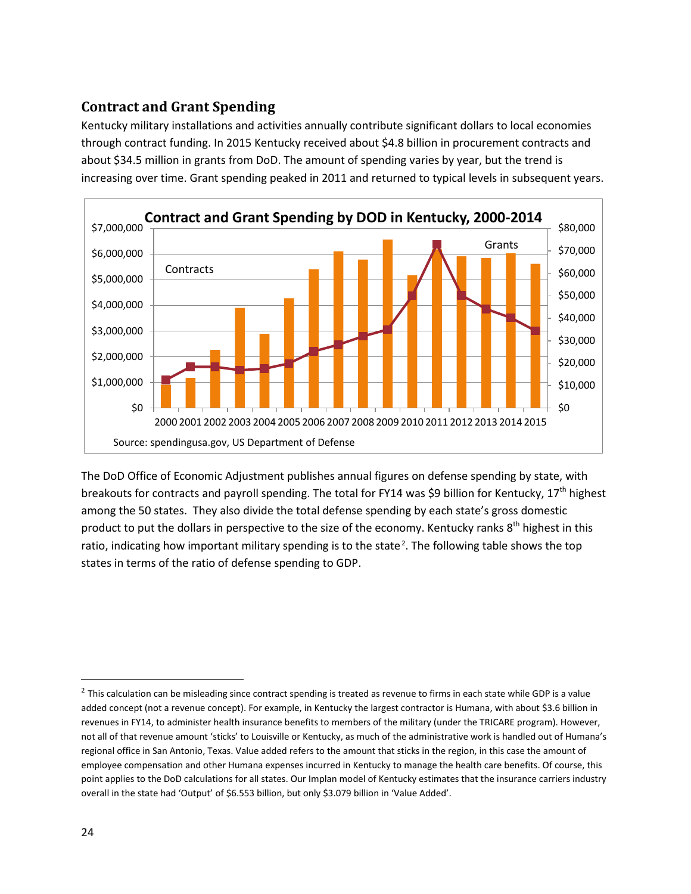## Contract and Grant Spending

Kentucky military installations and activities annually contribute significant dollars to local economies through contract funding. In 2015 Kentucky received about $4.8 billion in procurement contracts and about $34.5 million in grants from DoD. The amount of spending varies by year, but the trend is increasing over time. Grant spending peaked in 2011 and returned to typical levels in subsequent years.

**Contract and Grant Spending by DOD in Kentucky, 2000-2014**

Source: spendingusa.gov, US Department of Defense

The DoD Office of Economic Adjustment publishes annual figures on defense spending by state, with breakouts for contracts and payroll spending. The total for FY14 was $9 billion for Kentucky, 17th highest among the 50 states. They also divide the total defense spending by each state's gross domestic product to put the dollars in perspective to the size of the economy. Kentucky ranks 8th highest in this ratio, indicating how important military spending is to the state[2]. The following table shows the top states in terms of the ratio of defense spending to GDP.

---

[2] This calculation can be misleading since contract spending is treated as revenue to firms in each state while GDP is a value added concept (not a revenue concept). For example, in Kentucky the largest contractor is Humana, with about $3.6 billion in revenues in FY14, to administer health insurance benefits to members of the military (under the TRICARE program). However, not all of that revenue amount 'sticks' to Louisville or Kentucky, as much of the administrative work is handled out of Humana's regional office in San Antonio, Texas. Value added refers to the amount that sticks in the region, in this case the amount of employee compensation and other Humana expenses incurred in Kentucky to manage the health care benefits. Of course, this point applies to the DoD calculations for all states. Our Implan model of Kentucky estimates that the insurance carriers industry overall in the state had 'Output' of $6.553 billion, but only $3.079 billion in 'Value Added'.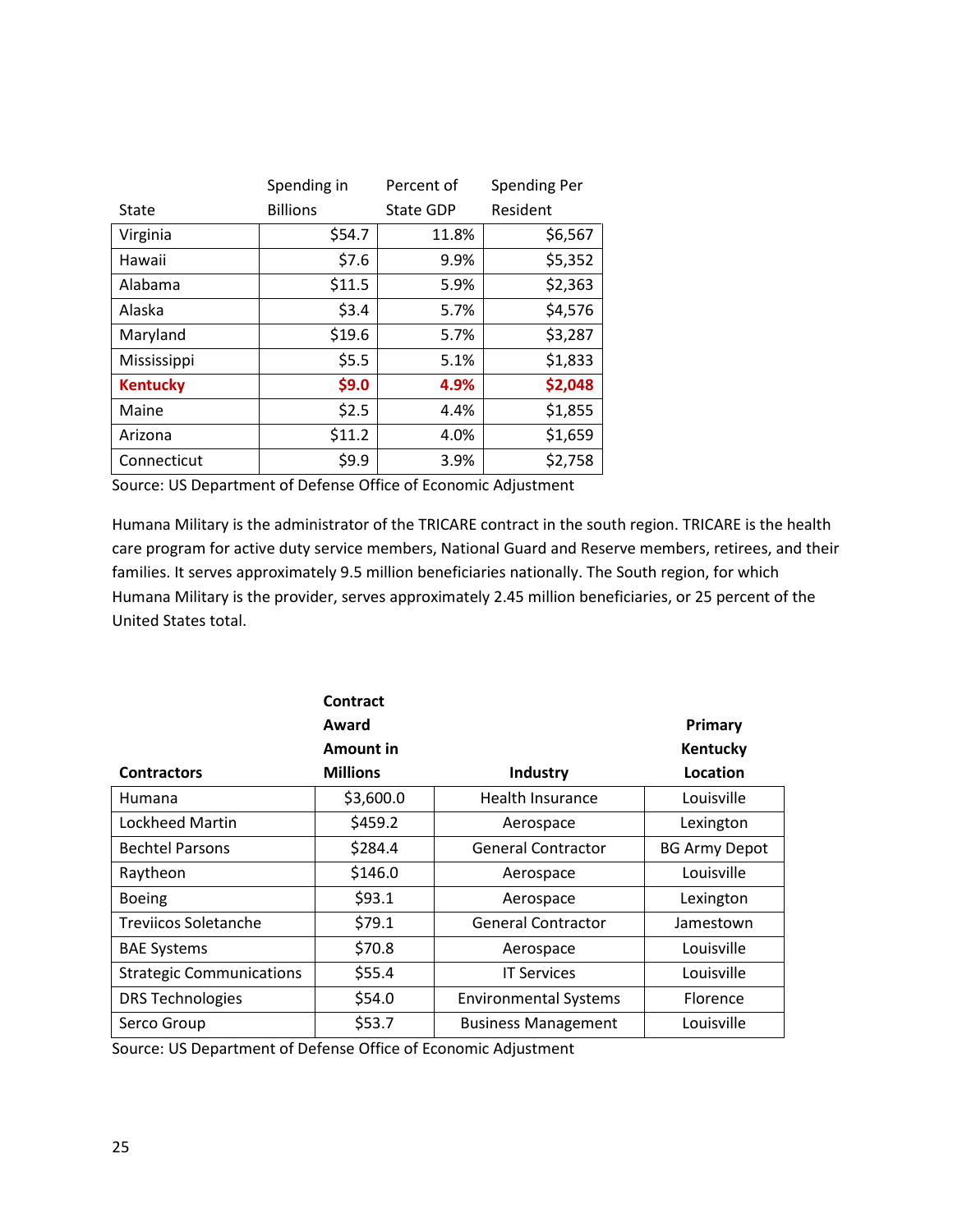| State | Spending in Billions | Percent of State GDP | Spending Per Resident |
|---|---|---|---|
| Virginia | $54.7 | 11.8% | $6,567 |
| Hawaii | $7.6 | 9.9% | $5,352 |
| Alabama | $11.5 | 5.9% | $2,363 |
| Alaska | $3.4 | 5.7% | $4,576 |
| Maryland | $19.6 | 5.7% | $3,287 |
| Mississippi | $5.5 | 5.1% | $1,833 |
| **Kentucky** | **$9.0** | **4.9%** | **$2,048** |
| Maine | $2.5 | 4.4% | $1,855 |
| Arizona | $11.2 | 4.0% | $1,659 |
| Connecticut | $9.9 | 3.9% | $2,758 |

Source: US Department of Defense Office of Economic Adjustment

Humana Military is the administrator of the TRICARE contract in the south region. TRICARE is the health care program for active duty service members, National Guard and Reserve members, retirees, and their families. It serves approximately 9.5 million beneficiaries nationally. The South region, for which Humana Military is the provider, serves approximately 2.45 million beneficiaries, or 25 percent of the United States total.

| **Contractors** | **Contract Award Amount in Millions** | **Industry** | **Primary Kentucky Location** |
|---|---|---|---|
| Humana | $3,600.0 | Health Insurance | Louisville |
| Lockheed Martin | $459.2 | Aerospace | Lexington |
| Bechtel Parsons | $284.4 | General Contractor | BG Army Depot |
| Raytheon | $146.0 | Aerospace | Louisville |
| Boeing | $93.1 | Aerospace | Lexington |
| Treviicos Soletanche | $79.1 | General Contractor | Jamestown |
| BAE Systems | $70.8 | Aerospace | Louisville |
| Strategic Communications | $55.4 | IT Services | Louisville |
| DRS Technologies | $54.0 | Environmental Systems | Florence |
| Serco Group | $53.7 | Business Management | Louisville |

Source: US Department of Defense Office of Economic Adjustment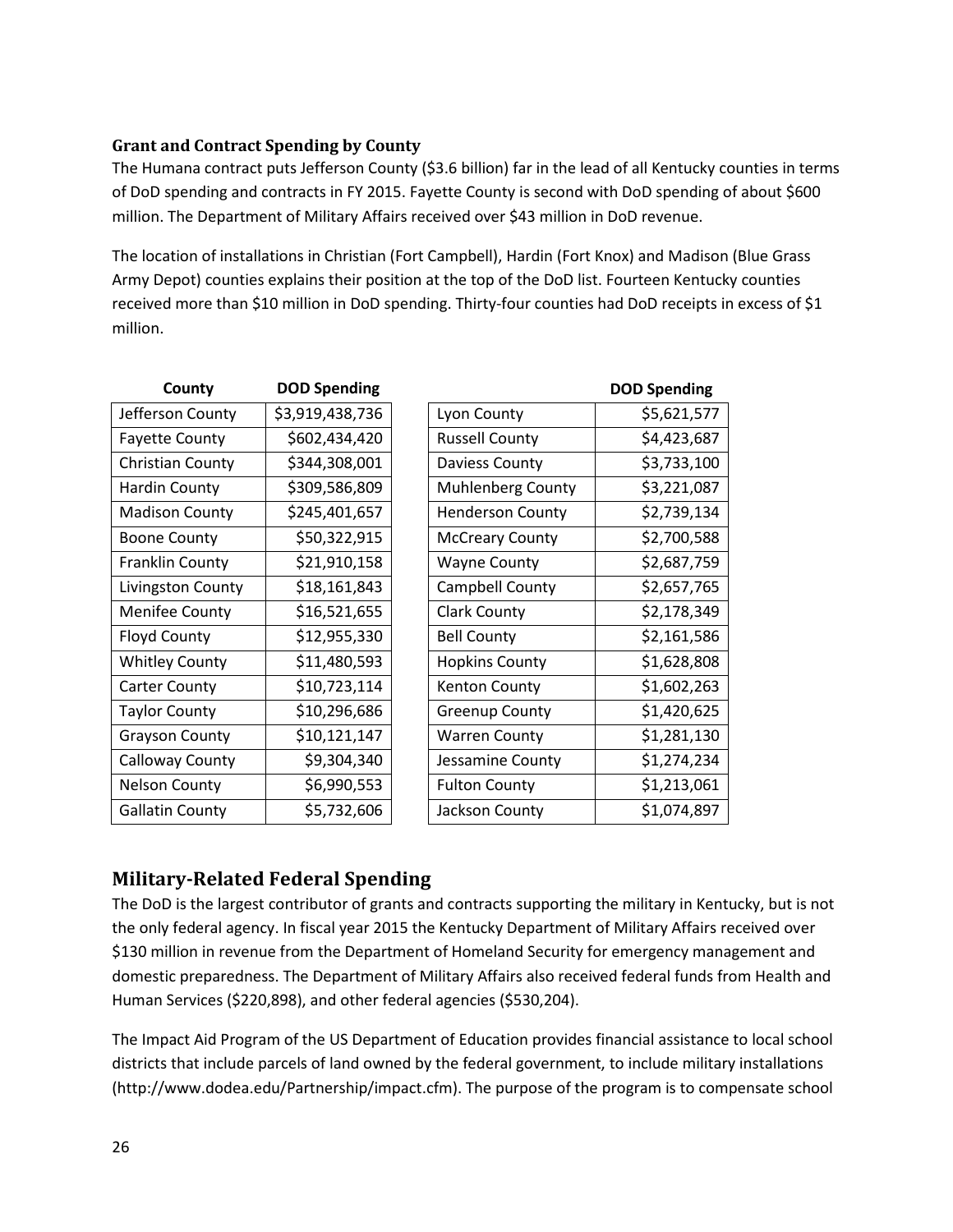### Grant and Contract Spending by County

The Humana contract puts Jefferson County ($3.6 billion) far in the lead of all Kentucky counties in terms of DoD spending and contracts in FY 2015. Fayette County is second with DoD spending of about $600 million. The Department of Military Affairs received over $43 million in DoD revenue.

The location of installations in Christian (Fort Campbell), Hardin (Fort Knox) and Madison (Blue Grass Army Depot) counties explains their position at the top of the DoD list. Fourteen Kentucky counties received more than $10 million in DoD spending. Thirty-four counties had DoD receipts in excess of $1 million.

| County | DOD Spending |
|---|---|
| Jefferson County | $3,919,438,736 |
| Fayette County | $602,434,420 |
| Christian County | $344,308,001 |
| Hardin County | $309,586,809 |
| Madison County | $245,401,657 |
| Boone County | $50,322,915 |
| Franklin County | $21,910,158 |
| Livingston County | $18,161,843 |
| Menifee County | $16,521,655 |
| Floyd County | $12,955,330 |
| Whitley County | $11,480,593 |
| Carter County | $10,723,114 |
| Taylor County | $10,296,686 |
| Grayson County | $10,121,147 |
| Calloway County | $9,304,340 |
| Nelson County | $6,990,553 |
| Gallatin County | $5,732,606 |

| | DOD Spending |
|---|---|
| Lyon County | $5,621,577 |
| Russell County | $4,423,687 |
| Daviess County | $3,733,100 |
| Muhlenberg County | $3,221,087 |
| Henderson County | $2,739,134 |
| McCreary County | $2,700,588 |
| Wayne County | $2,687,759 |
| Campbell County | $2,657,765 |
| Clark County | $2,178,349 |
| Bell County | $2,161,586 |
| Hopkins County | $1,628,808 |
| Kenton County | $1,602,263 |
| Greenup County | $1,420,625 |
| Warren County | $1,281,130 |
| Jessamine County | $1,274,234 |
| Fulton County | $1,213,061 |
| Jackson County | $1,074,897 |

## Military-Related Federal Spending

The DoD is the largest contributor of grants and contracts supporting the military in Kentucky, but is not the only federal agency. In fiscal year 2015 the Kentucky Department of Military Affairs received over $130 million in revenue from the Department of Homeland Security for emergency management and domestic preparedness. The Department of Military Affairs also received federal funds from Health and Human Services ($220,898), and other federal agencies ($530,204).

The Impact Aid Program of the US Department of Education provides financial assistance to local school districts that include parcels of land owned by the federal government, to include military installations (http://www.dodea.edu/Partnership/impact.cfm). The purpose of the program is to compensate school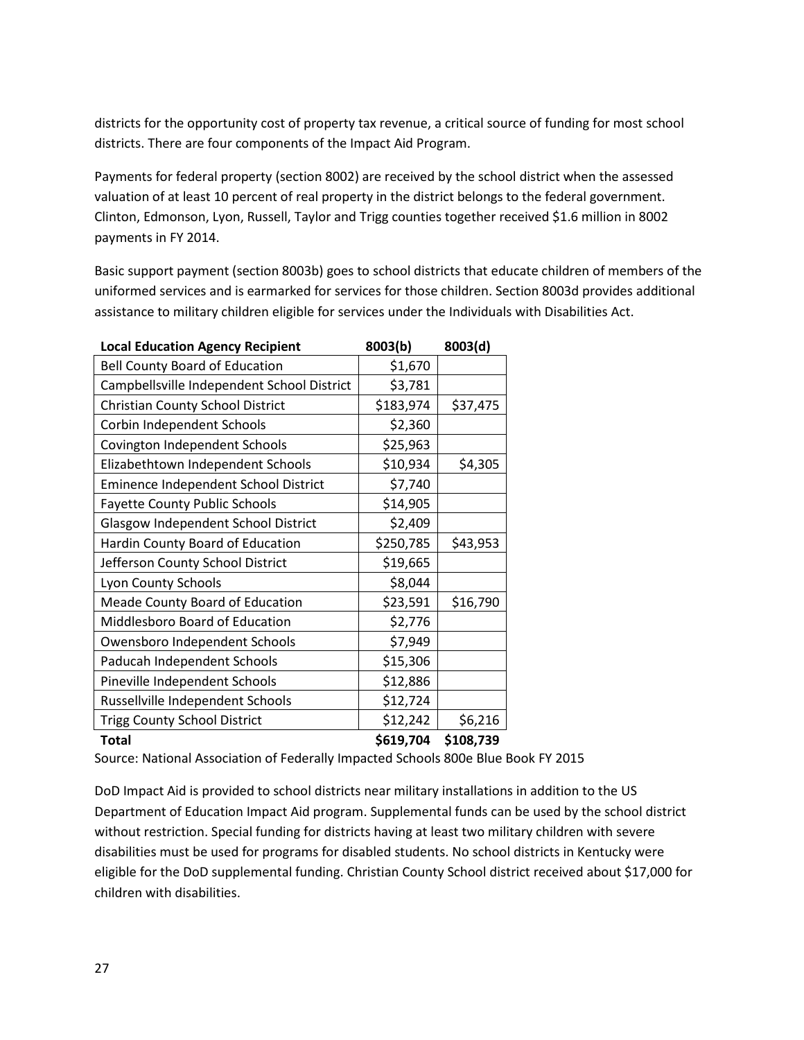districts for the opportunity cost of property tax revenue, a critical source of funding for most school districts. There are four components of the Impact Aid Program.

Payments for federal property (section 8002) are received by the school district when the assessed valuation of at least 10 percent of real property in the district belongs to the federal government. Clinton, Edmonson, Lyon, Russell, Taylor and Trigg counties together received $1.6 million in 8002 payments in FY 2014.

Basic support payment (section 8003b) goes to school districts that educate children of members of the uniformed services and is earmarked for services for those children. Section 8003d provides additional assistance to military children eligible for services under the Individuals with Disabilities Act.

| Local Education Agency Recipient | 8003(b) | 8003(d) |
|---|---|---|
| Bell County Board of Education | $1,670 | |
| Campbellsville Independent School District | $3,781 | |
| Christian County School District | $183,974 | $37,475 |
| Corbin Independent Schools | $2,360 | |
| Covington Independent Schools | $25,963 | |
| Elizabethtown Independent Schools | $10,934 | $4,305 |
| Eminence Independent School District | $7,740 | |
| Fayette County Public Schools | $14,905 | |
| Glasgow Independent School District | $2,409 | |
| Hardin County Board of Education | $250,785 | $43,953 |
| Jefferson County School District | $19,665 | |
| Lyon County Schools | $8,044 | |
| Meade County Board of Education | $23,591 | $16,790 |
| Middlesboro Board of Education | $2,776 | |
| Owensboro Independent Schools | $7,949 | |
| Paducah Independent Schools | $15,306 | |
| Pineville Independent Schools | $12,886 | |
| Russellville Independent Schools | $12,724 | |
| Trigg County School District | $12,242 | $6,216 |
| **Total** | **$619,704** | **$108,739** |

Source: National Association of Federally Impacted Schools 800e Blue Book FY 2015

DoD Impact Aid is provided to school districts near military installations in addition to the US Department of Education Impact Aid program. Supplemental funds can be used by the school district without restriction. Special funding for districts having at least two military children with severe disabilities must be used for programs for disabled students. No school districts in Kentucky were eligible for the DoD supplemental funding. Christian County School district received about $17,000 for children with disabilities.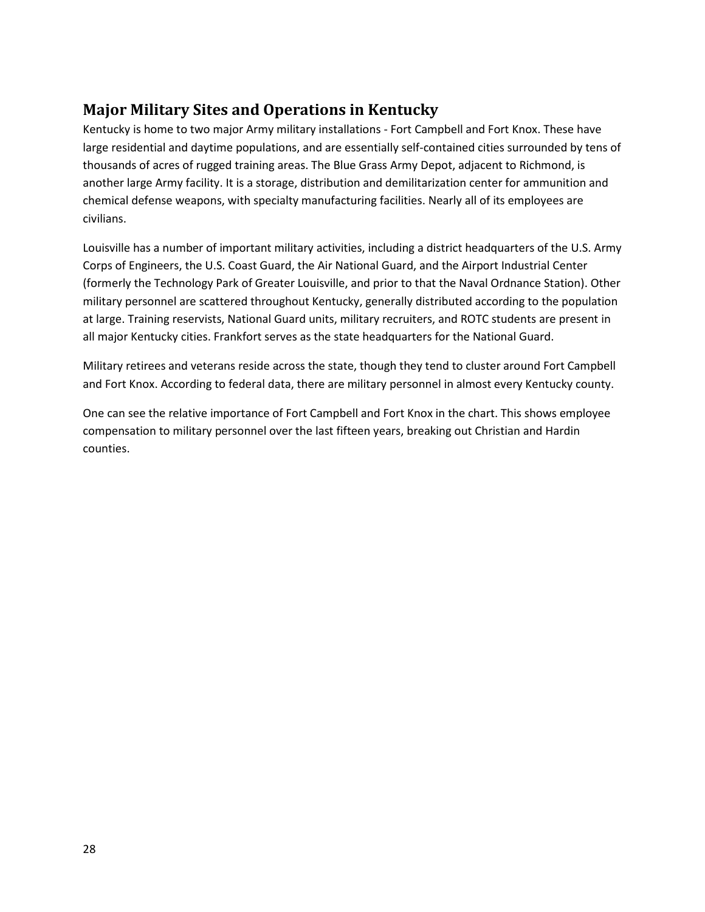## Major Military Sites and Operations in Kentucky

Kentucky is home to two major Army military installations - Fort Campbell and Fort Knox. These have large residential and daytime populations, and are essentially self-contained cities surrounded by tens of thousands of acres of rugged training areas. The Blue Grass Army Depot, adjacent to Richmond, is another large Army facility. It is a storage, distribution and demilitarization center for ammunition and chemical defense weapons, with specialty manufacturing facilities. Nearly all of its employees are civilians.

Louisville has a number of important military activities, including a district headquarters of the U.S. Army Corps of Engineers, the U.S. Coast Guard, the Air National Guard, and the Airport Industrial Center (formerly the Technology Park of Greater Louisville, and prior to that the Naval Ordnance Station). Other military personnel are scattered throughout Kentucky, generally distributed according to the population at large. Training reservists, National Guard units, military recruiters, and ROTC students are present in all major Kentucky cities. Frankfort serves as the state headquarters for the National Guard.

Military retirees and veterans reside across the state, though they tend to cluster around Fort Campbell and Fort Knox. According to federal data, there are military personnel in almost every Kentucky county.

One can see the relative importance of Fort Campbell and Fort Knox in the chart. This shows employee compensation to military personnel over the last fifteen years, breaking out Christian and Hardin counties.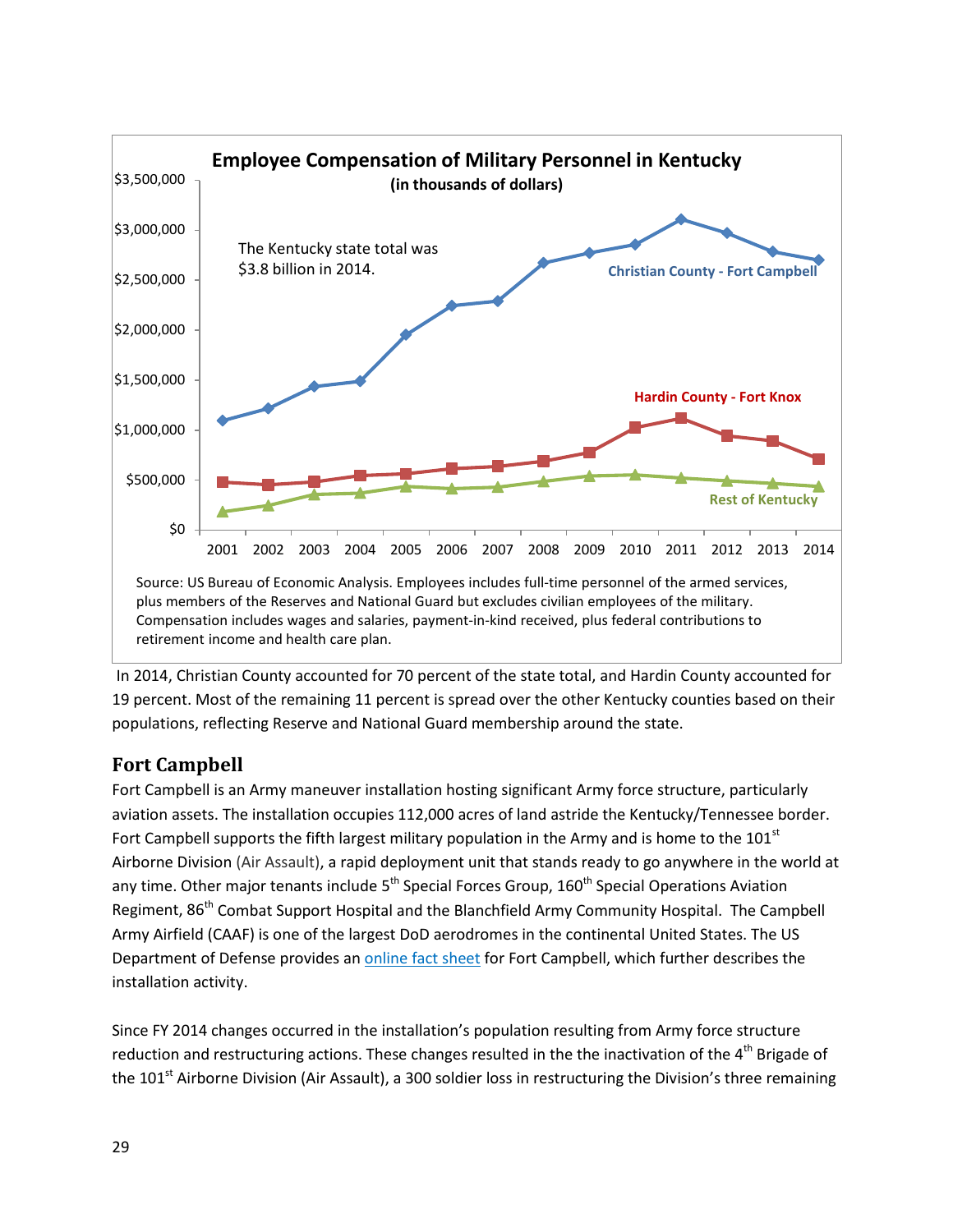**Employee Compensation of Military Personnel in Kentucky**
**(in thousands of dollars)**

The Kentucky state total was $3.8 billion in 2014.

Christian County - Fort Campbell

Hardin County - Fort Knox

Rest of Kentucky

Source: US Bureau of Economic Analysis. Employees includes full-time personnel of the armed services, plus members of the Reserves and National Guard but excludes civilian employees of the military. Compensation includes wages and salaries, payment-in-kind received, plus federal contributions to retirement income and health care plan.

In 2014, Christian County accounted for 70 percent of the state total, and Hardin County accounted for 19 percent. Most of the remaining 11 percent is spread over the other Kentucky counties based on their populations, reflecting Reserve and National Guard membership around the state.

## Fort Campbell

Fort Campbell is an Army maneuver installation hosting significant Army force structure, particularly aviation assets. The installation occupies 112,000 acres of land astride the Kentucky/Tennessee border. Fort Campbell supports the fifth largest military population in the Army and is home to the 101st Airborne Division (Air Assault), a rapid deployment unit that stands ready to go anywhere in the world at any time. Other major tenants include 5th Special Forces Group, 160th Special Operations Aviation Regiment, 86th Combat Support Hospital and the Blanchfield Army Community Hospital. The Campbell Army Airfield (CAAF) is one of the largest DoD aerodromes in the continental United States. The US Department of Defense provides an online fact sheet for Fort Campbell, which further describes the installation activity.

Since FY 2014 changes occurred in the installation's population resulting from Army force structure reduction and restructuring actions. These changes resulted in the the inactivation of the 4th Brigade of the 101st Airborne Division (Air Assault), a 300 soldier loss in restructuring the Division's three remaining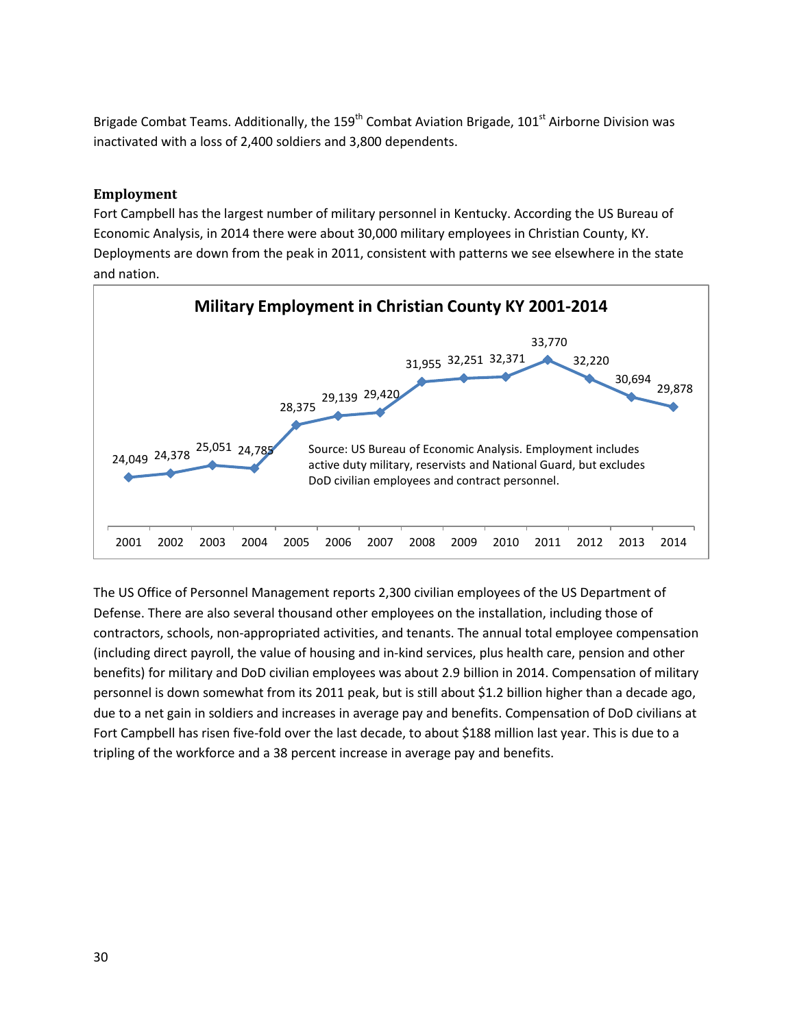Brigade Combat Teams. Additionally, the 159th Combat Aviation Brigade, 101st Airborne Division was inactivated with a loss of 2,400 soldiers and 3,800 dependents.

### Employment

Fort Campbell has the largest number of military personnel in Kentucky. According the US Bureau of Economic Analysis, in 2014 there were about 30,000 military employees in Christian County, KY. Deployments are down from the peak in 2011, consistent with patterns we see elsewhere in the state and nation.

**Military Employment in Christian County KY 2001-2014**

| Year | Employment |
|---|---|
| 2001 | 24,049 |
| 2002 | 24,378 |
| 2003 | 25,051 |
| 2004 | 24,785 |
| 2005 | 28,375 |
| 2006 | 29,139 |
| 2007 | 29,420 |
| 2008 | 31,955 |
| 2009 | 32,251 |
| 2010 | 32,371 |
| 2011 | 33,770 |
| 2012 | 32,220 |
| 2013 | 30,694 |
| 2014 | 29,878 |

Source: US Bureau of Economic Analysis. Employment includes active duty military, reservists and National Guard, but excludes DoD civilian employees and contract personnel.

The US Office of Personnel Management reports 2,300 civilian employees of the US Department of Defense. There are also several thousand other employees on the installation, including those of contractors, schools, non-appropriated activities, and tenants. The annual total employee compensation (including direct payroll, the value of housing and in-kind services, plus health care, pension and other benefits) for military and DoD civilian employees was about 2.9 billion in 2014. Compensation of military personnel is down somewhat from its 2011 peak, but is still about $1.2 billion higher than a decade ago, due to a net gain in soldiers and increases in average pay and benefits. Compensation of DoD civilians at Fort Campbell has risen five-fold over the last decade, to about $188 million last year. This is due to a tripling of the workforce and a 38 percent increase in average pay and benefits.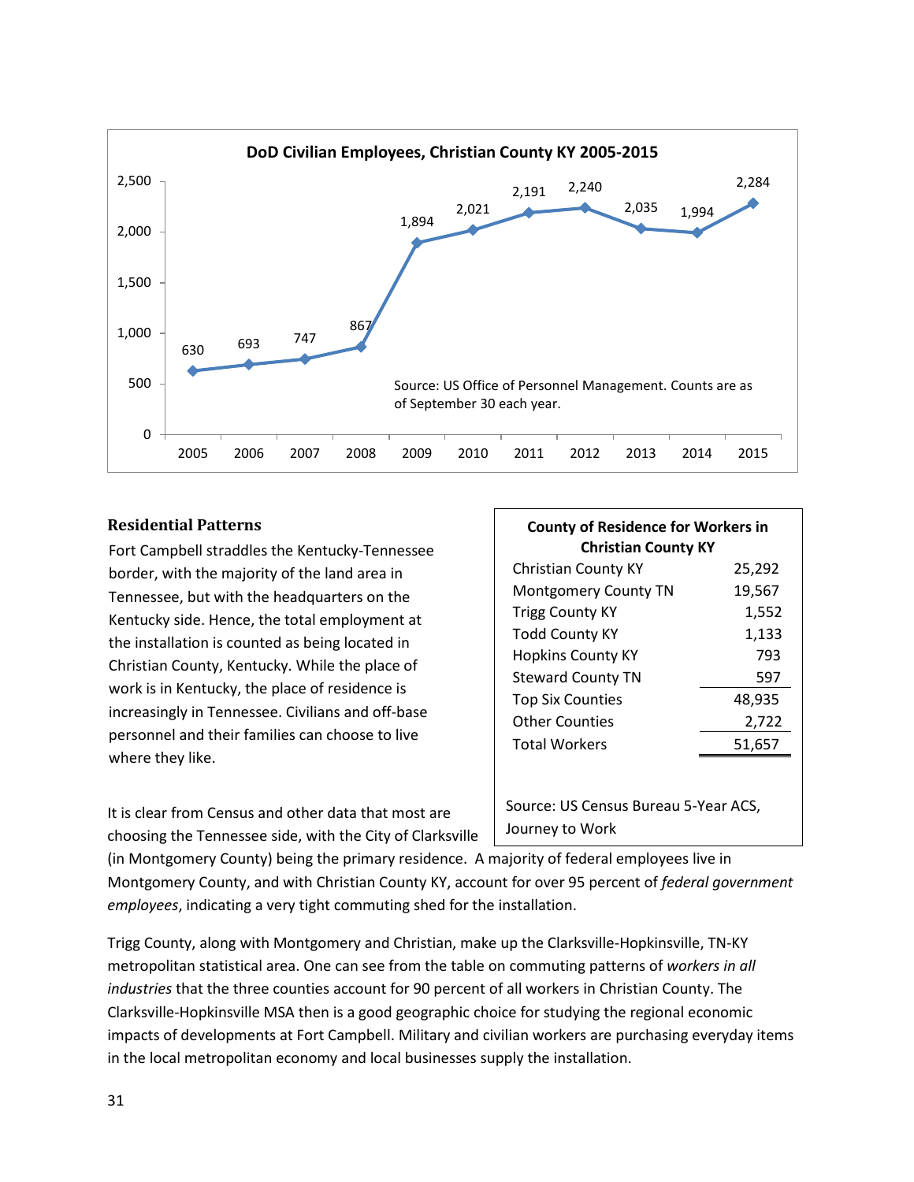**DoD Civilian Employees, Christian County KY 2005-2015**

| Year | Employees |
|---|---|
| 2005 | 630 |
| 2006 | 693 |
| 2007 | 747 |
| 2008 | 867 |
| 2009 | 1,894 |
| 2010 | 2,021 |
| 2011 | 2,191 |
| 2012 | 2,240 |
| 2013 | 2,035 |
| 2014 | 1,994 |
| 2015 | 2,284 |

Source: US Office of Personnel Management. Counts are as of September 30 each year.

### Residential Patterns

Fort Campbell straddles the Kentucky-Tennessee border, with the majority of the land area in Tennessee, but with the headquarters on the Kentucky side. Hence, the total employment at the installation is counted as being located in Christian County, Kentucky. While the place of work is in Kentucky, the place of residence is increasingly in Tennessee. Civilians and off-base personnel and their families can choose to live where they like.

**County of Residence for Workers in Christian County KY**

| County | Workers |
|---|---|
| Christian County KY | 25,292 |
| Montgomery County TN | 19,567 |
| Trigg County KY | 1,552 |
| Todd County KY | 1,133 |
| Hopkins County KY | 793 |
| Steward County TN | 597 |
| Top Six Counties | 48,935 |
| Other Counties | 2,722 |
| Total Workers | 51,657 |

Source: US Census Bureau 5-Year ACS, Journey to Work

It is clear from Census and other data that most are choosing the Tennessee side, with the City of Clarksville (in Montgomery County) being the primary residence. A majority of federal employees live in Montgomery County, and with Christian County KY, account for over 95 percent of *federal government employees*, indicating a very tight commuting shed for the installation.

Trigg County, along with Montgomery and Christian, make up the Clarksville-Hopkinsville, TN-KY metropolitan statistical area. One can see from the table on commuting patterns of *workers in all industries* that the three counties account for 90 percent of all workers in Christian County. The Clarksville-Hopkinsville MSA then is a good geographic choice for studying the regional economic impacts of developments at Fort Campbell. Military and civilian workers are purchasing everyday items in the local metropolitan economy and local businesses supply the installation.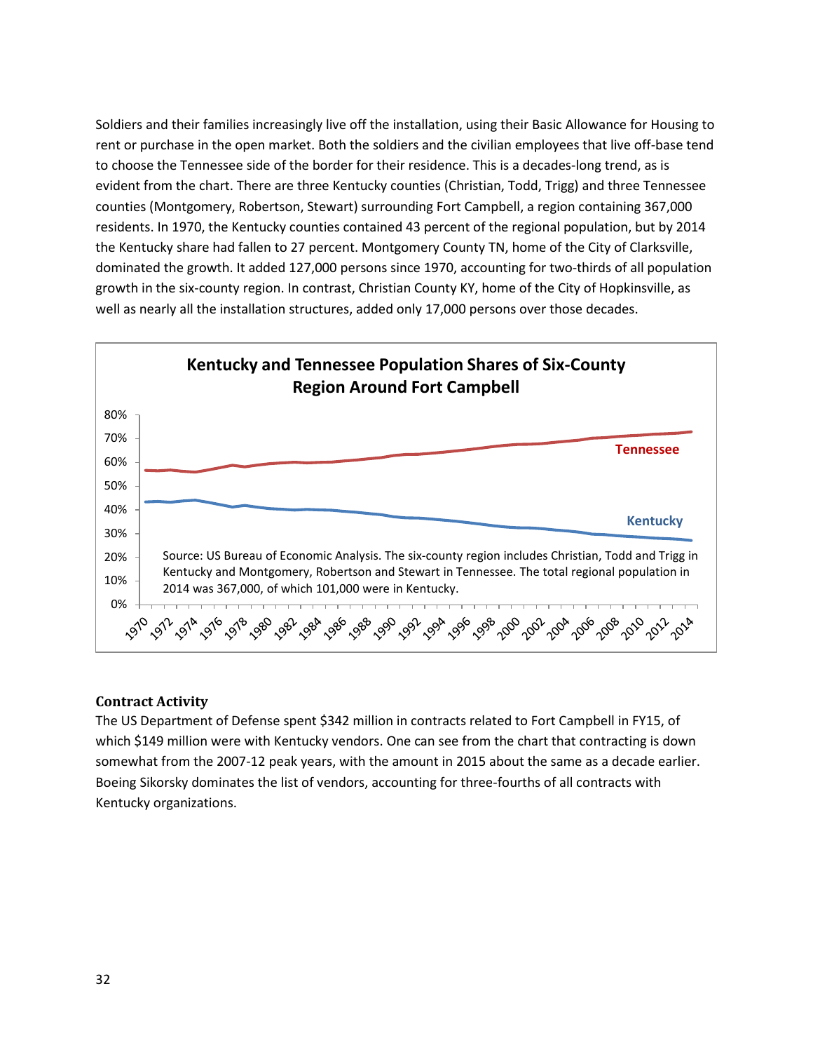Soldiers and their families increasingly live off the installation, using their Basic Allowance for Housing to rent or purchase in the open market. Both the soldiers and the civilian employees that live off-base tend to choose the Tennessee side of the border for their residence. This is a decades-long trend, as is evident from the chart. There are three Kentucky counties (Christian, Todd, Trigg) and three Tennessee counties (Montgomery, Robertson, Stewart) surrounding Fort Campbell, a region containing 367,000 residents. In 1970, the Kentucky counties contained 43 percent of the regional population, but by 2014 the Kentucky share had fallen to 27 percent. Montgomery County TN, home of the City of Clarksville, dominated the growth. It added 127,000 persons since 1970, accounting for two-thirds of all population growth in the six-county region. In contrast, Christian County KY, home of the City of Hopkinsville, as well as nearly all the installation structures, added only 17,000 persons over those decades.

**Kentucky and Tennessee Population Shares of Six-County Region Around Fort Campbell**

Source: US Bureau of Economic Analysis. The six-county region includes Christian, Todd and Trigg in Kentucky and Montgomery, Robertson and Stewart in Tennessee. The total regional population in 2014 was 367,000, of which 101,000 were in Kentucky.

## Contract Activity

The US Department of Defense spent $342 million in contracts related to Fort Campbell in FY15, of which $149 million were with Kentucky vendors. One can see from the chart that contracting is down somewhat from the 2007-12 peak years, with the amount in 2015 about the same as a decade earlier. Boeing Sikorsky dominates the list of vendors, accounting for three-fourths of all contracts with Kentucky organizations.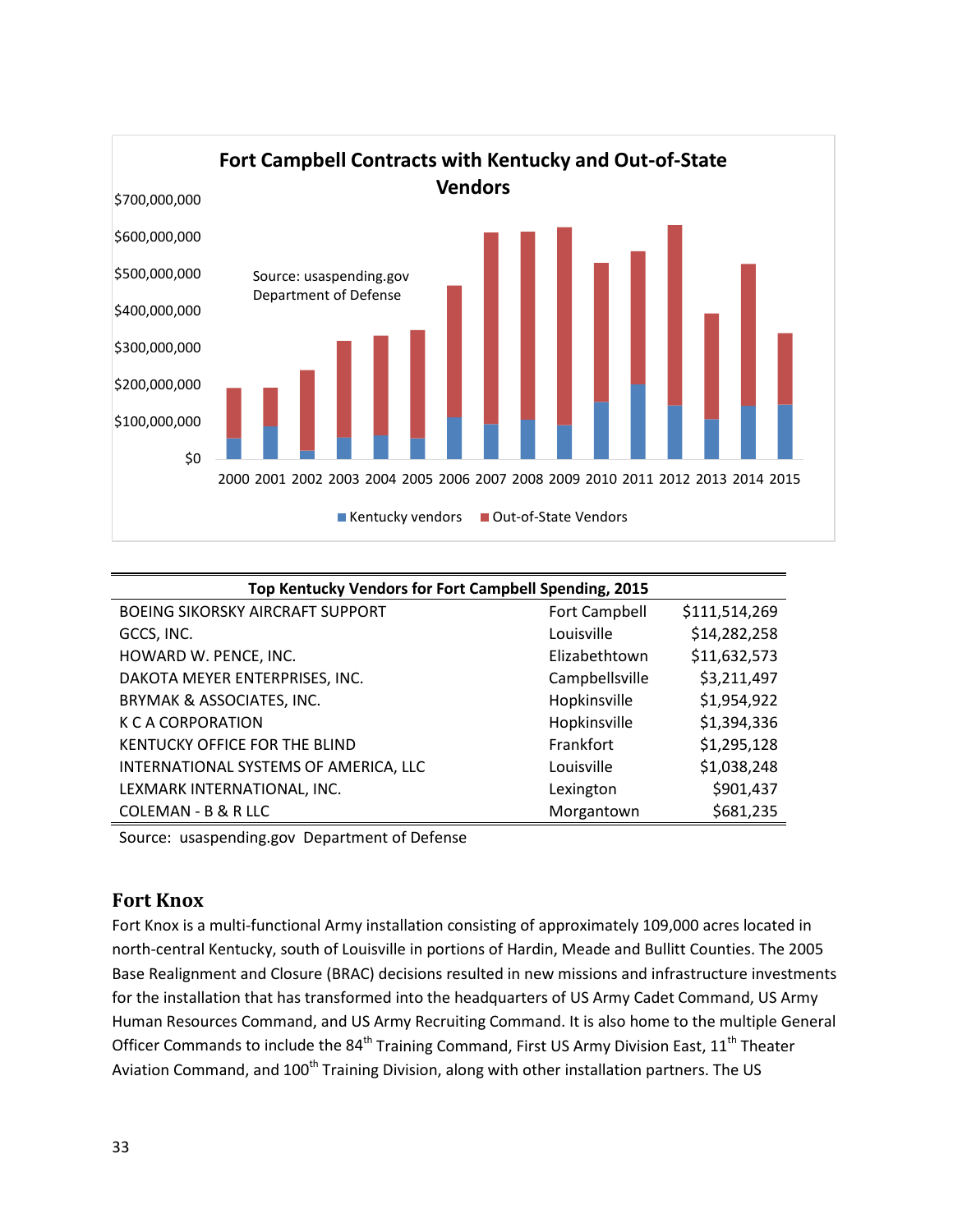**Fort Campbell Contracts with Kentucky and Out-of-State Vendors**

Source: usaspending.gov Department of Defense

| Top Kentucky Vendors for Fort Campbell Spending, 2015 | | |
|---|---|---|
| BOEING SIKORSKY AIRCRAFT SUPPORT | Fort Campbell | $111,514,269 |
| GCCS, INC. | Louisville | $14,282,258 |
| HOWARD W. PENCE, INC. | Elizabethtown | $11,632,573 |
| DAKOTA MEYER ENTERPRISES, INC. | Campbellsville | $3,211,497 |
| BRYMAK & ASSOCIATES, INC. | Hopkinsville | $1,954,922 |
| K C A CORPORATION | Hopkinsville | $1,394,336 |
| KENTUCKY OFFICE FOR THE BLIND | Frankfort | $1,295,128 |
| INTERNATIONAL SYSTEMS OF AMERICA, LLC | Louisville | $1,038,248 |
| LEXMARK INTERNATIONAL, INC. | Lexington | $901,437 |
| COLEMAN - B & R LLC | Morgantown | $681,235 |

Source: usaspending.gov Department of Defense

## Fort Knox

Fort Knox is a multi-functional Army installation consisting of approximately 109,000 acres located in north-central Kentucky, south of Louisville in portions of Hardin, Meade and Bullitt Counties. The 2005 Base Realignment and Closure (BRAC) decisions resulted in new missions and infrastructure investments for the installation that has transformed into the headquarters of US Army Cadet Command, US Army Human Resources Command, and US Army Recruiting Command. It is also home to the multiple General Officer Commands to include the 84th Training Command, First US Army Division East, 11th Theater Aviation Command, and 100th Training Division, along with other installation partners. The US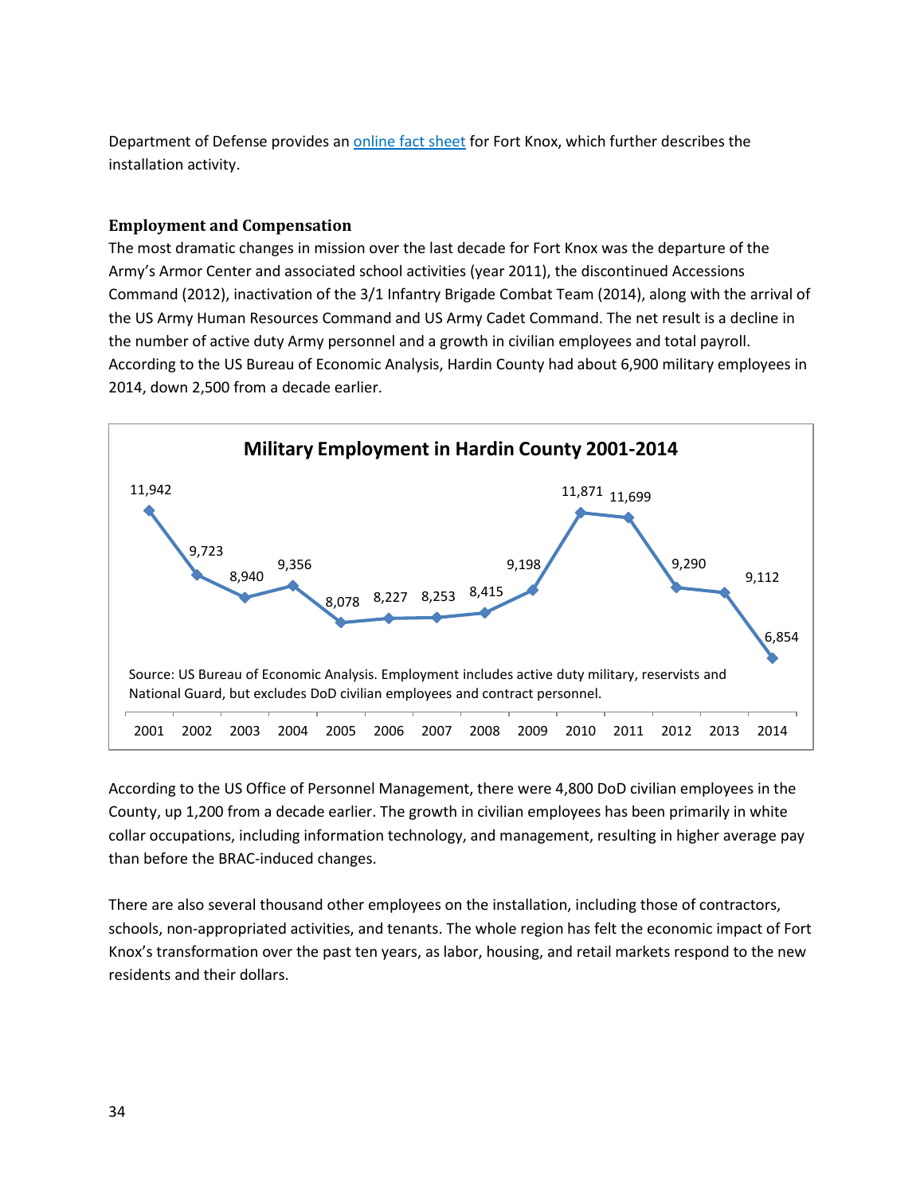Department of Defense provides an [online fact sheet](#) for Fort Knox, which further describes the installation activity.

### Employment and Compensation

The most dramatic changes in mission over the last decade for Fort Knox was the departure of the Army's Armor Center and associated school activities (year 2011), the discontinued Accessions Command (2012), inactivation of the 3/1 Infantry Brigade Combat Team (2014), along with the arrival of the US Army Human Resources Command and US Army Cadet Command. The net result is a decline in the number of active duty Army personnel and a growth in civilian employees and total payroll. According to the US Bureau of Economic Analysis, Hardin County had about 6,900 military employees in 2014, down 2,500 from a decade earlier.

**Military Employment in Hardin County 2001-2014**

| Year | Military Employment |
|---|---|
| 2001 | 11,942 |
| 2002 | 9,723 |
| 2003 | 8,940 |
| 2004 | 9,356 |
| 2005 | 8,078 |
| 2006 | 8,227 |
| 2007 | 8,253 |
| 2008 | 8,415 |
| 2009 | 9,198 |
| 2010 | 11,871 |
| 2011 | 11,699 |
| 2012 | 9,290 |
| 2013 | 9,112 |
| 2014 | 6,854 |

Source: US Bureau of Economic Analysis. Employment includes active duty military, reservists and National Guard, but excludes DoD civilian employees and contract personnel.

According to the US Office of Personnel Management, there were 4,800 DoD civilian employees in the County, up 1,200 from a decade earlier. The growth in civilian employees has been primarily in white collar occupations, including information technology, and management, resulting in higher average pay than before the BRAC-induced changes.

There are also several thousand other employees on the installation, including those of contractors, schools, non-appropriated activities, and tenants. The whole region has felt the economic impact of Fort Knox's transformation over the past ten years, as labor, housing, and retail markets respond to the new residents and their dollars.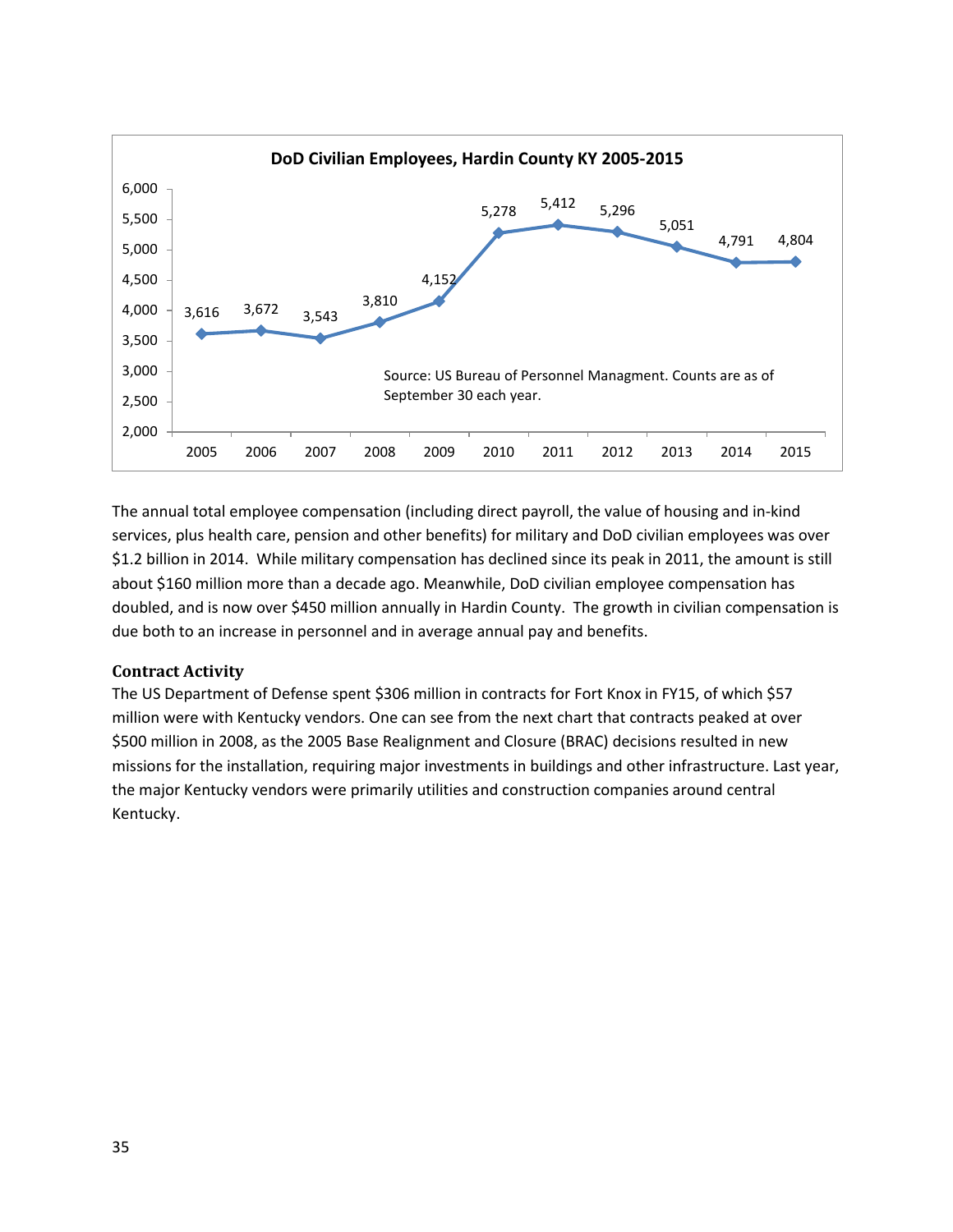**DoD Civilian Employees, Hardin County KY 2005-2015**

| Year | Employees |
|---|---|
| 2005 | 3,616 |
| 2006 | 3,672 |
| 2007 | 3,543 |
| 2008 | 3,810 |
| 2009 | 4,152 |
| 2010 | 5,278 |
| 2011 | 5,412 |
| 2012 | 5,296 |
| 2013 | 5,051 |
| 2014 | 4,791 |
| 2015 | 4,804 |

Source: US Bureau of Personnel Managment. Counts are as of September 30 each year.

The annual total employee compensation (including direct payroll, the value of housing and in-kind services, plus health care, pension and other benefits) for military and DoD civilian employees was over $1.2 billion in 2014. While military compensation has declined since its peak in 2011, the amount is still about $160 million more than a decade ago. Meanwhile, DoD civilian employee compensation has doubled, and is now over $450 million annually in Hardin County. The growth in civilian compensation is due both to an increase in personnel and in average annual pay and benefits.

### Contract Activity

The US Department of Defense spent $306 million in contracts for Fort Knox in FY15, of which $57 million were with Kentucky vendors. One can see from the next chart that contracts peaked at over $500 million in 2008, as the 2005 Base Realignment and Closure (BRAC) decisions resulted in new missions for the installation, requiring major investments in buildings and other infrastructure. Last year, the major Kentucky vendors were primarily utilities and construction companies around central Kentucky.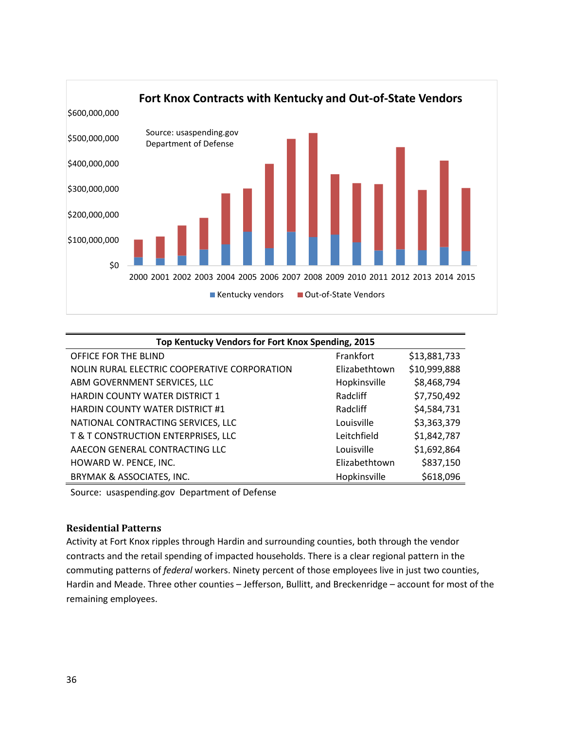**Fort Knox Contracts with Kentucky and Out-of-State Vendors**

Source: usaspending.gov
Department of Defense

$600,000,000
$500,000,000
$400,000,000
$300,000,000
$200,000,000
$100,000,000
$0

2000 2001 2002 2003 2004 2005 2006 2007 2008 2009 2010 2011 2012 2013 2014 2015

Kentucky vendors   Out-of-State Vendors

| Top Kentucky Vendors for Fort Knox Spending, 2015 | | |
|---|---|---|
| OFFICE FOR THE BLIND | Frankfort | $13,881,733 |
| NOLIN RURAL ELECTRIC COOPERATIVE CORPORATION | Elizabethtown | $10,999,888 |
| ABM GOVERNMENT SERVICES, LLC | Hopkinsville | $8,468,794 |
| HARDIN COUNTY WATER DISTRICT 1 | Radcliff | $7,750,492 |
| HARDIN COUNTY WATER DISTRICT #1 | Radcliff | $4,584,731 |
| NATIONAL CONTRACTING SERVICES, LLC | Louisville | $3,363,379 |
| T & T CONSTRUCTION ENTERPRISES, LLC | Leitchfield | $1,842,787 |
| AAECON GENERAL CONTRACTING LLC | Louisville | $1,692,864 |
| HOWARD W. PENCE, INC. | Elizabethtown | $837,150 |
| BRYMAK & ASSOCIATES, INC. | Hopkinsville | $618,096 |

Source: usaspending.gov Department of Defense

### Residential Patterns

Activity at Fort Knox ripples through Hardin and surrounding counties, both through the vendor contracts and the retail spending of impacted households. There is a clear regional pattern in the commuting patterns of *federal* workers. Ninety percent of those employees live in just two counties, Hardin and Meade. Three other counties – Jefferson, Bullitt, and Breckenridge – account for most of the remaining employees.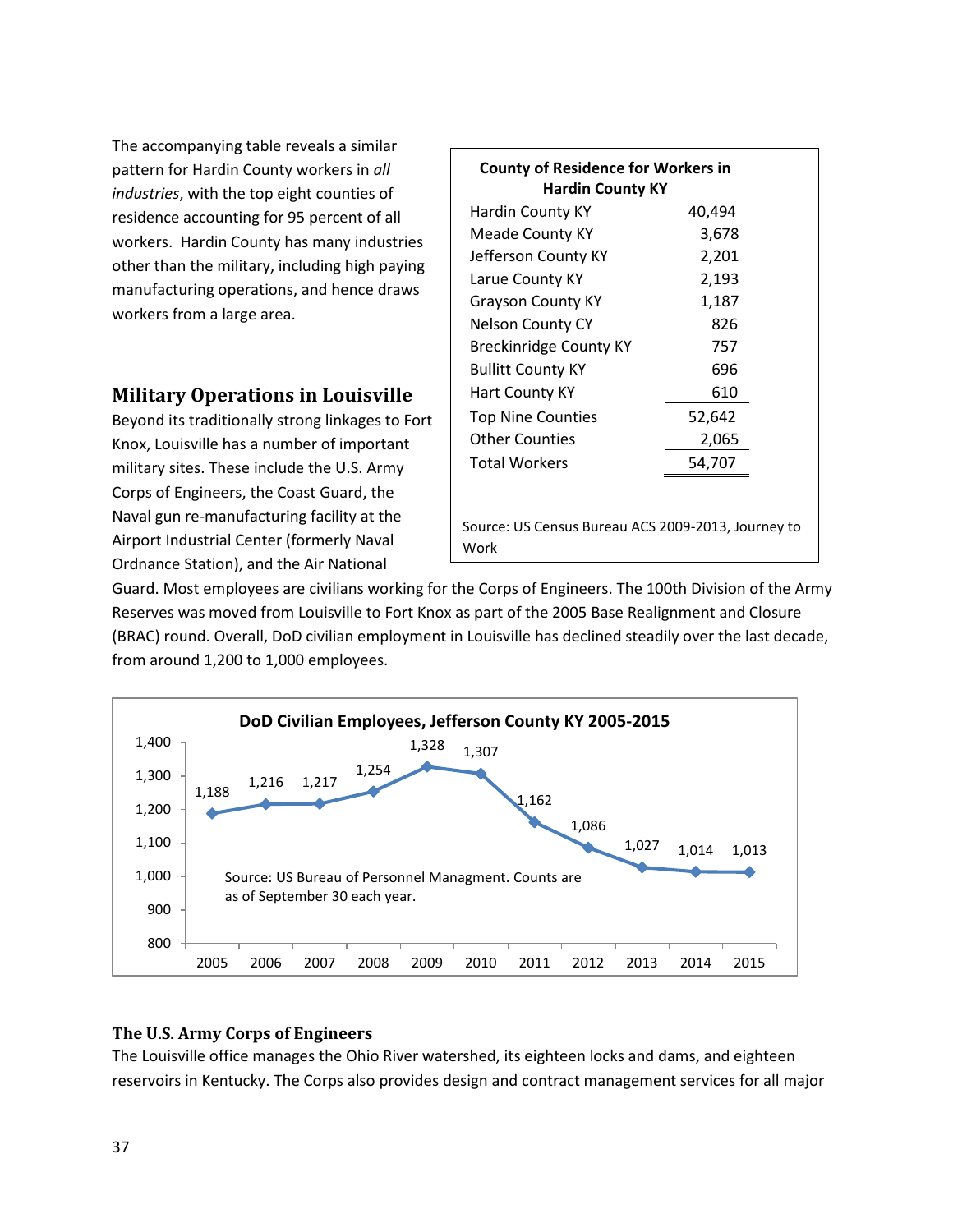The accompanying table reveals a similar pattern for Hardin County workers in *all industries*, with the top eight counties of residence accounting for 95 percent of all workers. Hardin County has many industries other than the military, including high paying manufacturing operations, and hence draws workers from a large area.

| County of Residence for Workers in Hardin County KY | |
|---|---|
| Hardin County KY | 40,494 |
| Meade County KY | 3,678 |
| Jefferson County KY | 2,201 |
| Larue County KY | 2,193 |
| Grayson County KY | 1,187 |
| Nelson County CY | 826 |
| Breckinridge County KY | 757 |
| Bullitt County KY | 696 |
| Hart County KY | 610 |
| Top Nine Counties | 52,642 |
| Other Counties | 2,065 |
| Total Workers | 54,707 |

Source: US Census Bureau ACS 2009-2013, Journey to Work

## Military Operations in Louisville

Beyond its traditionally strong linkages to Fort Knox, Louisville has a number of important military sites. These include the U.S. Army Corps of Engineers, the Coast Guard, the Naval gun re-manufacturing facility at the Airport Industrial Center (formerly Naval Ordnance Station), and the Air National Guard. Most employees are civilians working for the Corps of Engineers. The 100th Division of the Army Reserves was moved from Louisville to Fort Knox as part of the 2005 Base Realignment and Closure (BRAC) round. Overall, DoD civilian employment in Louisville has declined steadily over the last decade, from around 1,200 to 1,000 employees.

**DoD Civilian Employees, Jefferson County KY 2005-2015**

| Year | Employees |
|---|---|
| 2005 | 1,188 |
| 2006 | 1,216 |
| 2007 | 1,217 |
| 2008 | 1,254 |
| 2009 | 1,328 |
| 2010 | 1,307 |
| 2011 | 1,162 |
| 2012 | 1,086 |
| 2013 | 1,027 |
| 2014 | 1,014 |
| 2015 | 1,013 |

Source: US Bureau of Personnel Managment. Counts are as of September 30 each year.

### The U.S. Army Corps of Engineers

The Louisville office manages the Ohio River watershed, its eighteen locks and dams, and eighteen reservoirs in Kentucky. The Corps also provides design and contract management services for all major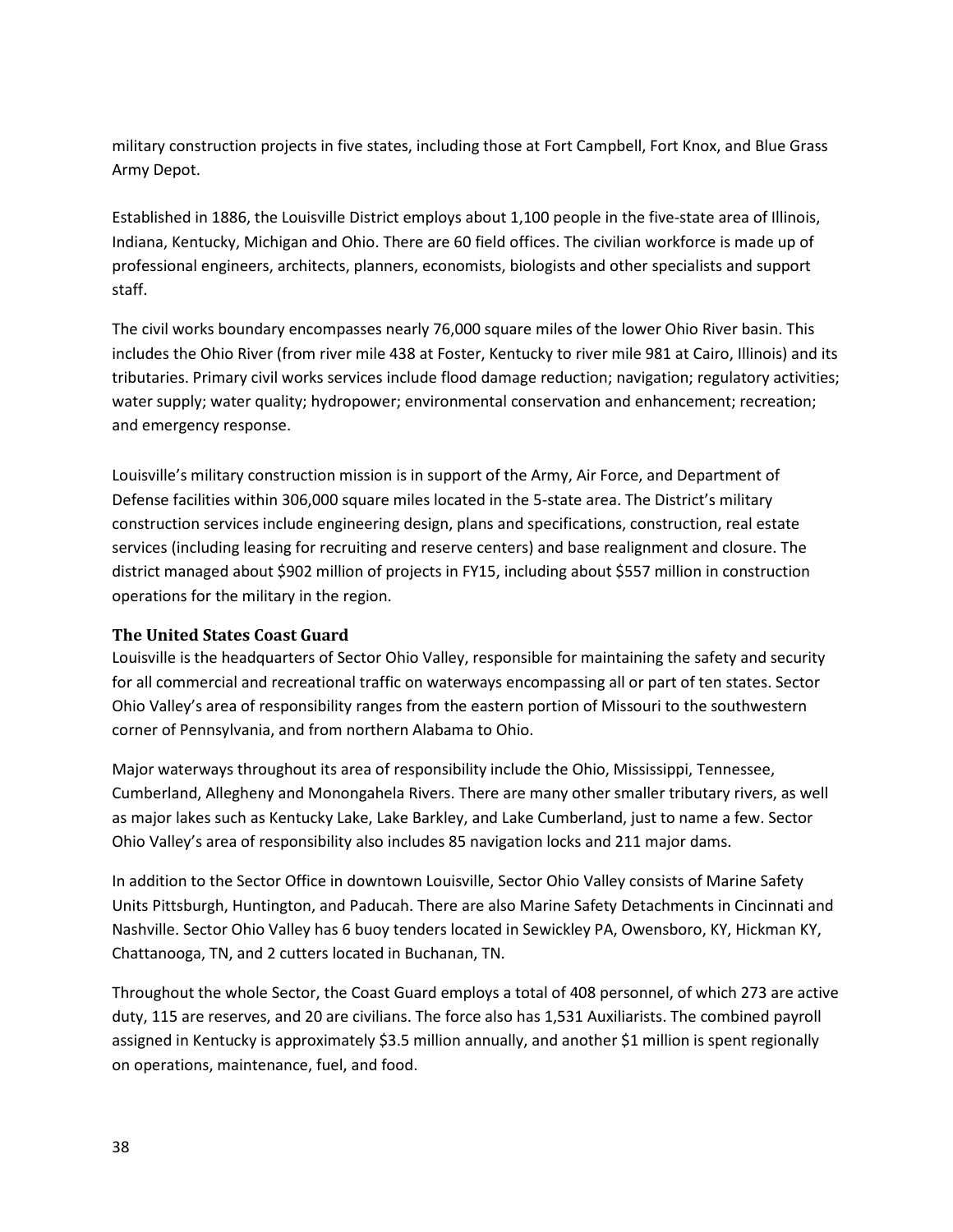military construction projects in five states, including those at Fort Campbell, Fort Knox, and Blue Grass Army Depot.

Established in 1886, the Louisville District employs about 1,100 people in the five-state area of Illinois, Indiana, Kentucky, Michigan and Ohio. There are 60 field offices. The civilian workforce is made up of professional engineers, architects, planners, economists, biologists and other specialists and support staff.

The civil works boundary encompasses nearly 76,000 square miles of the lower Ohio River basin. This includes the Ohio River (from river mile 438 at Foster, Kentucky to river mile 981 at Cairo, Illinois) and its tributaries. Primary civil works services include flood damage reduction; navigation; regulatory activities; water supply; water quality; hydropower; environmental conservation and enhancement; recreation; and emergency response.

Louisville's military construction mission is in support of the Army, Air Force, and Department of Defense facilities within 306,000 square miles located in the 5-state area. The District's military construction services include engineering design, plans and specifications, construction, real estate services (including leasing for recruiting and reserve centers) and base realignment and closure. The district managed about $902 million of projects in FY15, including about $557 million in construction operations for the military in the region.

### The United States Coast Guard

Louisville is the headquarters of Sector Ohio Valley, responsible for maintaining the safety and security for all commercial and recreational traffic on waterways encompassing all or part of ten states. Sector Ohio Valley's area of responsibility ranges from the eastern portion of Missouri to the southwestern corner of Pennsylvania, and from northern Alabama to Ohio.

Major waterways throughout its area of responsibility include the Ohio, Mississippi, Tennessee, Cumberland, Allegheny and Monongahela Rivers. There are many other smaller tributary rivers, as well as major lakes such as Kentucky Lake, Lake Barkley, and Lake Cumberland, just to name a few. Sector Ohio Valley's area of responsibility also includes 85 navigation locks and 211 major dams.

In addition to the Sector Office in downtown Louisville, Sector Ohio Valley consists of Marine Safety Units Pittsburgh, Huntington, and Paducah. There are also Marine Safety Detachments in Cincinnati and Nashville. Sector Ohio Valley has 6 buoy tenders located in Sewickley PA, Owensboro, KY, Hickman KY, Chattanooga, TN, and 2 cutters located in Buchanan, TN.

Throughout the whole Sector, the Coast Guard employs a total of 408 personnel, of which 273 are active duty, 115 are reserves, and 20 are civilians. The force also has 1,531 Auxiliarists. The combined payroll assigned in Kentucky is approximately $3.5 million annually, and another $1 million is spent regionally on operations, maintenance, fuel, and food.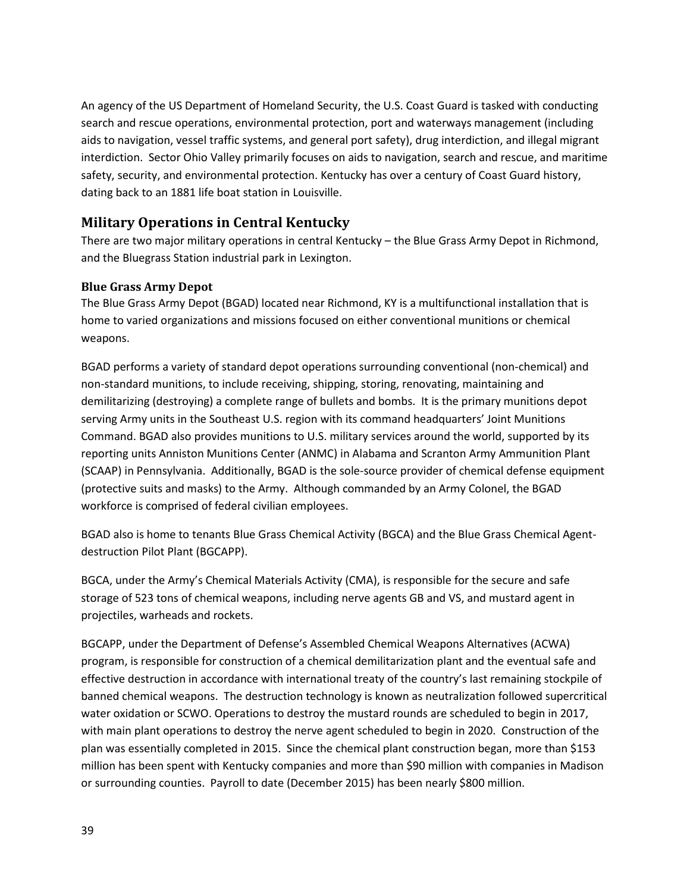An agency of the US Department of Homeland Security, the U.S. Coast Guard is tasked with conducting search and rescue operations, environmental protection, port and waterways management (including aids to navigation, vessel traffic systems, and general port safety), drug interdiction, and illegal migrant interdiction. Sector Ohio Valley primarily focuses on aids to navigation, search and rescue, and maritime safety, security, and environmental protection. Kentucky has over a century of Coast Guard history, dating back to an 1881 life boat station in Louisville.

## Military Operations in Central Kentucky

There are two major military operations in central Kentucky – the Blue Grass Army Depot in Richmond, and the Bluegrass Station industrial park in Lexington.

### Blue Grass Army Depot

The Blue Grass Army Depot (BGAD) located near Richmond, KY is a multifunctional installation that is home to varied organizations and missions focused on either conventional munitions or chemical weapons.

BGAD performs a variety of standard depot operations surrounding conventional (non-chemical) and non-standard munitions, to include receiving, shipping, storing, renovating, maintaining and demilitarizing (destroying) a complete range of bullets and bombs. It is the primary munitions depot serving Army units in the Southeast U.S. region with its command headquarters' Joint Munitions Command. BGAD also provides munitions to U.S. military services around the world, supported by its reporting units Anniston Munitions Center (ANMC) in Alabama and Scranton Army Ammunition Plant (SCAAP) in Pennsylvania. Additionally, BGAD is the sole-source provider of chemical defense equipment (protective suits and masks) to the Army. Although commanded by an Army Colonel, the BGAD workforce is comprised of federal civilian employees.

BGAD also is home to tenants Blue Grass Chemical Activity (BGCA) and the Blue Grass Chemical Agent-destruction Pilot Plant (BGCAPP).

BGCA, under the Army's Chemical Materials Activity (CMA), is responsible for the secure and safe storage of 523 tons of chemical weapons, including nerve agents GB and VS, and mustard agent in projectiles, warheads and rockets.

BGCAPP, under the Department of Defense's Assembled Chemical Weapons Alternatives (ACWA) program, is responsible for construction of a chemical demilitarization plant and the eventual safe and effective destruction in accordance with international treaty of the country's last remaining stockpile of banned chemical weapons. The destruction technology is known as neutralization followed supercritical water oxidation or SCWO. Operations to destroy the mustard rounds are scheduled to begin in 2017, with main plant operations to destroy the nerve agent scheduled to begin in 2020. Construction of the plan was essentially completed in 2015. Since the chemical plant construction began, more than $153 million has been spent with Kentucky companies and more than $90 million with companies in Madison or surrounding counties. Payroll to date (December 2015) has been nearly $800 million.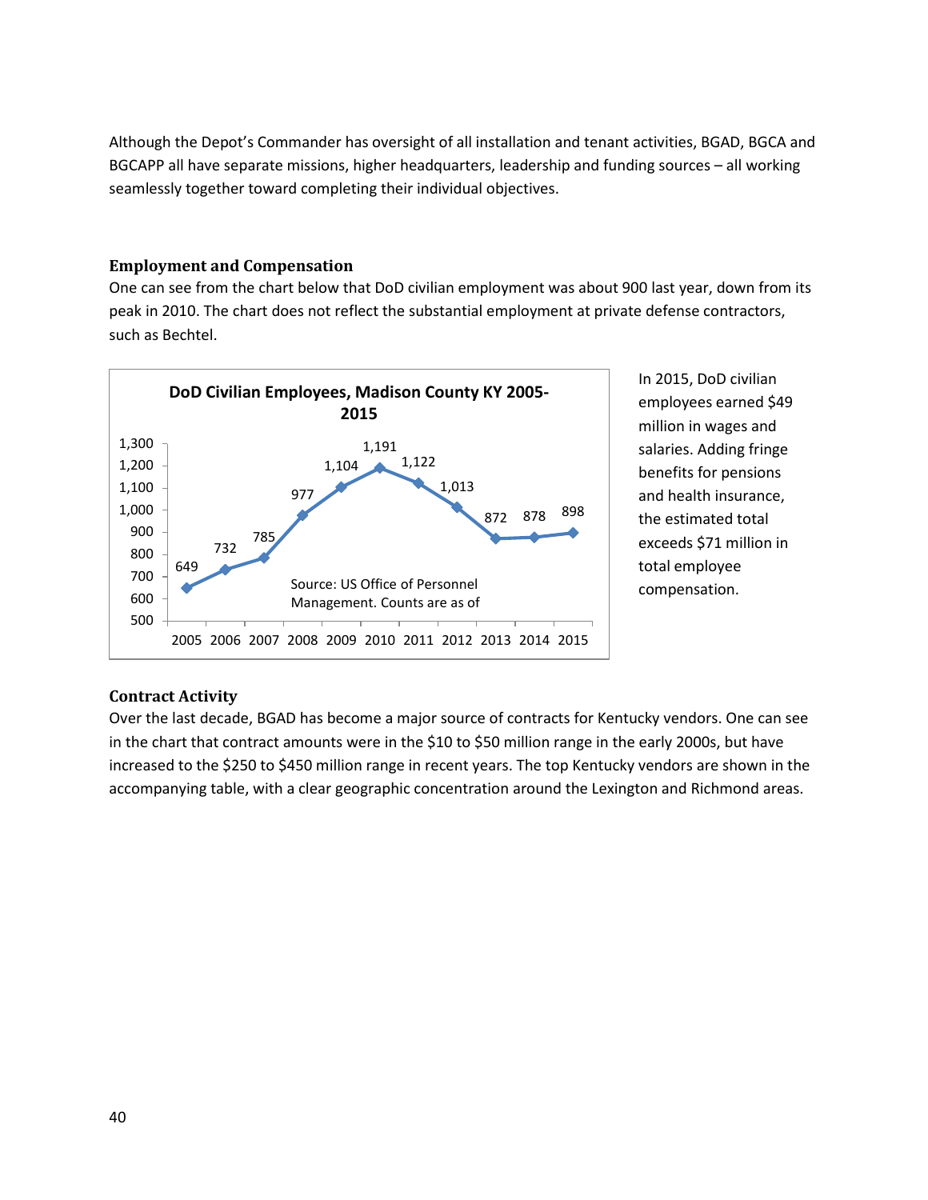Although the Depot's Commander has oversight of all installation and tenant activities, BGAD, BGCA and BGCAPP all have separate missions, higher headquarters, leadership and funding sources – all working seamlessly together toward completing their individual objectives.

### Employment and Compensation

One can see from the chart below that DoD civilian employment was about 900 last year, down from its peak in 2010. The chart does not reflect the substantial employment at private defense contractors, such as Bechtel.

**DoD Civilian Employees, Madison County KY 2005-2015**

| Year | Employees |
|---|---|
| 2005 | 649 |
| 2006 | 732 |
| 2007 | 785 |
| 2008 | 977 |
| 2009 | 1,104 |
| 2010 | 1,191 |
| 2011 | 1,122 |
| 2012 | 1,013 |
| 2013 | 872 |
| 2014 | 878 |
| 2015 | 898 |

Source: US Office of Personnel Management. Counts are as of

In 2015, DoD civilian employees earned $49 million in wages and salaries. Adding fringe benefits for pensions and health insurance, the estimated total exceeds $71 million in total employee compensation.

### Contract Activity

Over the last decade, BGAD has become a major source of contracts for Kentucky vendors. One can see in the chart that contract amounts were in the $10 to $50 million range in the early 2000s, but have increased to the $250 to $450 million range in recent years. The top Kentucky vendors are shown in the accompanying table, with a clear geographic concentration around the Lexington and Richmond areas.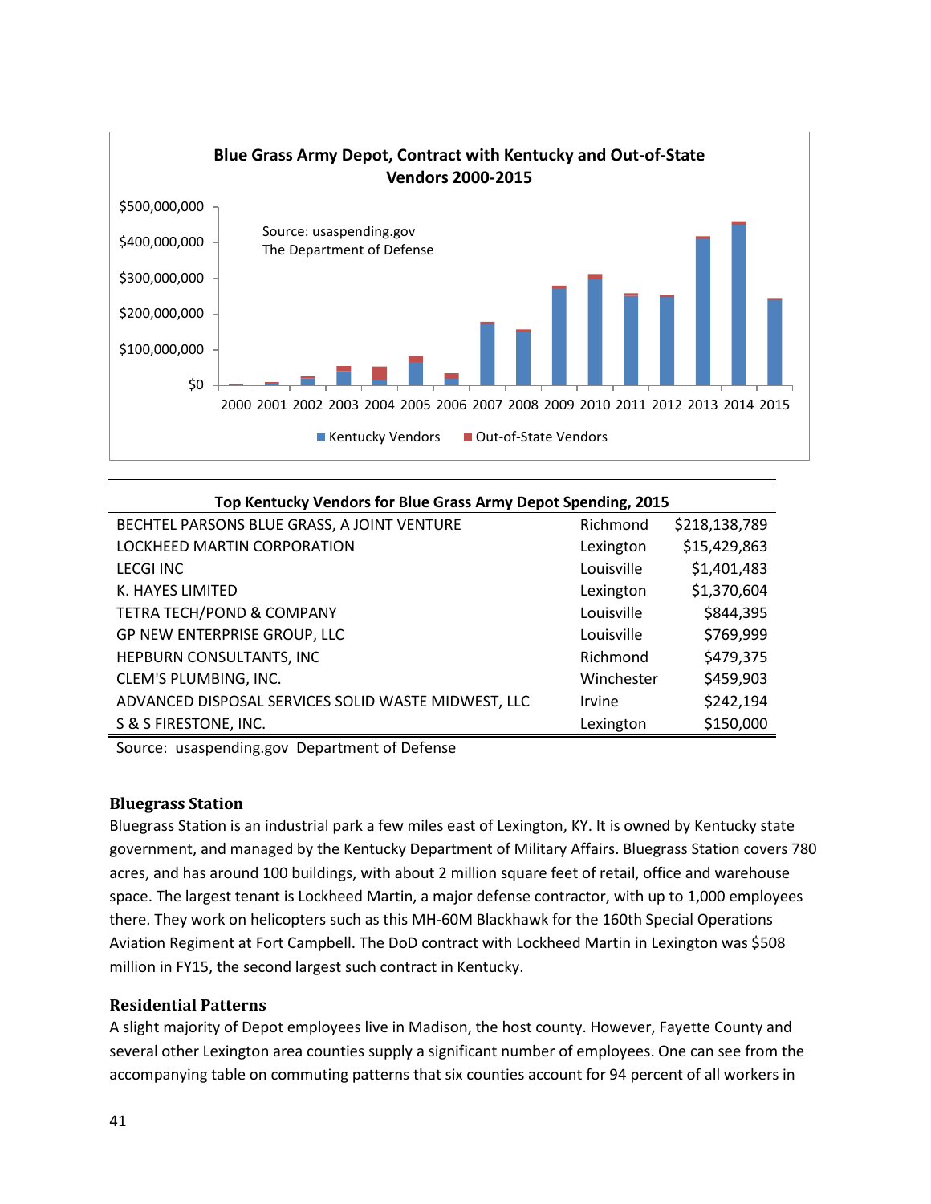**Blue Grass Army Depot, Contract with Kentucky and Out-of-State Vendors 2000-2015**

Source: usaspending.gov
The Department of Defense

| Top Kentucky Vendors for Blue Grass Army Depot Spending, 2015 | | |
|---|---|---|
| BECHTEL PARSONS BLUE GRASS, A JOINT VENTURE | Richmond | $218,138,789 |
| LOCKHEED MARTIN CORPORATION | Lexington | $15,429,863 |
| LECGI INC | Louisville | $1,401,483 |
| K. HAYES LIMITED | Lexington | $1,370,604 |
| TETRA TECH/POND & COMPANY | Louisville | $844,395 |
| GP NEW ENTERPRISE GROUP, LLC | Louisville | $769,999 |
| HEPBURN CONSULTANTS, INC | Richmond | $479,375 |
| CLEM'S PLUMBING, INC. | Winchester | $459,903 |
| ADVANCED DISPOSAL SERVICES SOLID WASTE MIDWEST, LLC | Irvine | $242,194 |
| S & S FIRESTONE, INC. | Lexington | $150,000 |

Source: usaspending.gov Department of Defense

### Bluegrass Station

Bluegrass Station is an industrial park a few miles east of Lexington, KY. It is owned by Kentucky state government, and managed by the Kentucky Department of Military Affairs. Bluegrass Station covers 780 acres, and has around 100 buildings, with about 2 million square feet of retail, office and warehouse space. The largest tenant is Lockheed Martin, a major defense contractor, with up to 1,000 employees there. They work on helicopters such as this MH-60M Blackhawk for the 160th Special Operations Aviation Regiment at Fort Campbell. The DoD contract with Lockheed Martin in Lexington was $508 million in FY15, the second largest such contract in Kentucky.

### Residential Patterns

A slight majority of Depot employees live in Madison, the host county. However, Fayette County and several other Lexington area counties supply a significant number of employees. One can see from the accompanying table on commuting patterns that six counties account for 94 percent of all workers in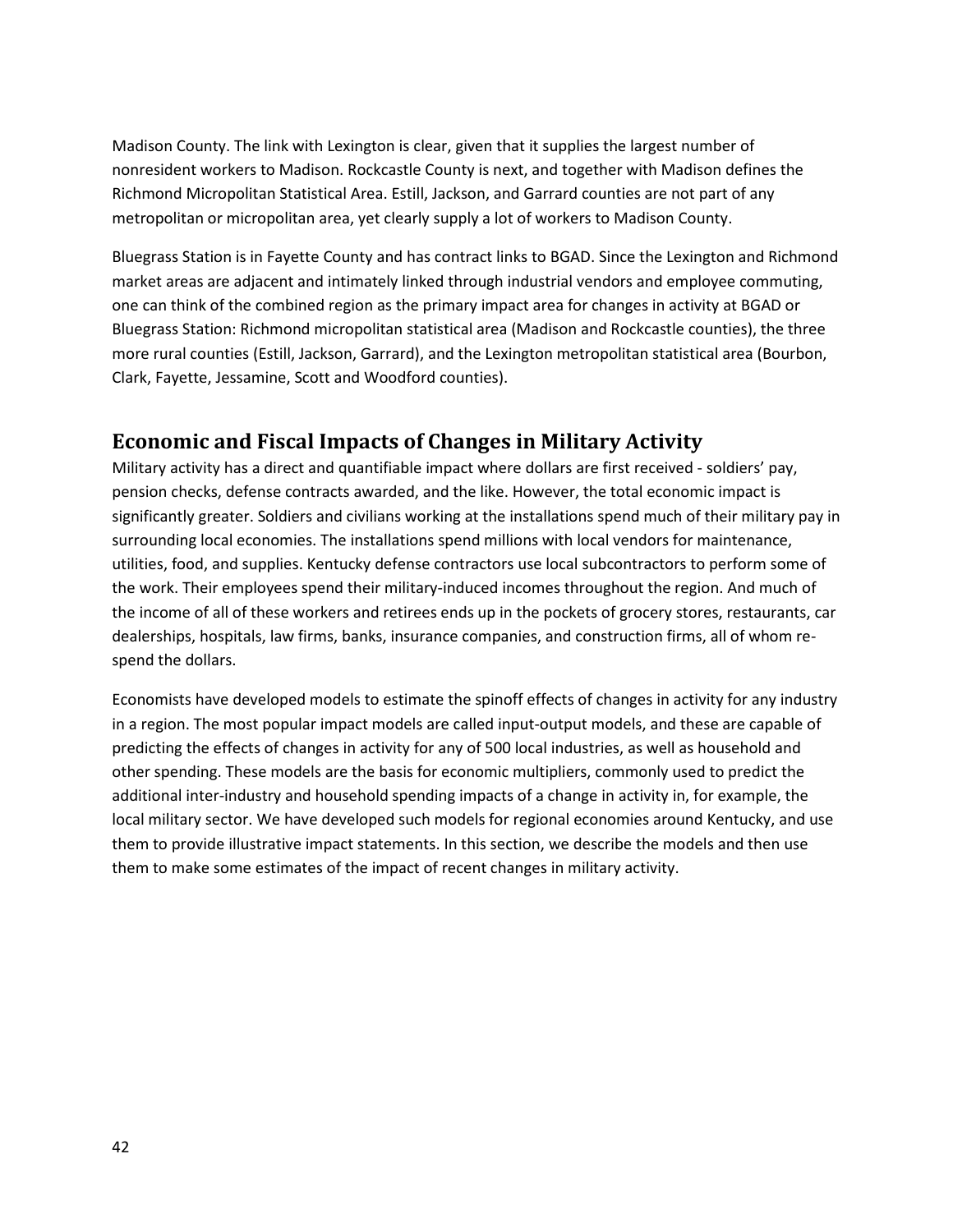Madison County. The link with Lexington is clear, given that it supplies the largest number of nonresident workers to Madison. Rockcastle County is next, and together with Madison defines the Richmond Micropolitan Statistical Area. Estill, Jackson, and Garrard counties are not part of any metropolitan or micropolitan area, yet clearly supply a lot of workers to Madison County.

Bluegrass Station is in Fayette County and has contract links to BGAD. Since the Lexington and Richmond market areas are adjacent and intimately linked through industrial vendors and employee commuting, one can think of the combined region as the primary impact area for changes in activity at BGAD or Bluegrass Station: Richmond micropolitan statistical area (Madison and Rockcastle counties), the three more rural counties (Estill, Jackson, Garrard), and the Lexington metropolitan statistical area (Bourbon, Clark, Fayette, Jessamine, Scott and Woodford counties).

## Economic and Fiscal Impacts of Changes in Military Activity

Military activity has a direct and quantifiable impact where dollars are first received - soldiers' pay, pension checks, defense contracts awarded, and the like. However, the total economic impact is significantly greater. Soldiers and civilians working at the installations spend much of their military pay in surrounding local economies. The installations spend millions with local vendors for maintenance, utilities, food, and supplies. Kentucky defense contractors use local subcontractors to perform some of the work. Their employees spend their military-induced incomes throughout the region. And much of the income of all of these workers and retirees ends up in the pockets of grocery stores, restaurants, car dealerships, hospitals, law firms, banks, insurance companies, and construction firms, all of whom re-spend the dollars.

Economists have developed models to estimate the spinoff effects of changes in activity for any industry in a region. The most popular impact models are called input-output models, and these are capable of predicting the effects of changes in activity for any of 500 local industries, as well as household and other spending. These models are the basis for economic multipliers, commonly used to predict the additional inter-industry and household spending impacts of a change in activity in, for example, the local military sector. We have developed such models for regional economies around Kentucky, and use them to provide illustrative impact statements. In this section, we describe the models and then use them to make some estimates of the impact of recent changes in military activity.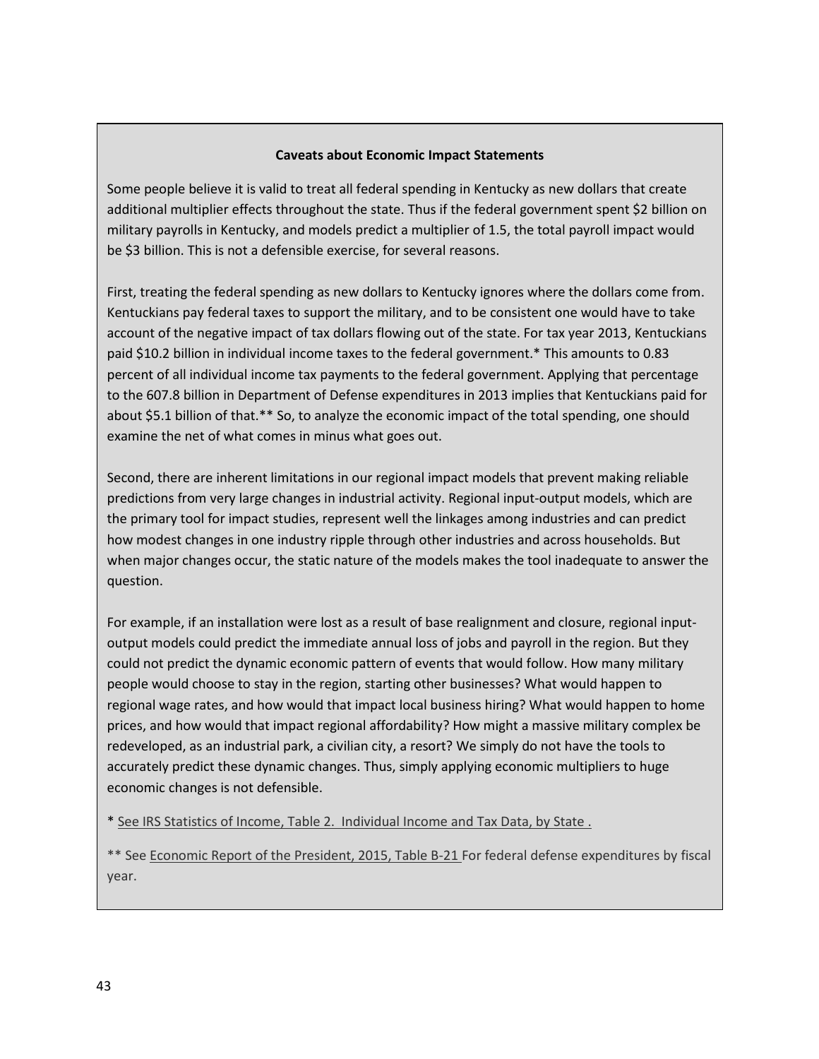### Caveats about Economic Impact Statements

Some people believe it is valid to treat all federal spending in Kentucky as new dollars that create additional multiplier effects throughout the state. Thus if the federal government spent $2 billion on military payrolls in Kentucky, and models predict a multiplier of 1.5, the total payroll impact would be $3 billion. This is not a defensible exercise, for several reasons.

First, treating the federal spending as new dollars to Kentucky ignores where the dollars come from. Kentuckians pay federal taxes to support the military, and to be consistent one would have to take account of the negative impact of tax dollars flowing out of the state. For tax year 2013, Kentuckians paid $10.2 billion in individual income taxes to the federal government.* This amounts to 0.83 percent of all individual income tax payments to the federal government. Applying that percentage to the 607.8 billion in Department of Defense expenditures in 2013 implies that Kentuckians paid for about $5.1 billion of that.** So, to analyze the economic impact of the total spending, one should examine the net of what comes in minus what goes out.

Second, there are inherent limitations in our regional impact models that prevent making reliable predictions from very large changes in industrial activity. Regional input-output models, which are the primary tool for impact studies, represent well the linkages among industries and can predict how modest changes in one industry ripple through other industries and across households. But when major changes occur, the static nature of the models makes the tool inadequate to answer the question.

For example, if an installation were lost as a result of base realignment and closure, regional input-output models could predict the immediate annual loss of jobs and payroll in the region. But they could not predict the dynamic economic pattern of events that would follow. How many military people would choose to stay in the region, starting other businesses? What would happen to regional wage rates, and how would that impact local business hiring? What would happen to home prices, and how would that impact regional affordability? How might a massive military complex be redeveloped, as an industrial park, a civilian city, a resort? We simply do not have the tools to accurately predict these dynamic changes. Thus, simply applying economic multipliers to huge economic changes is not defensible.

* See IRS Statistics of Income, Table 2. Individual Income and Tax Data, by State .

** See Economic Report of the President, 2015, Table B-21 For federal defense expenditures by fiscal year.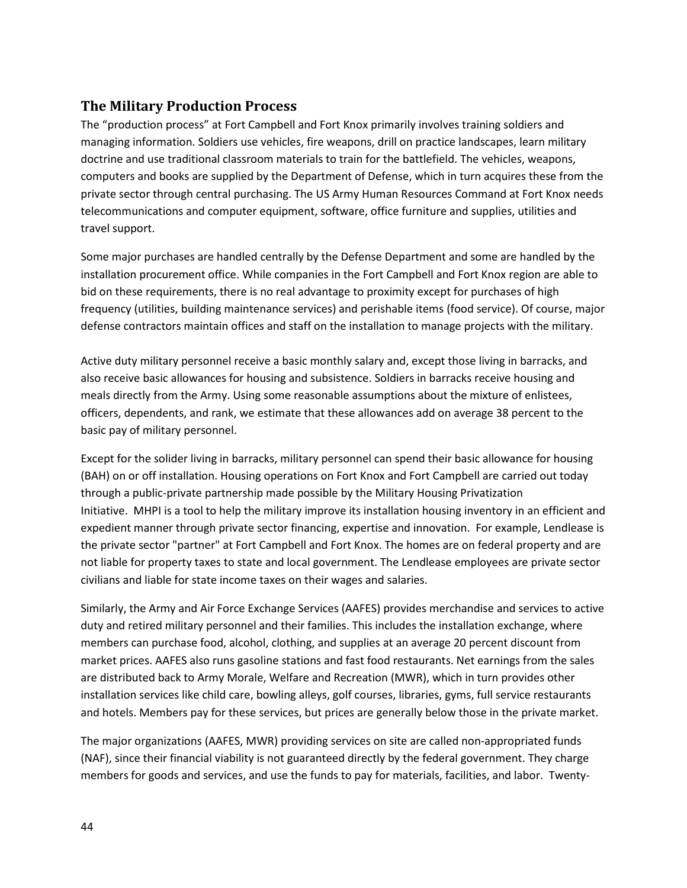## The Military Production Process

The "production process" at Fort Campbell and Fort Knox primarily involves training soldiers and managing information. Soldiers use vehicles, fire weapons, drill on practice landscapes, learn military doctrine and use traditional classroom materials to train for the battlefield. The vehicles, weapons, computers and books are supplied by the Department of Defense, which in turn acquires these from the private sector through central purchasing. The US Army Human Resources Command at Fort Knox needs telecommunications and computer equipment, software, office furniture and supplies, utilities and travel support.

Some major purchases are handled centrally by the Defense Department and some are handled by the installation procurement office. While companies in the Fort Campbell and Fort Knox region are able to bid on these requirements, there is no real advantage to proximity except for purchases of high frequency (utilities, building maintenance services) and perishable items (food service). Of course, major defense contractors maintain offices and staff on the installation to manage projects with the military.

Active duty military personnel receive a basic monthly salary and, except those living in barracks, and also receive basic allowances for housing and subsistence. Soldiers in barracks receive housing and meals directly from the Army. Using some reasonable assumptions about the mixture of enlistees, officers, dependents, and rank, we estimate that these allowances add on average 38 percent to the basic pay of military personnel.

Except for the solider living in barracks, military personnel can spend their basic allowance for housing (BAH) on or off installation. Housing operations on Fort Knox and Fort Campbell are carried out today through a public-private partnership made possible by the Military Housing Privatization Initiative. MHPI is a tool to help the military improve its installation housing inventory in an efficient and expedient manner through private sector financing, expertise and innovation. For example, Lendlease is the private sector "partner" at Fort Campbell and Fort Knox. The homes are on federal property and are not liable for property taxes to state and local government. The Lendlease employees are private sector civilians and liable for state income taxes on their wages and salaries.

Similarly, the Army and Air Force Exchange Services (AAFES) provides merchandise and services to active duty and retired military personnel and their families. This includes the installation exchange, where members can purchase food, alcohol, clothing, and supplies at an average 20 percent discount from market prices. AAFES also runs gasoline stations and fast food restaurants. Net earnings from the sales are distributed back to Army Morale, Welfare and Recreation (MWR), which in turn provides other installation services like child care, bowling alleys, golf courses, libraries, gyms, full service restaurants and hotels. Members pay for these services, but prices are generally below those in the private market.

The major organizations (AAFES, MWR) providing services on site are called non-appropriated funds (NAF), since their financial viability is not guaranteed directly by the federal government. They charge members for goods and services, and use the funds to pay for materials, facilities, and labor. Twenty-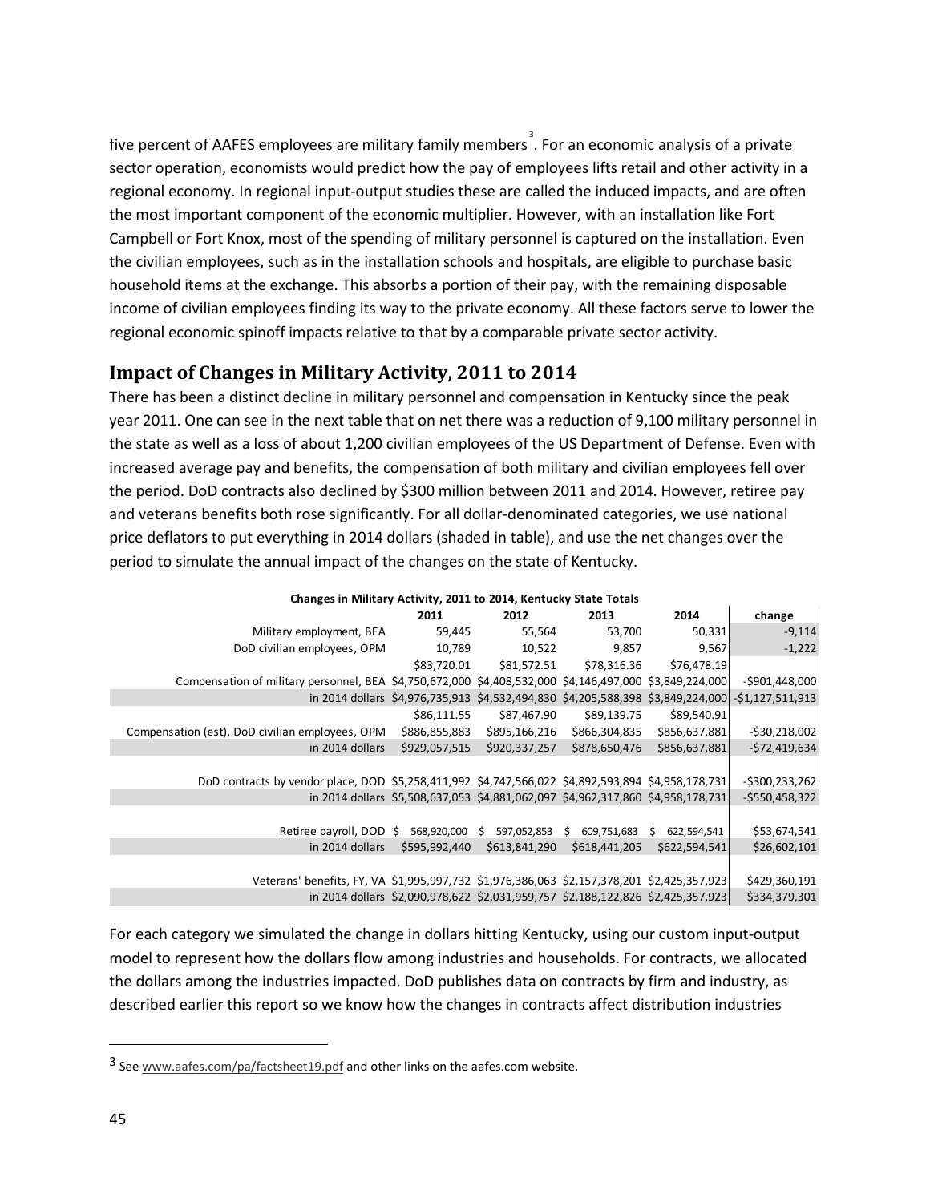five percent of AAFES employees are military family members[3]. For an economic analysis of a private sector operation, economists would predict how the pay of employees lifts retail and other activity in a regional economy. In regional input-output studies these are called the induced impacts, and are often the most important component of the economic multiplier. However, with an installation like Fort Campbell or Fort Knox, most of the spending of military personnel is captured on the installation. Even the civilian employees, such as in the installation schools and hospitals, are eligible to purchase basic household items at the exchange. This absorbs a portion of their pay, with the remaining disposable income of civilian employees finding its way to the private economy. All these factors serve to lower the regional economic spinoff impacts relative to that by a comparable private sector activity.

## Impact of Changes in Military Activity, 2011 to 2014

There has been a distinct decline in military personnel and compensation in Kentucky since the peak year 2011. One can see in the next table that on net there was a reduction of 9,100 military personnel in the state as well as a loss of about 1,200 civilian employees of the US Department of Defense. Even with increased average pay and benefits, the compensation of both military and civilian employees fell over the period. DoD contracts also declined by $300 million between 2011 and 2014. However, retiree pay and veterans benefits both rose significantly. For all dollar-denominated categories, we use national price deflators to put everything in 2014 dollars (shaded in table), and use the net changes over the period to simulate the annual impact of the changes on the state of Kentucky.

**Changes in Military Activity, 2011 to 2014, Kentucky State Totals**

| | 2011 | 2012 | 2013 | 2014 | change |
|---|---|---|---|---|---|
| Military employment, BEA | 59,445 | 55,564 | 53,700 | 50,331 | -9,114 |
| DoD civilian employees, OPM | 10,789 | 10,522 | 9,857 | 9,567 | -1,222 |
| | $83,720.01 | $81,572.51 | $78,316.36 | $76,478.19 | |
| Compensation of military personnel, BEA | $4,750,672,000 | $4,408,532,000 | $4,146,497,000 | $3,849,224,000 | -$901,448,000 |
| in 2014 dollars | $4,976,735,913 | $4,532,494,830 | $4,205,588,398 | $3,849,224,000 | -$1,127,511,913 |
| | $86,111.55 | $87,467.90 | $89,139.75 | $89,540.91 | |
| Compensation (est), DoD civilian employees, OPM | $886,855,883 | $895,166,216 | $866,304,835 | $856,637,881 | -$30,218,002 |
| in 2014 dollars | $929,057,515 | $920,337,257 | $878,650,476 | $856,637,881 | -$72,419,634 |
| | | | | | |
| DoD contracts by vendor place, DOD | $5,258,411,992 | $4,747,566,022 | $4,892,593,894 | $4,958,178,731 | -$300,233,262 |
| in 2014 dollars | $5,508,637,053 | $4,881,062,097 | $4,962,317,860 | $4,958,178,731 | -$550,458,322 |
| | | | | | |
| Retiree payroll, DOD | $ 568,920,000 | $ 597,052,853 | $ 609,751,683 | $ 622,594,541 | $53,674,541 |
| in 2014 dollars | $595,992,440 | $613,841,290 | $618,441,205 | $622,594,541 | $26,602,101 |
| | | | | | |
| Veterans' benefits, FY, VA | $1,995,997,732 | $1,976,386,063 | $2,157,378,201 | $2,425,357,923 | $429,360,191 |
| in 2014 dollars | $2,090,978,622 | $2,031,959,757 | $2,188,122,826 | $2,425,357,923 | $334,379,301 |

For each category we simulated the change in dollars hitting Kentucky, using our custom input-output model to represent how the dollars flow among industries and households. For contracts, we allocated the dollars among the industries impacted. DoD publishes data on contracts by firm and industry, as described earlier this report so we know how the changes in contracts affect distribution industries

[3] See www.aafes.com/pa/factsheet19.pdf and other links on the aafes.com website.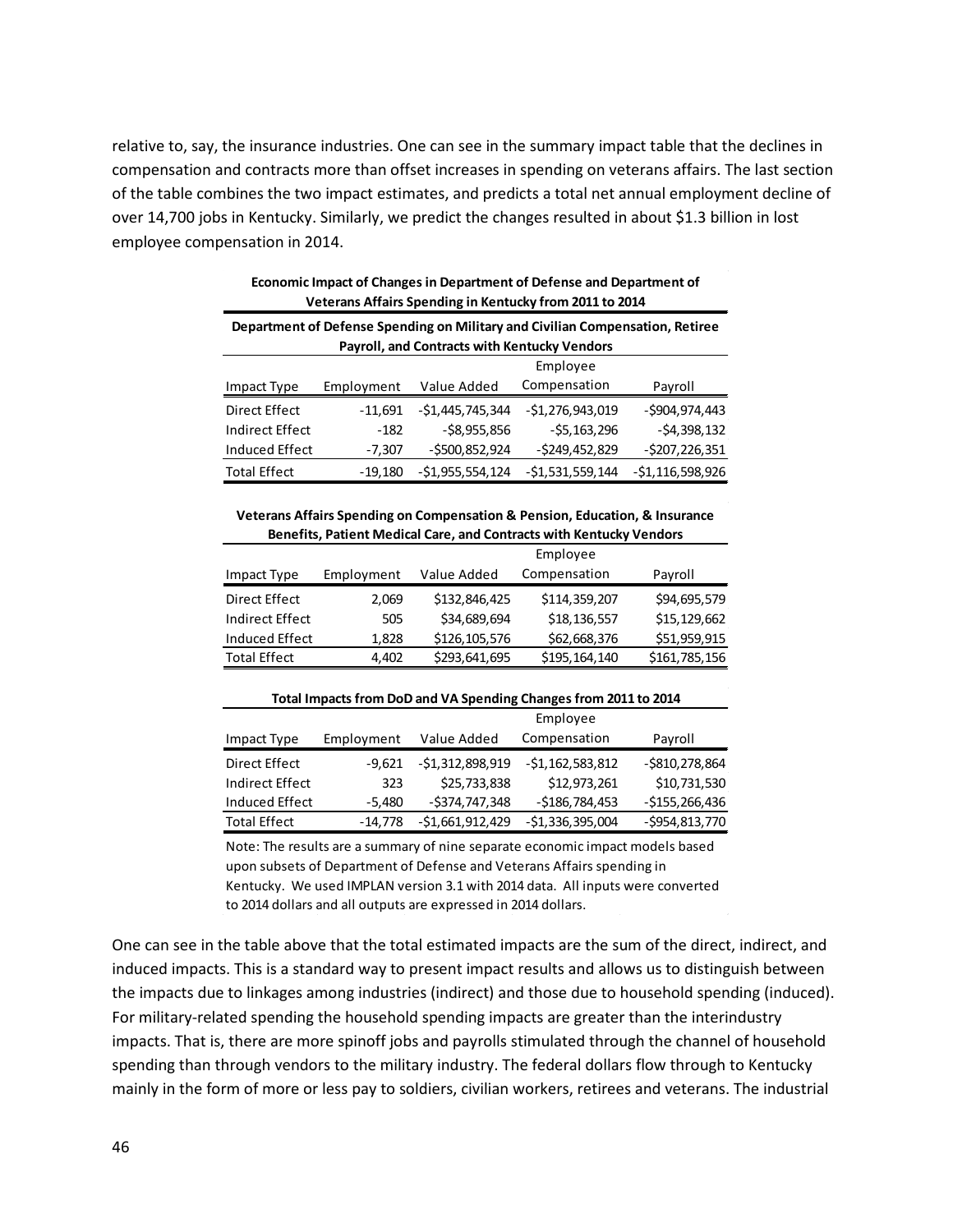relative to, say, the insurance industries. One can see in the summary impact table that the declines in compensation and contracts more than offset increases in spending on veterans affairs. The last section of the table combines the two impact estimates, and predicts a total net annual employment decline of over 14,700 jobs in Kentucky. Similarly, we predict the changes resulted in about $1.3 billion in lost employee compensation in 2014.

**Economic Impact of Changes in Department of Defense and Department of Veterans Affairs Spending in Kentucky from 2011 to 2014**

**Department of Defense Spending on Military and Civilian Compensation, Retiree Payroll, and Contracts with Kentucky Vendors**

| Impact Type | Employment | Value Added | Employee Compensation | Payroll |
|---|---|---|---|---|
| Direct Effect | -11,691 | -$1,445,745,344 | -$1,276,943,019 | -$904,974,443 |
| Indirect Effect | -182 | -$8,955,856 | -$5,163,296 | -$4,398,132 |
| Induced Effect | -7,307 | -$500,852,924 | -$249,452,829 | -$207,226,351 |
| Total Effect | -19,180 | -$1,955,554,124 | -$1,531,559,144 | -$1,116,598,926 |

**Veterans Affairs Spending on Compensation & Pension, Education, & Insurance Benefits, Patient Medical Care, and Contracts with Kentucky Vendors**

| Impact Type | Employment | Value Added | Employee Compensation | Payroll |
|---|---|---|---|---|
| Direct Effect | 2,069 | $132,846,425 | $114,359,207 | $94,695,579 |
| Indirect Effect | 505 | $34,689,694 | $18,136,557 | $15,129,662 |
| Induced Effect | 1,828 | $126,105,576 | $62,668,376 | $51,959,915 |
| Total Effect | 4,402 | $293,641,695 | $195,164,140 | $161,785,156 |

**Total Impacts from DoD and VA Spending Changes from 2011 to 2014**

| Impact Type | Employment | Value Added | Employee Compensation | Payroll |
|---|---|---|---|---|
| Direct Effect | -9,621 | -$1,312,898,919 | -$1,162,583,812 | -$810,278,864 |
| Indirect Effect | 323 | $25,733,838 | $12,973,261 | $10,731,530 |
| Induced Effect | -5,480 | -$374,747,348 | -$186,784,453 | -$155,266,436 |
| Total Effect | -14,778 | -$1,661,912,429 | -$1,336,395,004 | -$954,813,770 |

Note: The results are a summary of nine separate economic impact models based upon subsets of Department of Defense and Veterans Affairs spending in Kentucky. We used IMPLAN version 3.1 with 2014 data. All inputs were converted to 2014 dollars and all outputs are expressed in 2014 dollars.

One can see in the table above that the total estimated impacts are the sum of the direct, indirect, and induced impacts. This is a standard way to present impact results and allows us to distinguish between the impacts due to linkages among industries (indirect) and those due to household spending (induced). For military-related spending the household spending impacts are greater than the interindustry impacts. That is, there are more spinoff jobs and payrolls stimulated through the channel of household spending than through vendors to the military industry. The federal dollars flow through to Kentucky mainly in the form of more or less pay to soldiers, civilian workers, retirees and veterans. The industrial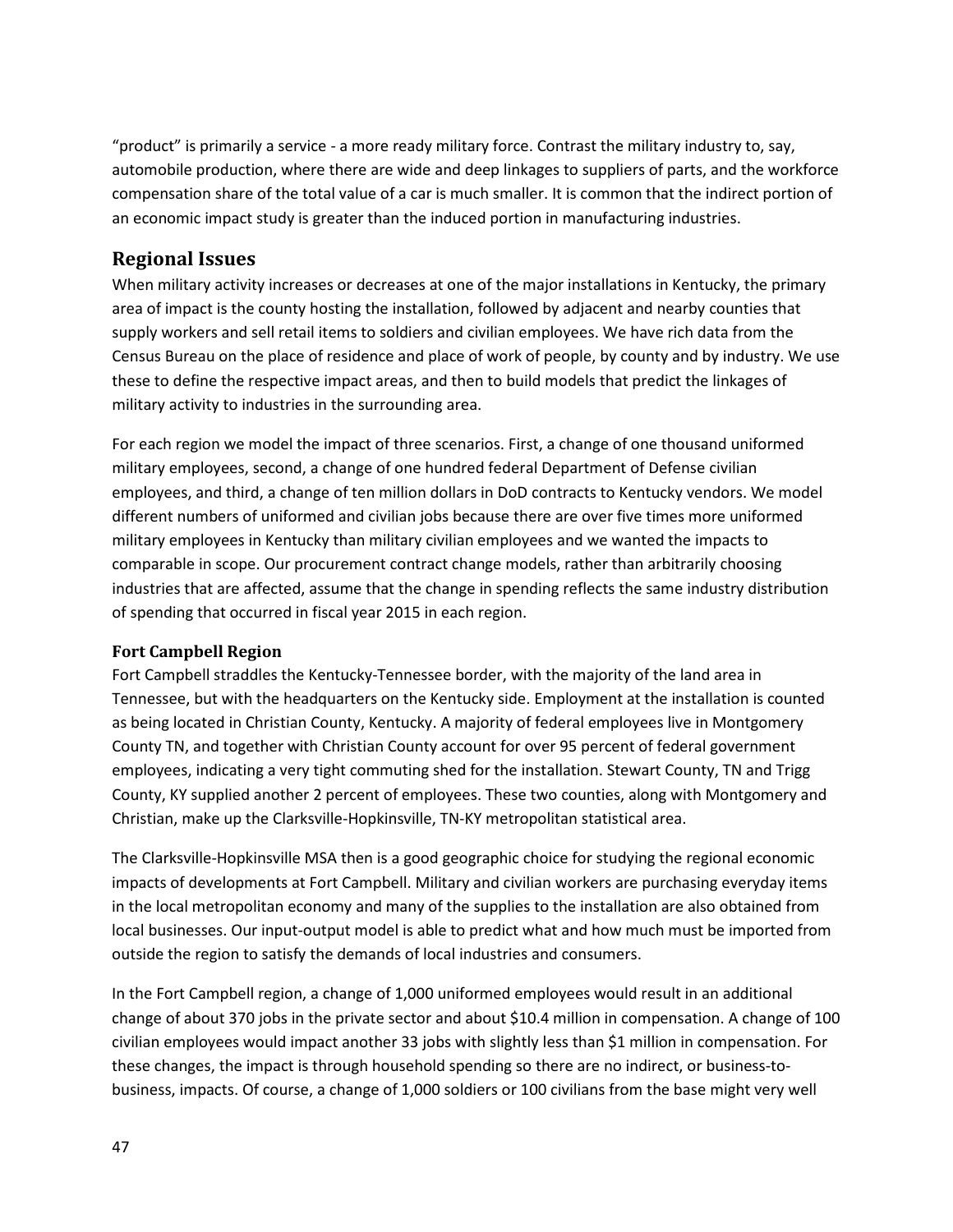"product" is primarily a service - a more ready military force. Contrast the military industry to, say, automobile production, where there are wide and deep linkages to suppliers of parts, and the workforce compensation share of the total value of a car is much smaller. It is common that the indirect portion of an economic impact study is greater than the induced portion in manufacturing industries.

## Regional Issues

When military activity increases or decreases at one of the major installations in Kentucky, the primary area of impact is the county hosting the installation, followed by adjacent and nearby counties that supply workers and sell retail items to soldiers and civilian employees. We have rich data from the Census Bureau on the place of residence and place of work of people, by county and by industry. We use these to define the respective impact areas, and then to build models that predict the linkages of military activity to industries in the surrounding area.

For each region we model the impact of three scenarios. First, a change of one thousand uniformed military employees, second, a change of one hundred federal Department of Defense civilian employees, and third, a change of ten million dollars in DoD contracts to Kentucky vendors. We model different numbers of uniformed and civilian jobs because there are over five times more uniformed military employees in Kentucky than military civilian employees and we wanted the impacts to comparable in scope. Our procurement contract change models, rather than arbitrarily choosing industries that are affected, assume that the change in spending reflects the same industry distribution of spending that occurred in fiscal year 2015 in each region.

### Fort Campbell Region

Fort Campbell straddles the Kentucky-Tennessee border, with the majority of the land area in Tennessee, but with the headquarters on the Kentucky side. Employment at the installation is counted as being located in Christian County, Kentucky. A majority of federal employees live in Montgomery County TN, and together with Christian County account for over 95 percent of federal government employees, indicating a very tight commuting shed for the installation. Stewart County, TN and Trigg County, KY supplied another 2 percent of employees. These two counties, along with Montgomery and Christian, make up the Clarksville-Hopkinsville, TN-KY metropolitan statistical area.

The Clarksville-Hopkinsville MSA then is a good geographic choice for studying the regional economic impacts of developments at Fort Campbell. Military and civilian workers are purchasing everyday items in the local metropolitan economy and many of the supplies to the installation are also obtained from local businesses. Our input-output model is able to predict what and how much must be imported from outside the region to satisfy the demands of local industries and consumers.

In the Fort Campbell region, a change of 1,000 uniformed employees would result in an additional change of about 370 jobs in the private sector and about $10.4 million in compensation. A change of 100 civilian employees would impact another 33 jobs with slightly less than $1 million in compensation. For these changes, the impact is through household spending so there are no indirect, or business-to-business, impacts. Of course, a change of 1,000 soldiers or 100 civilians from the base might very well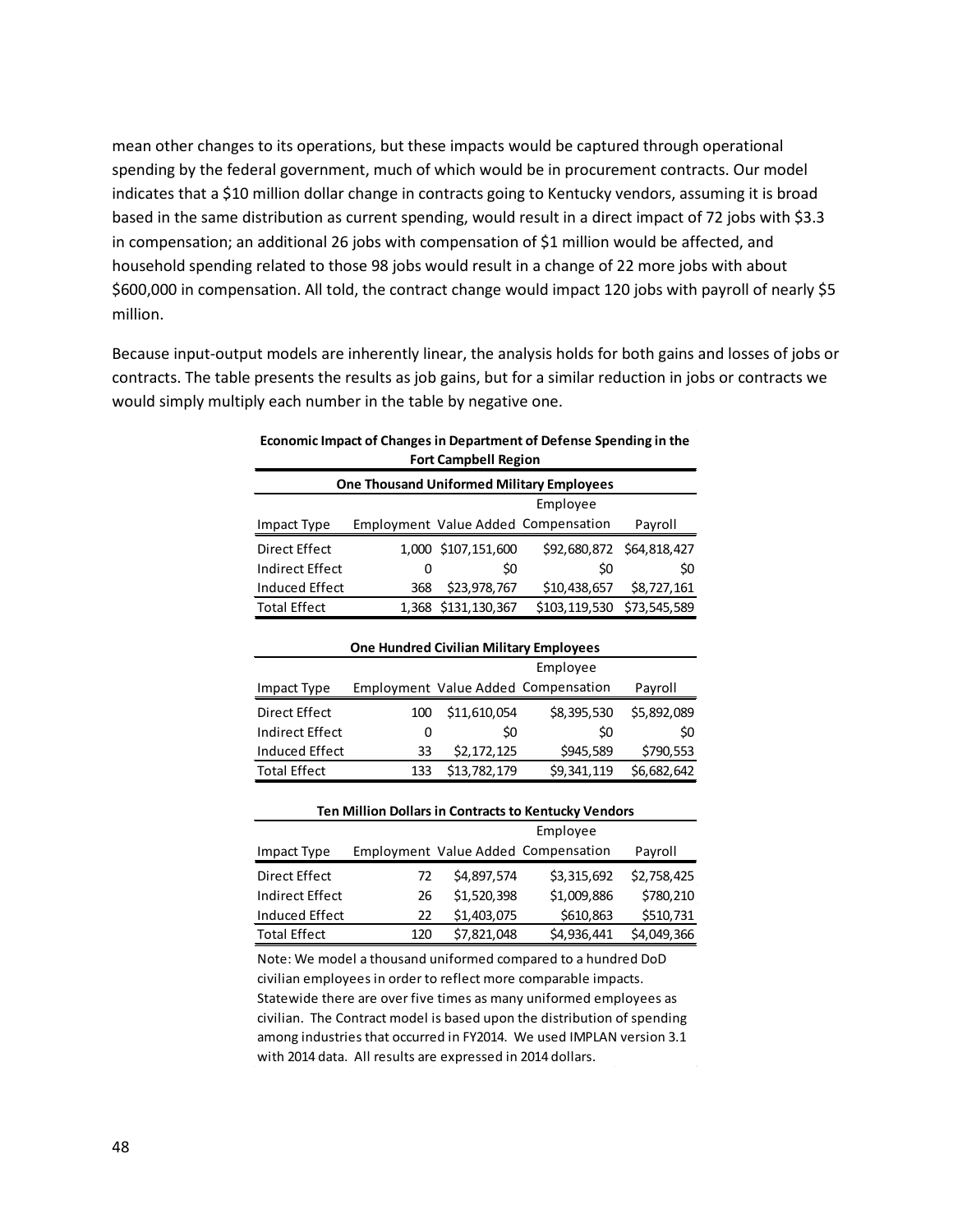mean other changes to its operations, but these impacts would be captured through operational spending by the federal government, much of which would be in procurement contracts. Our model indicates that a $10 million dollar change in contracts going to Kentucky vendors, assuming it is broad based in the same distribution as current spending, would result in a direct impact of 72 jobs with $3.3 in compensation; an additional 26 jobs with compensation of $1 million would be affected, and household spending related to those 98 jobs would result in a change of 22 more jobs with about $600,000 in compensation. All told, the contract change would impact 120 jobs with payroll of nearly $5 million.

Because input-output models are inherently linear, the analysis holds for both gains and losses of jobs or contracts. The table presents the results as job gains, but for a similar reduction in jobs or contracts we would simply multiply each number in the table by negative one.

**Economic Impact of Changes in Department of Defense Spending in the Fort Campbell Region**

**One Thousand Uniformed Military Employees**

| Impact Type | Employment | Value Added | Employee Compensation | Payroll |
|---|---|---|---|---|
| Direct Effect | 1,000 | $107,151,600 | $92,680,872 | $64,818,427 |
| Indirect Effect | 0 | $0 | $0 | $0 |
| Induced Effect | 368 | $23,978,767 | $10,438,657 | $8,727,161 |
| Total Effect | 1,368 | $131,130,367 | $103,119,530 | $73,545,589 |

**One Hundred Civilian Military Employees**

| Impact Type | Employment | Value Added | Employee Compensation | Payroll |
|---|---|---|---|---|
| Direct Effect | 100 | $11,610,054 | $8,395,530 | $5,892,089 |
| Indirect Effect | 0 | $0 | $0 | $0 |
| Induced Effect | 33 | $2,172,125 | $945,589 | $790,553 |
| Total Effect | 133 | $13,782,179 | $9,341,119 | $6,682,642 |

**Ten Million Dollars in Contracts to Kentucky Vendors**

| Impact Type | Employment | Value Added | Employee Compensation | Payroll |
|---|---|---|---|---|
| Direct Effect | 72 | $4,897,574 | $3,315,692 | $2,758,425 |
| Indirect Effect | 26 | $1,520,398 | $1,009,886 | $780,210 |
| Induced Effect | 22 | $1,403,075 | $610,863 | $510,731 |
| Total Effect | 120 | $7,821,048 | $4,936,441 | $4,049,366 |

Note: We model a thousand uniformed compared to a hundred DoD civilian employees in order to reflect more comparable impacts. Statewide there are over five times as many uniformed employees as civilian. The Contract model is based upon the distribution of spending among industries that occurred in FY2014. We used IMPLAN version 3.1 with 2014 data. All results are expressed in 2014 dollars.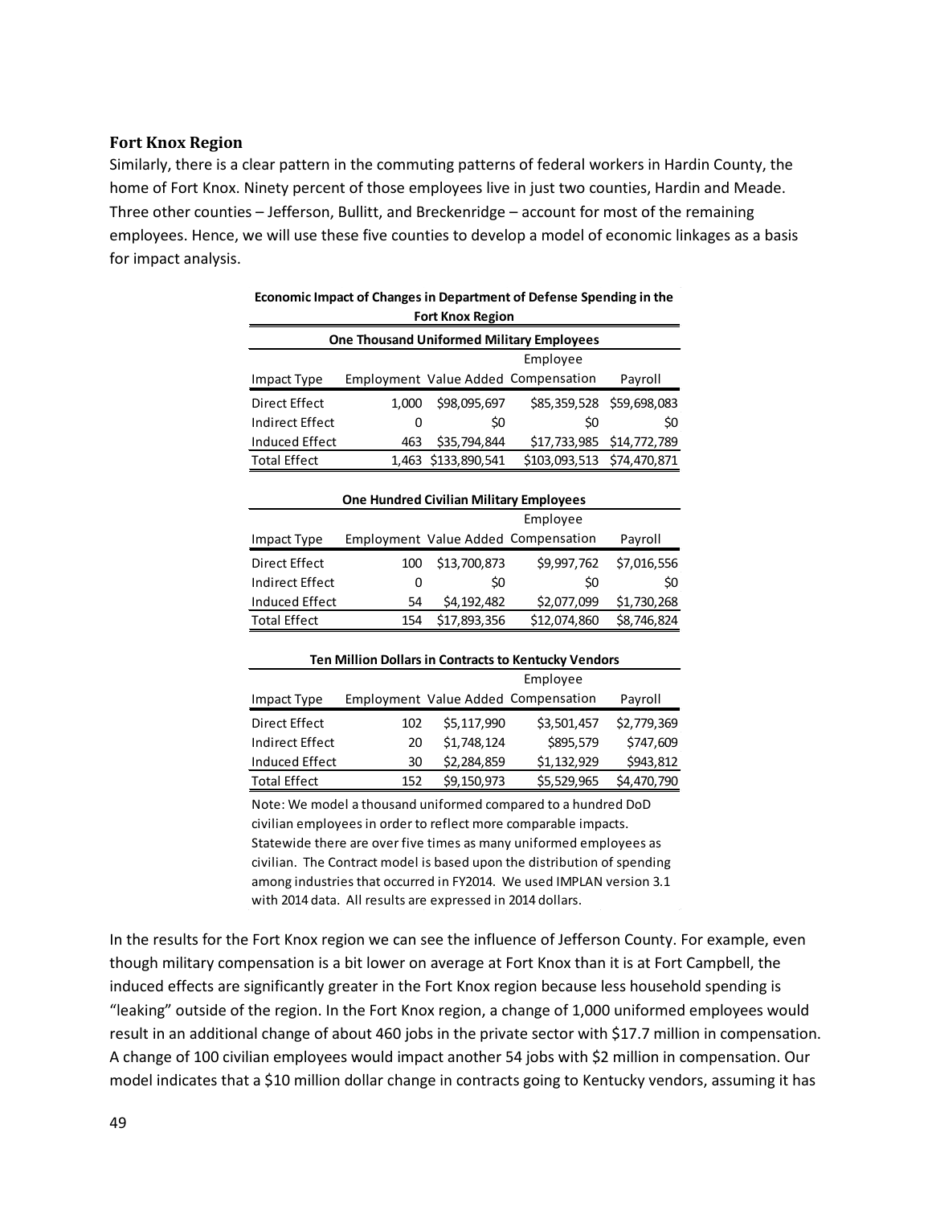### Fort Knox Region

Similarly, there is a clear pattern in the commuting patterns of federal workers in Hardin County, the home of Fort Knox. Ninety percent of those employees live in just two counties, Hardin and Meade. Three other counties – Jefferson, Bullitt, and Breckenridge – account for most of the remaining employees. Hence, we will use these five counties to develop a model of economic linkages as a basis for impact analysis.

**Economic Impact of Changes in Department of Defense Spending in the Fort Knox Region**

**One Thousand Uniformed Military Employees**

| Impact Type | Employment | Value Added | Employee Compensation | Payroll |
|---|---|---|---|---|
| Direct Effect | 1,000 | $98,095,697 | $85,359,528 | $59,698,083 |
| Indirect Effect | 0 | $0 | $0 | $0 |
| Induced Effect | 463 | $35,794,844 | $17,733,985 | $14,772,789 |
| Total Effect | 1,463 | $133,890,541 | $103,093,513 | $74,470,871 |

**One Hundred Civilian Military Employees**

| Impact Type | Employment | Value Added | Employee Compensation | Payroll |
|---|---|---|---|---|
| Direct Effect | 100 | $13,700,873 | $9,997,762 | $7,016,556 |
| Indirect Effect | 0 | $0 | $0 | $0 |
| Induced Effect | 54 | $4,192,482 | $2,077,099 | $1,730,268 |
| Total Effect | 154 | $17,893,356 | $12,074,860 | $8,746,824 |

**Ten Million Dollars in Contracts to Kentucky Vendors**

| Impact Type | Employment | Value Added | Employee Compensation | Payroll |
|---|---|---|---|---|
| Direct Effect | 102 | $5,117,990 | $3,501,457 | $2,779,369 |
| Indirect Effect | 20 | $1,748,124 | $895,579 | $747,609 |
| Induced Effect | 30 | $2,284,859 | $1,132,929 | $943,812 |
| Total Effect | 152 | $9,150,973 | $5,529,965 | $4,470,790 |

Note: We model a thousand uniformed compared to a hundred DoD civilian employees in order to reflect more comparable impacts. Statewide there are over five times as many uniformed employees as civilian. The Contract model is based upon the distribution of spending among industries that occurred in FY2014. We used IMPLAN version 3.1 with 2014 data. All results are expressed in 2014 dollars.

In the results for the Fort Knox region we can see the influence of Jefferson County. For example, even though military compensation is a bit lower on average at Fort Knox than it is at Fort Campbell, the induced effects are significantly greater in the Fort Knox region because less household spending is "leaking" outside of the region. In the Fort Knox region, a change of 1,000 uniformed employees would result in an additional change of about 460 jobs in the private sector with $17.7 million in compensation. A change of 100 civilian employees would impact another 54 jobs with $2 million in compensation. Our model indicates that a $10 million dollar change in contracts going to Kentucky vendors, assuming it has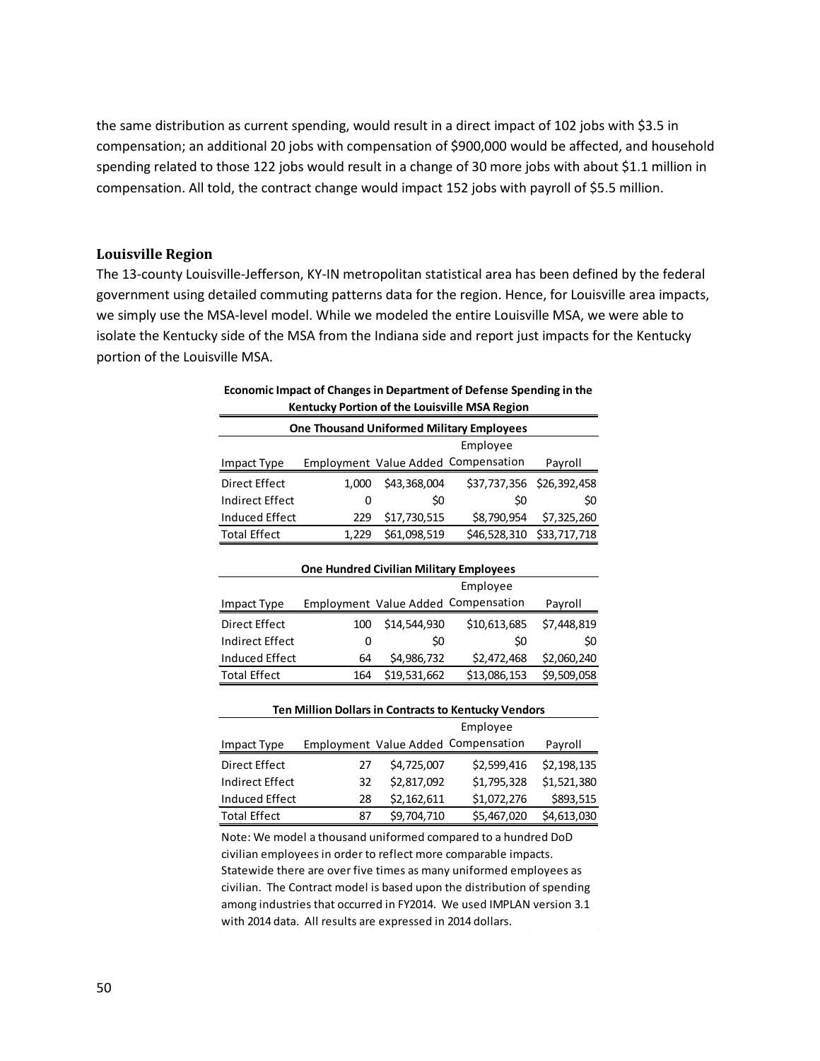the same distribution as current spending, would result in a direct impact of 102 jobs with $3.5 in compensation; an additional 20 jobs with compensation of $900,000 would be affected, and household spending related to those 122 jobs would result in a change of 30 more jobs with about $1.1 million in compensation. All told, the contract change would impact 152 jobs with payroll of $5.5 million.

### Louisville Region

The 13-county Louisville-Jefferson, KY-IN metropolitan statistical area has been defined by the federal government using detailed commuting patterns data for the region. Hence, for Louisville area impacts, we simply use the MSA-level model. While we modeled the entire Louisville MSA, we were able to isolate the Kentucky side of the MSA from the Indiana side and report just impacts for the Kentucky portion of the Louisville MSA.

**Economic Impact of Changes in Department of Defense Spending in the Kentucky Portion of the Louisville MSA Region**

**One Thousand Uniformed Military Employees**

| Impact Type | Employment | Value Added | Employee Compensation | Payroll |
|---|---|---|---|---|
| Direct Effect | 1,000 | $43,368,004 | $37,737,356 | $26,392,458 |
| Indirect Effect | 0 | $0 | $0 | $0 |
| Induced Effect | 229 | $17,730,515 | $8,790,954 | $7,325,260 |
| Total Effect | 1,229 | $61,098,519 | $46,528,310 | $33,717,718 |

**One Hundred Civilian Military Employees**

| Impact Type | Employment | Value Added | Employee Compensation | Payroll |
|---|---|---|---|---|
| Direct Effect | 100 | $14,544,930 | $10,613,685 | $7,448,819 |
| Indirect Effect | 0 | $0 | $0 | $0 |
| Induced Effect | 64 | $4,986,732 | $2,472,468 | $2,060,240 |
| Total Effect | 164 | $19,531,662 | $13,086,153 | $9,509,058 |

**Ten Million Dollars in Contracts to Kentucky Vendors**

| Impact Type | Employment | Value Added | Employee Compensation | Payroll |
|---|---|---|---|---|
| Direct Effect | 27 | $4,725,007 | $2,599,416 | $2,198,135 |
| Indirect Effect | 32 | $2,817,092 | $1,795,328 | $1,521,380 |
| Induced Effect | 28 | $2,162,611 | $1,072,276 | $893,515 |
| Total Effect | 87 | $9,704,710 | $5,467,020 | $4,613,030 |

Note: We model a thousand uniformed compared to a hundred DoD civilian employees in order to reflect more comparable impacts. Statewide there are over five times as many uniformed employees as civilian. The Contract model is based upon the distribution of spending among industries that occurred in FY2014. We used IMPLAN version 3.1 with 2014 data. All results are expressed in 2014 dollars.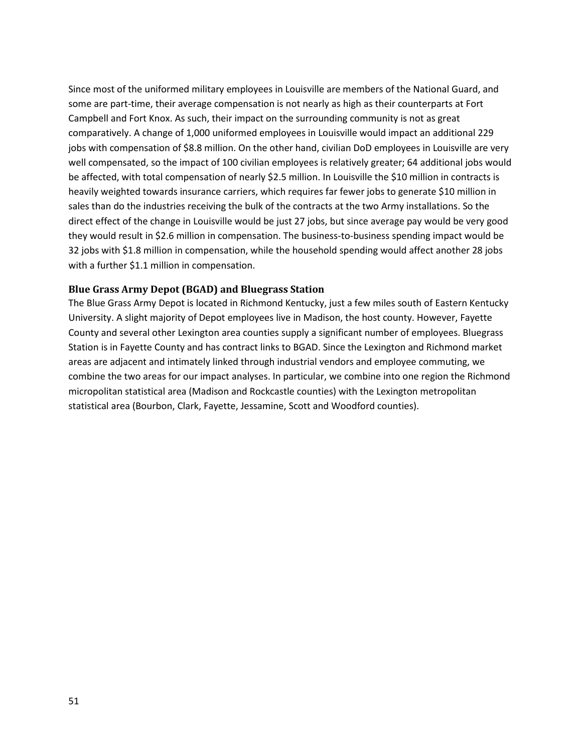Since most of the uniformed military employees in Louisville are members of the National Guard, and some are part-time, their average compensation is not nearly as high as their counterparts at Fort Campbell and Fort Knox. As such, their impact on the surrounding community is not as great comparatively. A change of 1,000 uniformed employees in Louisville would impact an additional 229 jobs with compensation of $8.8 million. On the other hand, civilian DoD employees in Louisville are very well compensated, so the impact of 100 civilian employees is relatively greater; 64 additional jobs would be affected, with total compensation of nearly $2.5 million. In Louisville the $10 million in contracts is heavily weighted towards insurance carriers, which requires far fewer jobs to generate $10 million in sales than do the industries receiving the bulk of the contracts at the two Army installations. So the direct effect of the change in Louisville would be just 27 jobs, but since average pay would be very good they would result in $2.6 million in compensation. The business-to-business spending impact would be 32 jobs with $1.8 million in compensation, while the household spending would affect another 28 jobs with a further $1.1 million in compensation.

### Blue Grass Army Depot (BGAD) and Bluegrass Station

The Blue Grass Army Depot is located in Richmond Kentucky, just a few miles south of Eastern Kentucky University. A slight majority of Depot employees live in Madison, the host county. However, Fayette County and several other Lexington area counties supply a significant number of employees. Bluegrass Station is in Fayette County and has contract links to BGAD. Since the Lexington and Richmond market areas are adjacent and intimately linked through industrial vendors and employee commuting, we combine the two areas for our impact analyses. In particular, we combine into one region the Richmond micropolitan statistical area (Madison and Rockcastle counties) with the Lexington metropolitan statistical area (Bourbon, Clark, Fayette, Jessamine, Scott and Woodford counties).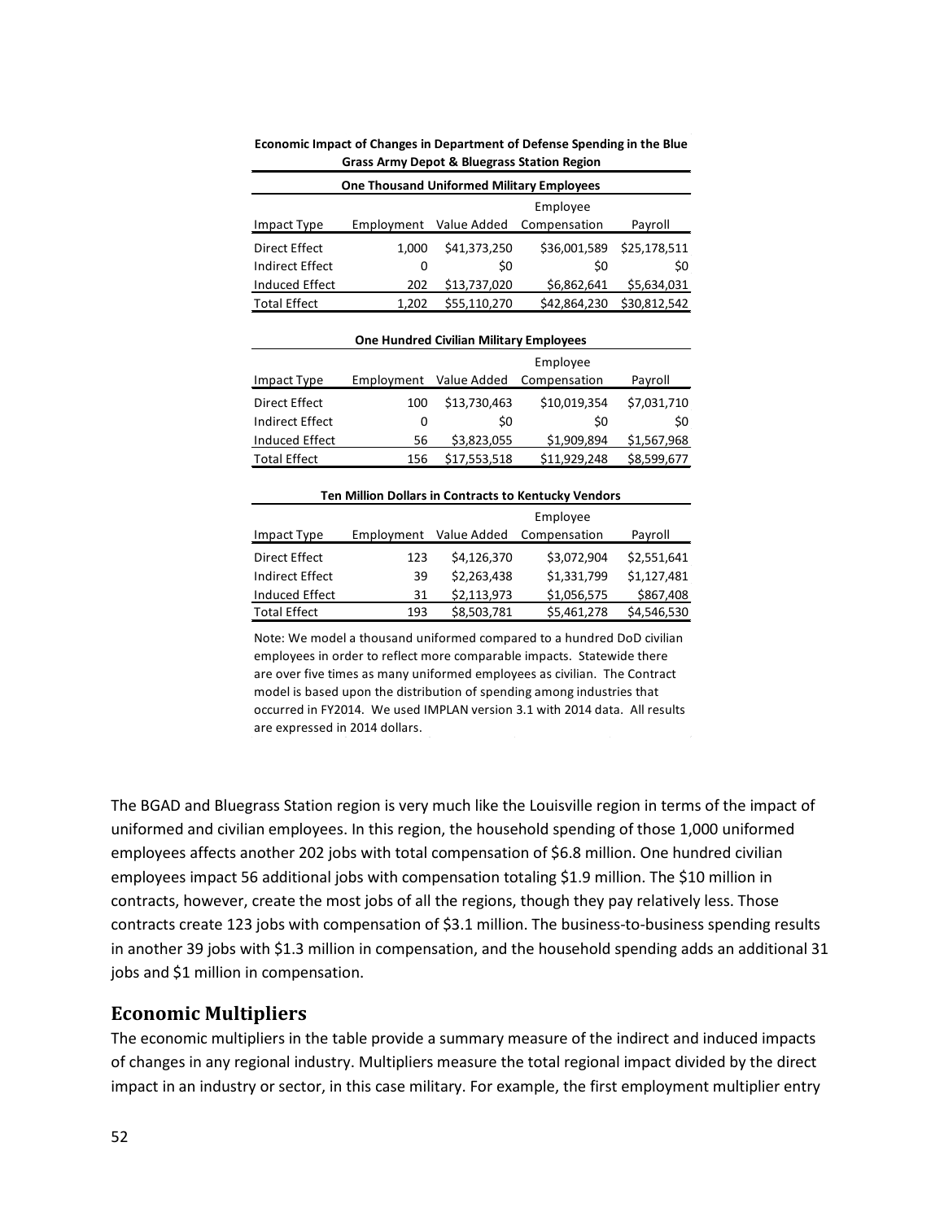**Economic Impact of Changes in Department of Defense Spending in the Blue Grass Army Depot & Bluegrass Station Region**

**One Thousand Uniformed Military Employees**

| Impact Type | Employment | Value Added | Employee Compensation | Payroll |
|---|---|---|---|---|
| Direct Effect | 1,000 | $41,373,250 | $36,001,589 | $25,178,511 |
| Indirect Effect | 0 | $0 | $0 | $0 |
| Induced Effect | 202 | $13,737,020 | $6,862,641 | $5,634,031 |
| Total Effect | 1,202 | $55,110,270 | $42,864,230 | $30,812,542 |

**One Hundred Civilian Military Employees**

| Impact Type | Employment | Value Added | Employee Compensation | Payroll |
|---|---|---|---|---|
| Direct Effect | 100 | $13,730,463 | $10,019,354 | $7,031,710 |
| Indirect Effect | 0 | $0 | $0 | $0 |
| Induced Effect | 56 | $3,823,055 | $1,909,894 | $1,567,968 |
| Total Effect | 156 | $17,553,518 | $11,929,248 | $8,599,677 |

**Ten Million Dollars in Contracts to Kentucky Vendors**

| Impact Type | Employment | Value Added | Employee Compensation | Payroll |
|---|---|---|---|---|
| Direct Effect | 123 | $4,126,370 | $3,072,904 | $2,551,641 |
| Indirect Effect | 39 | $2,263,438 | $1,331,799 | $1,127,481 |
| Induced Effect | 31 | $2,113,973 | $1,056,575 | $867,408 |
| Total Effect | 193 | $8,503,781 | $5,461,278 | $4,546,530 |

Note: We model a thousand uniformed compared to a hundred DoD civilian employees in order to reflect more comparable impacts. Statewide there are over five times as many uniformed employees as civilian. The Contract model is based upon the distribution of spending among industries that occurred in FY2014. We used IMPLAN version 3.1 with 2014 data. All results are expressed in 2014 dollars.

The BGAD and Bluegrass Station region is very much like the Louisville region in terms of the impact of uniformed and civilian employees. In this region, the household spending of those 1,000 uniformed employees affects another 202 jobs with total compensation of $6.8 million. One hundred civilian employees impact 56 additional jobs with compensation totaling $1.9 million. The $10 million in contracts, however, create the most jobs of all the regions, though they pay relatively less. Those contracts create 123 jobs with compensation of $3.1 million. The business-to-business spending results in another 39 jobs with $1.3 million in compensation, and the household spending adds an additional 31 jobs and $1 million in compensation.

## Economic Multipliers

The economic multipliers in the table provide a summary measure of the indirect and induced impacts of changes in any regional industry. Multipliers measure the total regional impact divided by the direct impact in an industry or sector, in this case military. For example, the first employment multiplier entry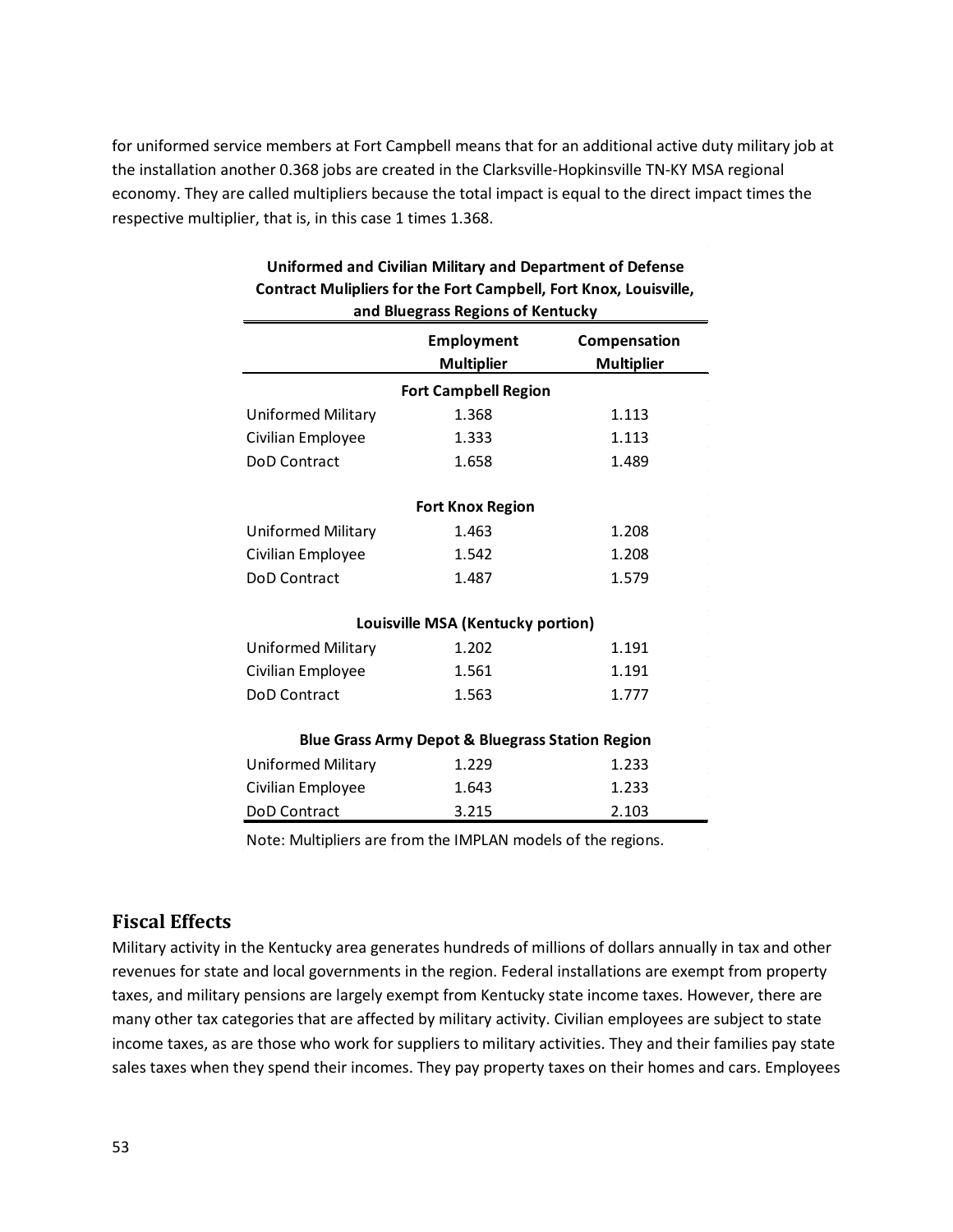for uniformed service members at Fort Campbell means that for an additional active duty military job at the installation another 0.368 jobs are created in the Clarksville-Hopkinsville TN-KY MSA regional economy. They are called multipliers because the total impact is equal to the direct impact times the respective multiplier, that is, in this case 1 times 1.368.

**Uniformed and Civilian Military and Department of Defense Contract Mulipliers for the Fort Campbell, Fort Knox, Louisville, and Bluegrass Regions of Kentucky**

| | Employment Multiplier | Compensation Multiplier |
|---|---|---|
| | **Fort Campbell Region** | |
| Uniformed Military | 1.368 | 1.113 |
| Civilian Employee | 1.333 | 1.113 |
| DoD Contract | 1.658 | 1.489 |
| | **Fort Knox Region** | |
| Uniformed Military | 1.463 | 1.208 |
| Civilian Employee | 1.542 | 1.208 |
| DoD Contract | 1.487 | 1.579 |
| | **Louisville MSA (Kentucky portion)** | |
| Uniformed Military | 1.202 | 1.191 |
| Civilian Employee | 1.561 | 1.191 |
| DoD Contract | 1.563 | 1.777 |
| | **Blue Grass Army Depot & Bluegrass Station Region** | |
| Uniformed Military | 1.229 | 1.233 |
| Civilian Employee | 1.643 | 1.233 |
| DoD Contract | 3.215 | 2.103 |

Note: Multipliers are from the IMPLAN models of the regions.

## Fiscal Effects

Military activity in the Kentucky area generates hundreds of millions of dollars annually in tax and other revenues for state and local governments in the region. Federal installations are exempt from property taxes, and military pensions are largely exempt from Kentucky state income taxes. However, there are many other tax categories that are affected by military activity. Civilian employees are subject to state income taxes, as are those who work for suppliers to military activities. They and their families pay state sales taxes when they spend their incomes. They pay property taxes on their homes and cars. Employees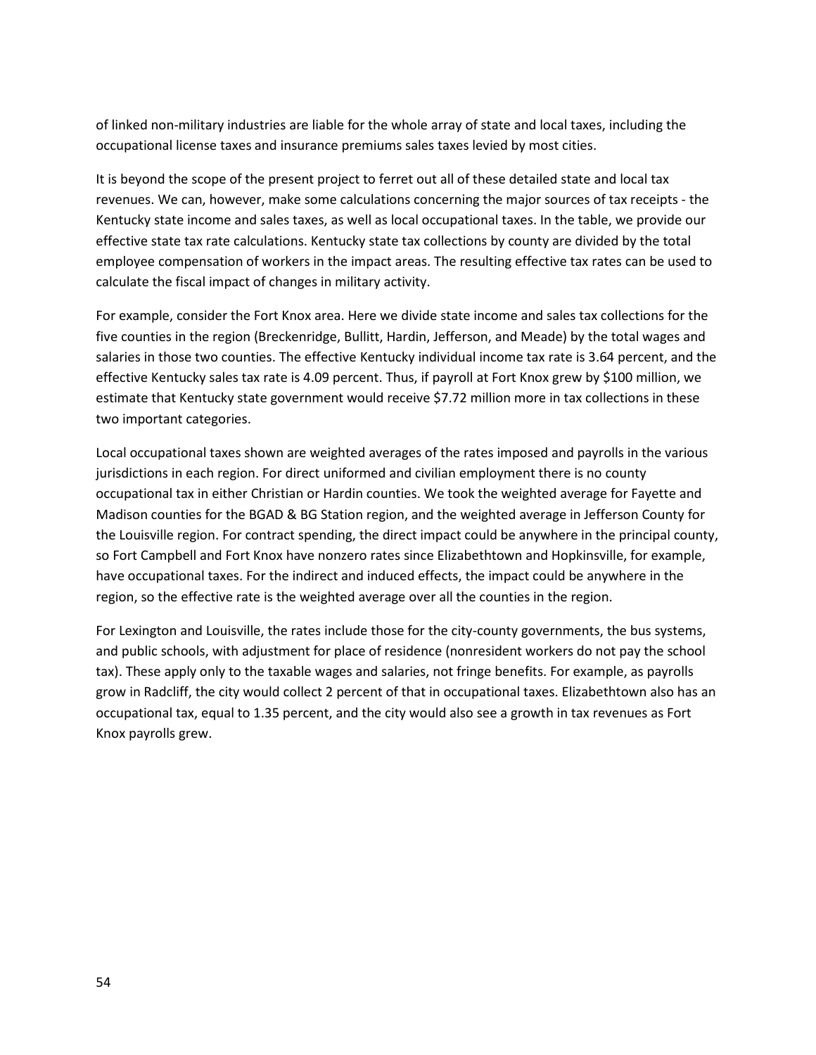of linked non-military industries are liable for the whole array of state and local taxes, including the occupational license taxes and insurance premiums sales taxes levied by most cities.

It is beyond the scope of the present project to ferret out all of these detailed state and local tax revenues. We can, however, make some calculations concerning the major sources of tax receipts - the Kentucky state income and sales taxes, as well as local occupational taxes. In the table, we provide our effective state tax rate calculations. Kentucky state tax collections by county are divided by the total employee compensation of workers in the impact areas. The resulting effective tax rates can be used to calculate the fiscal impact of changes in military activity.

For example, consider the Fort Knox area. Here we divide state income and sales tax collections for the five counties in the region (Breckenridge, Bullitt, Hardin, Jefferson, and Meade) by the total wages and salaries in those two counties. The effective Kentucky individual income tax rate is 3.64 percent, and the effective Kentucky sales tax rate is 4.09 percent. Thus, if payroll at Fort Knox grew by $100 million, we estimate that Kentucky state government would receive $7.72 million more in tax collections in these two important categories.

Local occupational taxes shown are weighted averages of the rates imposed and payrolls in the various jurisdictions in each region. For direct uniformed and civilian employment there is no county occupational tax in either Christian or Hardin counties. We took the weighted average for Fayette and Madison counties for the BGAD & BG Station region, and the weighted average in Jefferson County for the Louisville region. For contract spending, the direct impact could be anywhere in the principal county, so Fort Campbell and Fort Knox have nonzero rates since Elizabethtown and Hopkinsville, for example, have occupational taxes. For the indirect and induced effects, the impact could be anywhere in the region, so the effective rate is the weighted average over all the counties in the region.

For Lexington and Louisville, the rates include those for the city-county governments, the bus systems, and public schools, with adjustment for place of residence (nonresident workers do not pay the school tax). These apply only to the taxable wages and salaries, not fringe benefits. For example, as payrolls grow in Radcliff, the city would collect 2 percent of that in occupational taxes. Elizabethtown also has an occupational tax, equal to 1.35 percent, and the city would also see a growth in tax revenues as Fort Knox payrolls grew.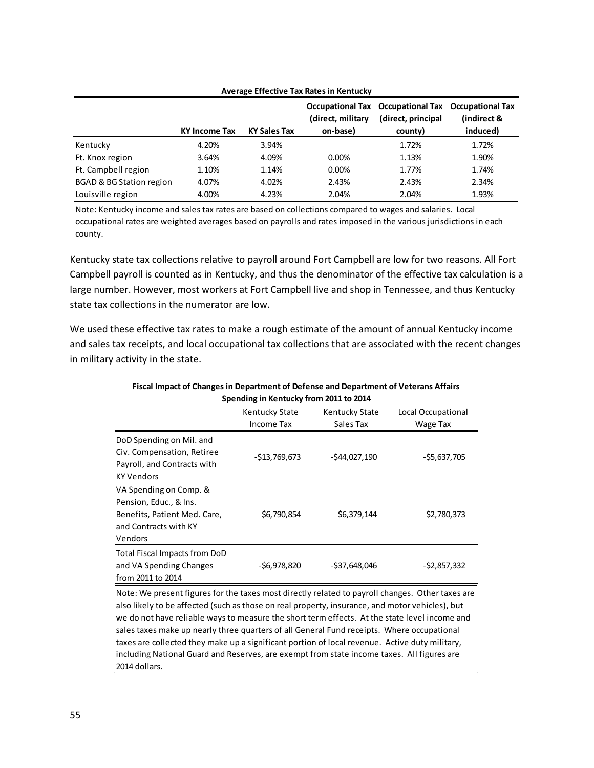**Average Effective Tax Rates in Kentucky**

| | KY Income Tax | KY Sales Tax | Occupational Tax (direct, military on-base) | Occupational Tax (direct, principal county) | Occupational Tax (indirect & induced) |
|---|---|---|---|---|---|
| Kentucky | 4.20% | 3.94% | | 1.72% | 1.72% |
| Ft. Knox region | 3.64% | 4.09% | 0.00% | 1.13% | 1.90% |
| Ft. Campbell region | 1.10% | 1.14% | 0.00% | 1.77% | 1.74% |
| BGAD & BG Station region | 4.07% | 4.02% | 2.43% | 2.43% | 2.34% |
| Louisville region | 4.00% | 4.23% | 2.04% | 2.04% | 1.93% |

Note: Kentucky income and sales tax rates are based on collections compared to wages and salaries. Local occupational rates are weighted averages based on payrolls and rates imposed in the various jurisdictions in each county.

Kentucky state tax collections relative to payroll around Fort Campbell are low for two reasons. All Fort Campbell payroll is counted as in Kentucky, and thus the denominator of the effective tax calculation is a large number. However, most workers at Fort Campbell live and shop in Tennessee, and thus Kentucky state tax collections in the numerator are low.

We used these effective tax rates to make a rough estimate of the amount of annual Kentucky income and sales tax receipts, and local occupational tax collections that are associated with the recent changes in military activity in the state.

**Fiscal Impact of Changes in Department of Defense and Department of Veterans Affairs Spending in Kentucky from 2011 to 2014**

| | Kentucky State Income Tax | Kentucky State Sales Tax | Local Occupational Wage Tax |
|---|---|---|---|
| DoD Spending on Mil. and Civ. Compensation, Retiree Payroll, and Contracts with KY Vendors | -$13,769,673 | -$44,027,190 | -$5,637,705 |
| VA Spending on Comp. & Pension, Educ., & Ins. Benefits, Patient Med. Care, and Contracts with KY Vendors | $6,790,854 | $6,379,144 | $2,780,373 |
| Total Fiscal Impacts from DoD and VA Spending Changes from 2011 to 2014 | -$6,978,820 | -$37,648,046 | -$2,857,332 |

Note: We present figures for the taxes most directly related to payroll changes. Other taxes are also likely to be affected (such as those on real property, insurance, and motor vehicles), but we do not have reliable ways to measure the short term effects. At the state level income and sales taxes make up nearly three quarters of all General Fund receipts. Where occupational taxes are collected they make up a significant portion of local revenue. Active duty military, including National Guard and Reserves, are exempt from state income taxes. All figures are 2014 dollars.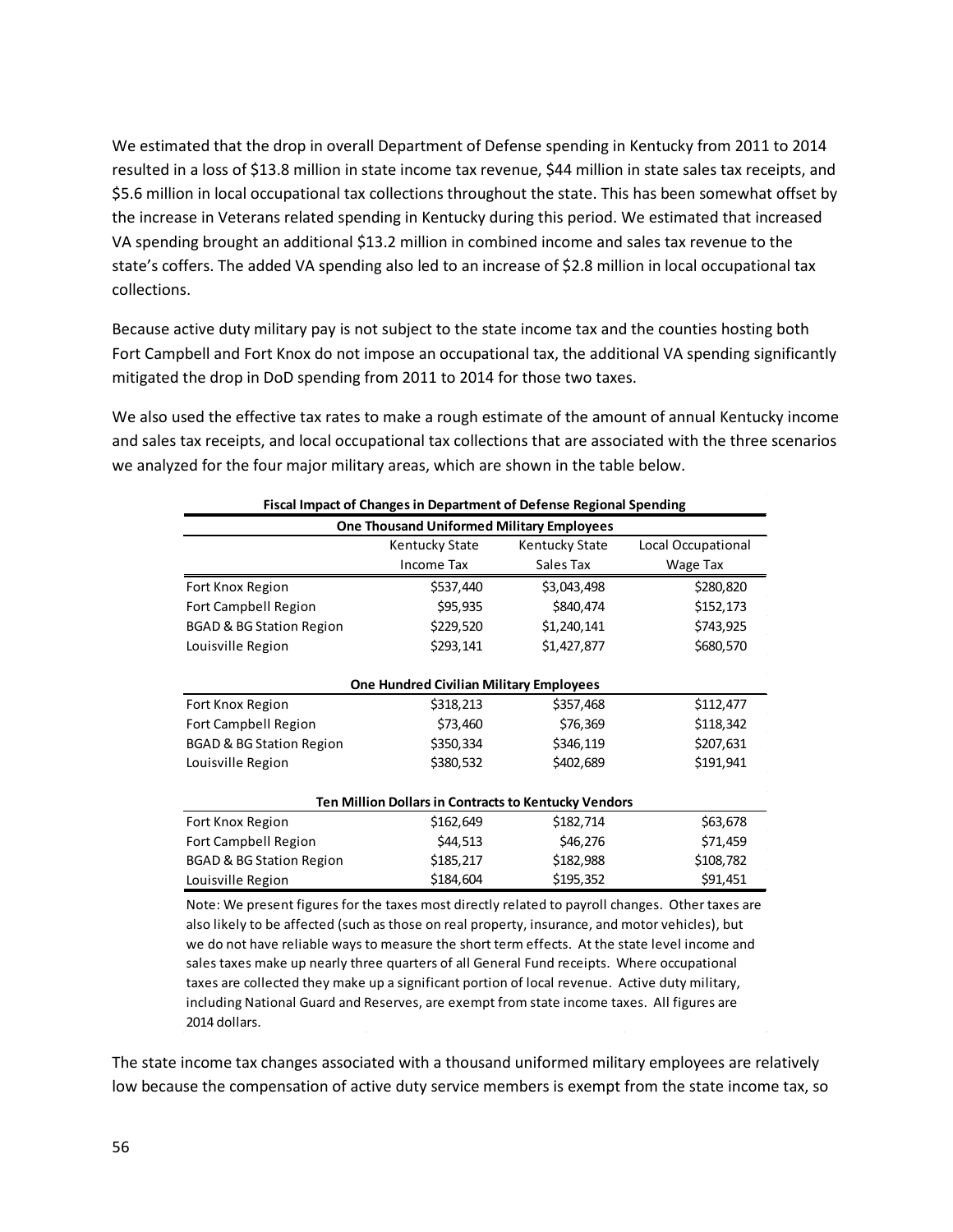We estimated that the drop in overall Department of Defense spending in Kentucky from 2011 to 2014 resulted in a loss of $13.8 million in state income tax revenue, $44 million in state sales tax receipts, and $5.6 million in local occupational tax collections throughout the state. This has been somewhat offset by the increase in Veterans related spending in Kentucky during this period. We estimated that increased VA spending brought an additional $13.2 million in combined income and sales tax revenue to the state's coffers. The added VA spending also led to an increase of $2.8 million in local occupational tax collections.

Because active duty military pay is not subject to the state income tax and the counties hosting both Fort Campbell and Fort Knox do not impose an occupational tax, the additional VA spending significantly mitigated the drop in DoD spending from 2011 to 2014 for those two taxes.

We also used the effective tax rates to make a rough estimate of the amount of annual Kentucky income and sales tax receipts, and local occupational tax collections that are associated with the three scenarios we analyzed for the four major military areas, which are shown in the table below.

**Fiscal Impact of Changes in Department of Defense Regional Spending**

| | Kentucky State Income Tax | Kentucky State Sales Tax | Local Occupational Wage Tax |
|---|---|---|---|
| **One Thousand Uniformed Military Employees** | | | |
| Fort Knox Region | $537,440 | $3,043,498 | $280,820 |
| Fort Campbell Region | $95,935 | $840,474 | $152,173 |
| BGAD & BG Station Region | $229,520 | $1,240,141 | $743,925 |
| Louisville Region | $293,141 | $1,427,877 | $680,570 |
| **One Hundred Civilian Military Employees** | | | |
| Fort Knox Region | $318,213 | $357,468 | $112,477 |
| Fort Campbell Region | $73,460 | $76,369 | $118,342 |
| BGAD & BG Station Region | $350,334 | $346,119 | $207,631 |
| Louisville Region | $380,532 | $402,689 | $191,941 |
| **Ten Million Dollars in Contracts to Kentucky Vendors** | | | |
| Fort Knox Region | $162,649 | $182,714 | $63,678 |
| Fort Campbell Region | $44,513 | $46,276 | $71,459 |
| BGAD & BG Station Region | $185,217 | $182,988 | $108,782 |
| Louisville Region | $184,604 | $195,352 | $91,451 |

Note: We present figures for the taxes most directly related to payroll changes. Other taxes are also likely to be affected (such as those on real property, insurance, and motor vehicles), but we do not have reliable ways to measure the short term effects. At the state level income and sales taxes make up nearly three quarters of all General Fund receipts. Where occupational taxes are collected they make up a significant portion of local revenue. Active duty military, including National Guard and Reserves, are exempt from state income taxes. All figures are 2014 dollars.

The state income tax changes associated with a thousand uniformed military employees are relatively low because the compensation of active duty service members is exempt from the state income tax, so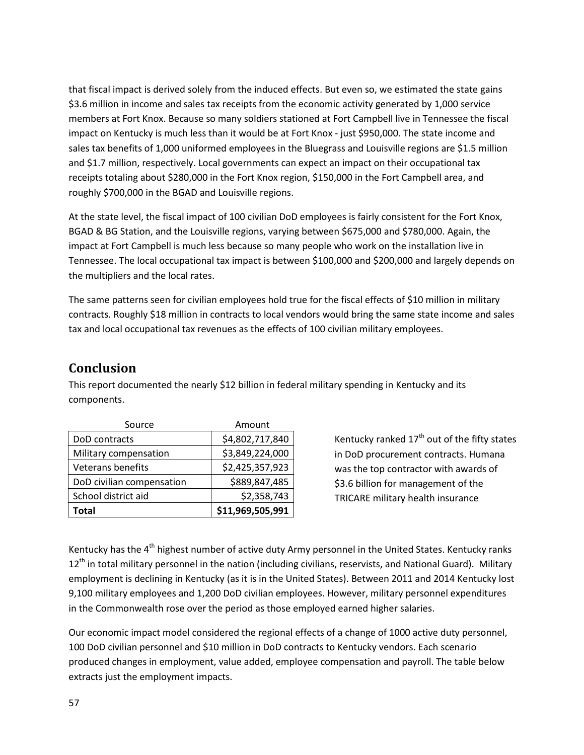that fiscal impact is derived solely from the induced effects. But even so, we estimated the state gains $3.6 million in income and sales tax receipts from the economic activity generated by 1,000 service members at Fort Knox. Because so many soldiers stationed at Fort Campbell live in Tennessee the fiscal impact on Kentucky is much less than it would be at Fort Knox - just $950,000. The state income and sales tax benefits of 1,000 uniformed employees in the Bluegrass and Louisville regions are $1.5 million and $1.7 million, respectively. Local governments can expect an impact on their occupational tax receipts totaling about $280,000 in the Fort Knox region, $150,000 in the Fort Campbell area, and roughly $700,000 in the BGAD and Louisville regions.

At the state level, the fiscal impact of 100 civilian DoD employees is fairly consistent for the Fort Knox, BGAD & BG Station, and the Louisville regions, varying between $675,000 and $780,000. Again, the impact at Fort Campbell is much less because so many people who work on the installation live in Tennessee. The local occupational tax impact is between $100,000 and $200,000 and largely depends on the multipliers and the local rates.

The same patterns seen for civilian employees hold true for the fiscal effects of $10 million in military contracts. Roughly $18 million in contracts to local vendors would bring the same state income and sales tax and local occupational tax revenues as the effects of 100 civilian military employees.

## Conclusion

This report documented the nearly $12 billion in federal military spending in Kentucky and its components.

| Source | Amount |
|---|---|
| DoD contracts | $4,802,717,840 |
| Military compensation | $3,849,224,000 |
| Veterans benefits | $2,425,357,923 |
| DoD civilian compensation | $889,847,485 |
| School district aid | $2,358,743 |
| **Total** | **$11,969,505,991** |

Kentucky ranked 17th out of the fifty states in DoD procurement contracts. Humana was the top contractor with awards of $3.6 billion for management of the TRICARE military health insurance

Kentucky has the 4th highest number of active duty Army personnel in the United States. Kentucky ranks 12th in total military personnel in the nation (including civilians, reservists, and National Guard). Military employment is declining in Kentucky (as it is in the United States). Between 2011 and 2014 Kentucky lost 9,100 military employees and 1,200 DoD civilian employees. However, military personnel expenditures in the Commonwealth rose over the period as those employed earned higher salaries.

Our economic impact model considered the regional effects of a change of 1000 active duty personnel, 100 DoD civilian personnel and $10 million in DoD contracts to Kentucky vendors. Each scenario produced changes in employment, value added, employee compensation and payroll. The table below extracts just the employment impacts.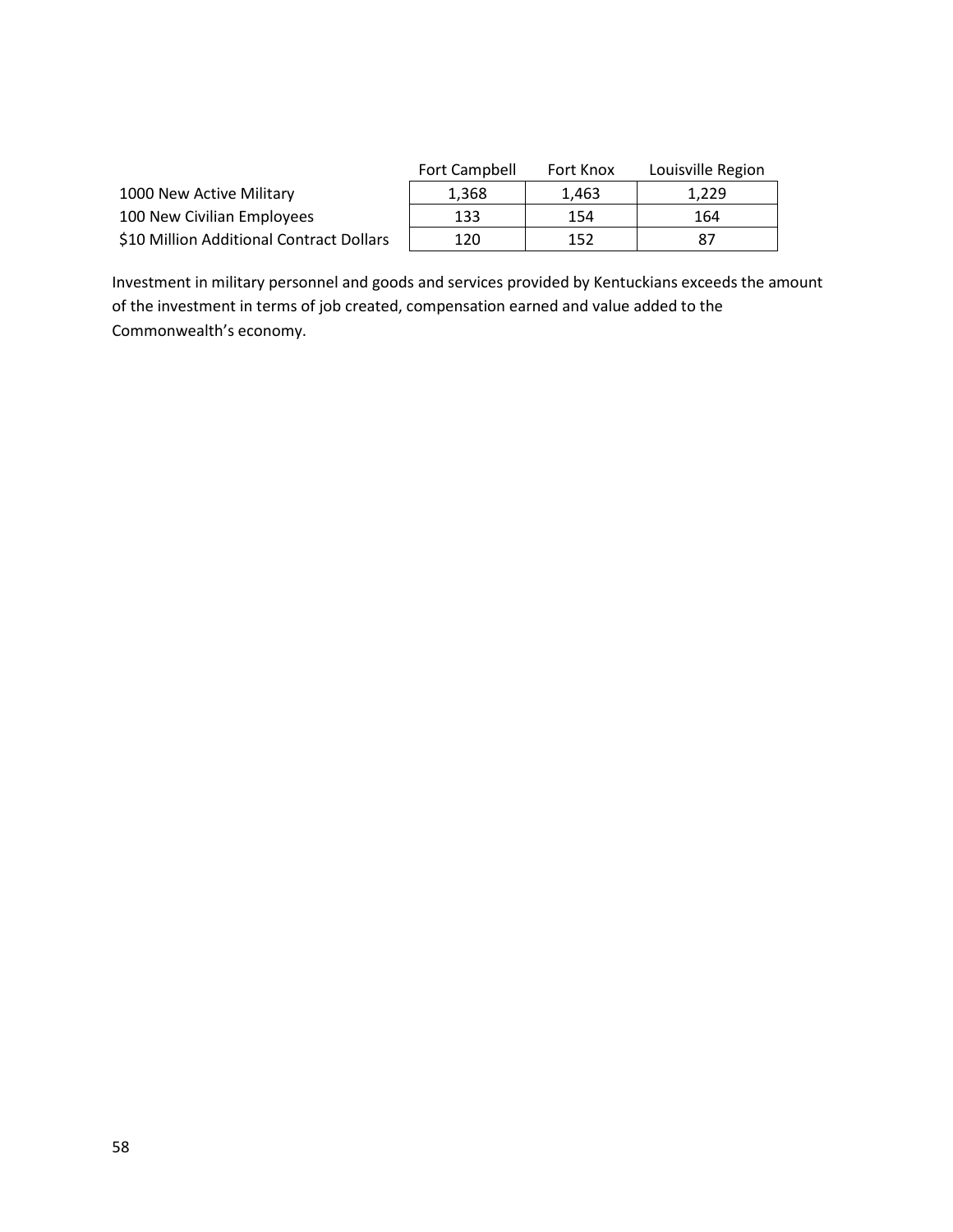| | Fort Campbell | Fort Knox | Louisville Region |
|---|---|---|---|
| 1000 New Active Military | 1,368 | 1,463 | 1,229 |
| 100 New Civilian Employees | 133 | 154 | 164 |
| $10 Million Additional Contract Dollars | 120 | 152 | 87 |

Investment in military personnel and goods and services provided by Kentuckians exceeds the amount of the investment in terms of job created, compensation earned and value added to the Commonwealth's economy.